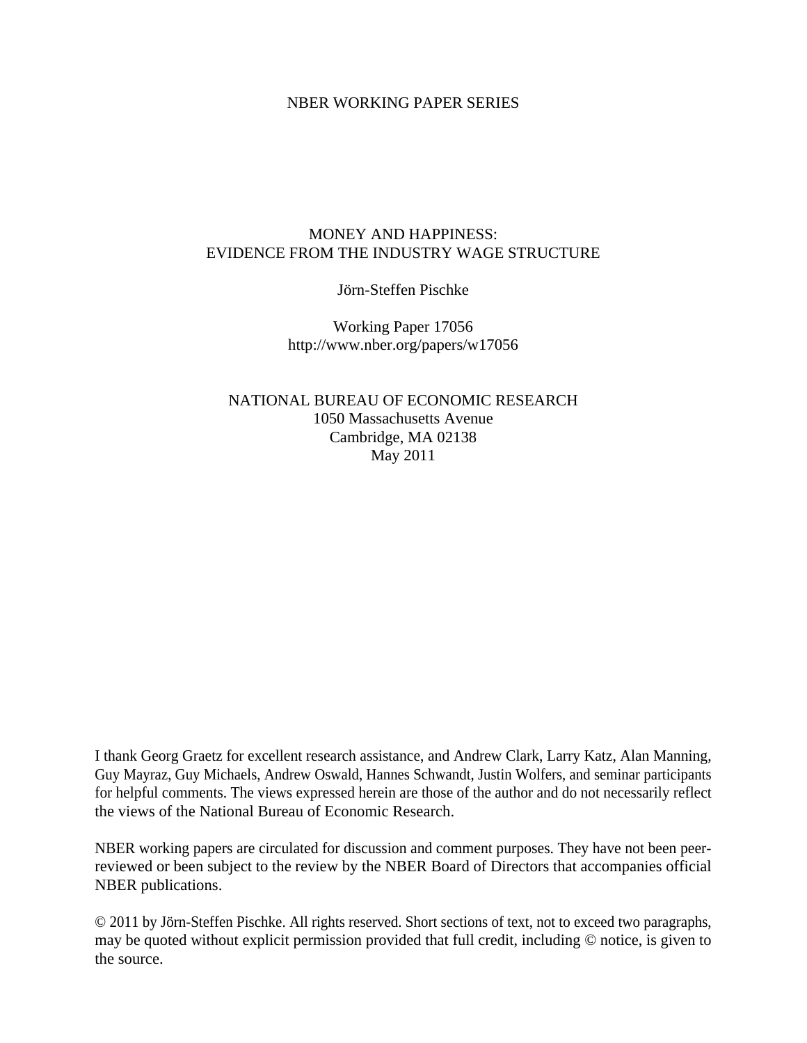NBER WORKING PAPER SERIES

# MONEY AND HAPPINESS:
# EVIDENCE FROM THE INDUSTRY WAGE STRUCTURE

Jörn-Steffen Pischke

Working Paper 17056
http://www.nber.org/papers/w17056

NATIONAL BUREAU OF ECONOMIC RESEARCH
1050 Massachusetts Avenue
Cambridge, MA 02138
May 2011

I thank Georg Graetz for excellent research assistance, and Andrew Clark, Larry Katz, Alan Manning, Guy Mayraz, Guy Michaels, Andrew Oswald, Hannes Schwandt, Justin Wolfers, and seminar participants for helpful comments. The views expressed herein are those of the author and do not necessarily reflect the views of the National Bureau of Economic Research.

NBER working papers are circulated for discussion and comment purposes. They have not been peer-reviewed or been subject to the review by the NBER Board of Directors that accompanies official NBER publications.

© 2011 by Jörn-Steffen Pischke. All rights reserved. Short sections of text, not to exceed two paragraphs, may be quoted without explicit permission provided that full credit, including © notice, is given to the source.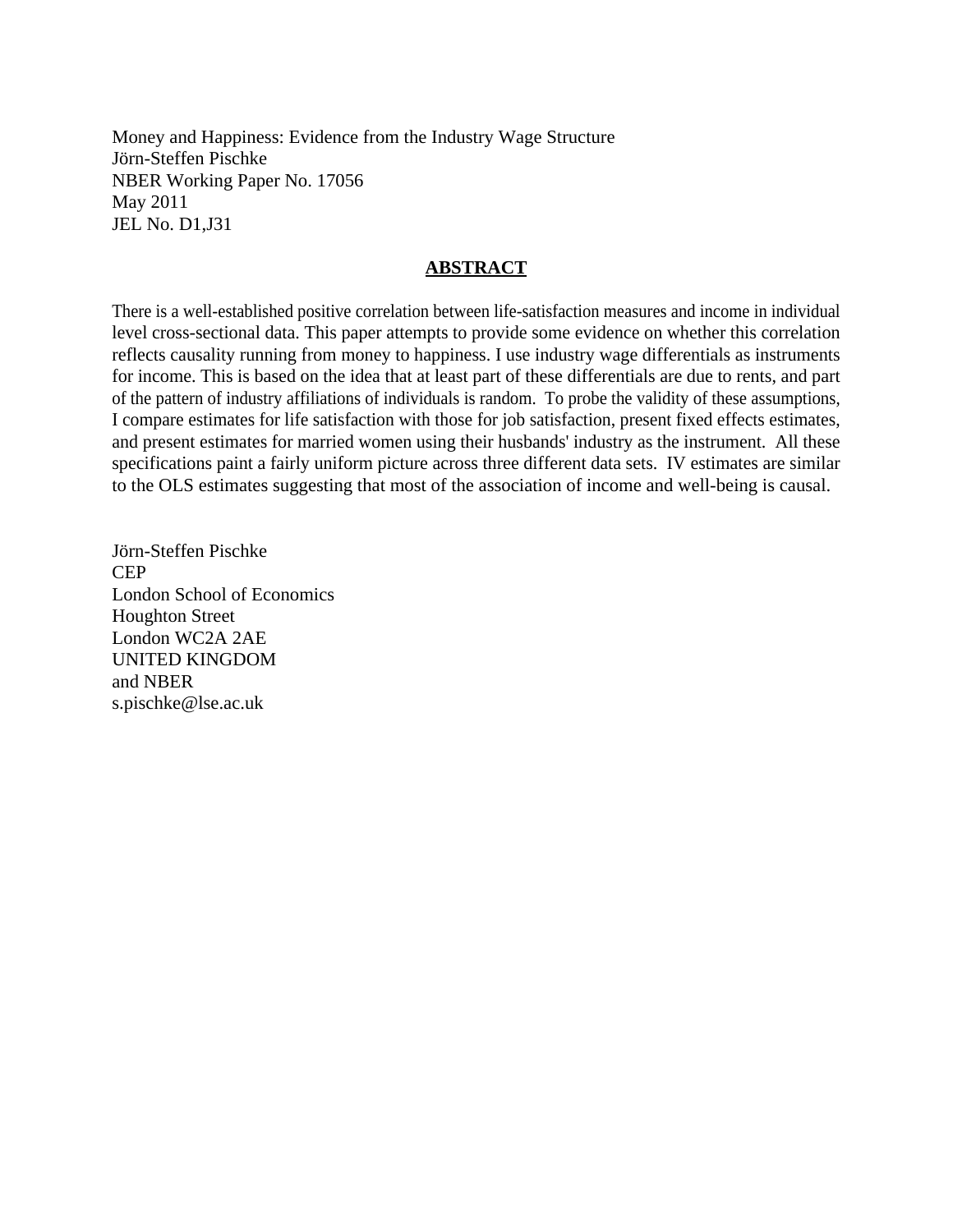Money and Happiness: Evidence from the Industry Wage Structure
Jörn-Steffen Pischke
NBER Working Paper No. 17056
May 2011
JEL No. D1,J31

## ABSTRACT

There is a well-established positive correlation between life-satisfaction measures and income in individual level cross-sectional data. This paper attempts to provide some evidence on whether this correlation reflects causality running from money to happiness. I use industry wage differentials as instruments for income. This is based on the idea that at least part of these differentials are due to rents, and part of the pattern of industry affiliations of individuals is random. To probe the validity of these assumptions, I compare estimates for life satisfaction with those for job satisfaction, present fixed effects estimates, and present estimates for married women using their husbands' industry as the instrument. All these specifications paint a fairly uniform picture across three different data sets. IV estimates are similar to the OLS estimates suggesting that most of the association of income and well-being is causal.

Jörn-Steffen Pischke
CEP
London School of Economics
Houghton Street
London WC2A 2AE
UNITED KINGDOM
and NBER
s.pischke@lse.ac.uk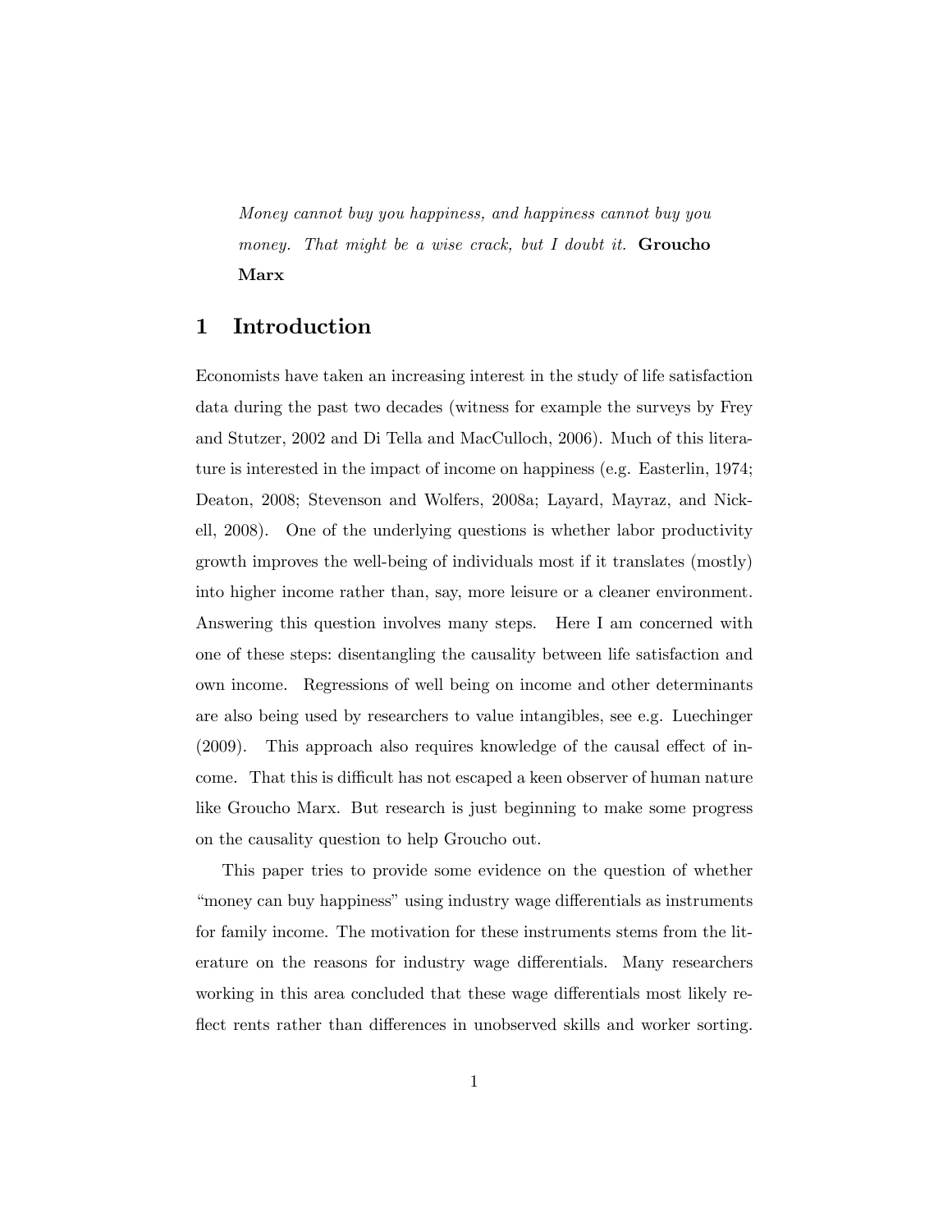*Money cannot buy you happiness, and happiness cannot buy you money. That might be a wise crack, but I doubt it.* **Groucho Marx**

## 1 Introduction

Economists have taken an increasing interest in the study of life satisfaction data during the past two decades (witness for example the surveys by Frey and Stutzer, 2002 and Di Tella and MacCulloch, 2006). Much of this literature is interested in the impact of income on happiness (e.g. Easterlin, 1974; Deaton, 2008; Stevenson and Wolfers, 2008a; Layard, Mayraz, and Nickell, 2008). One of the underlying questions is whether labor productivity growth improves the well-being of individuals most if it translates (mostly) into higher income rather than, say, more leisure or a cleaner environment. Answering this question involves many steps. Here I am concerned with one of these steps: disentangling the causality between life satisfaction and own income. Regressions of well being on income and other determinants are also being used by researchers to value intangibles, see e.g. Luechinger (2009). This approach also requires knowledge of the causal effect of income. That this is difficult has not escaped a keen observer of human nature like Groucho Marx. But research is just beginning to make some progress on the causality question to help Groucho out.

This paper tries to provide some evidence on the question of whether "money can buy happiness" using industry wage differentials as instruments for family income. The motivation for these instruments stems from the literature on the reasons for industry wage differentials. Many researchers working in this area concluded that these wage differentials most likely reflect rents rather than differences in unobserved skills and worker sorting.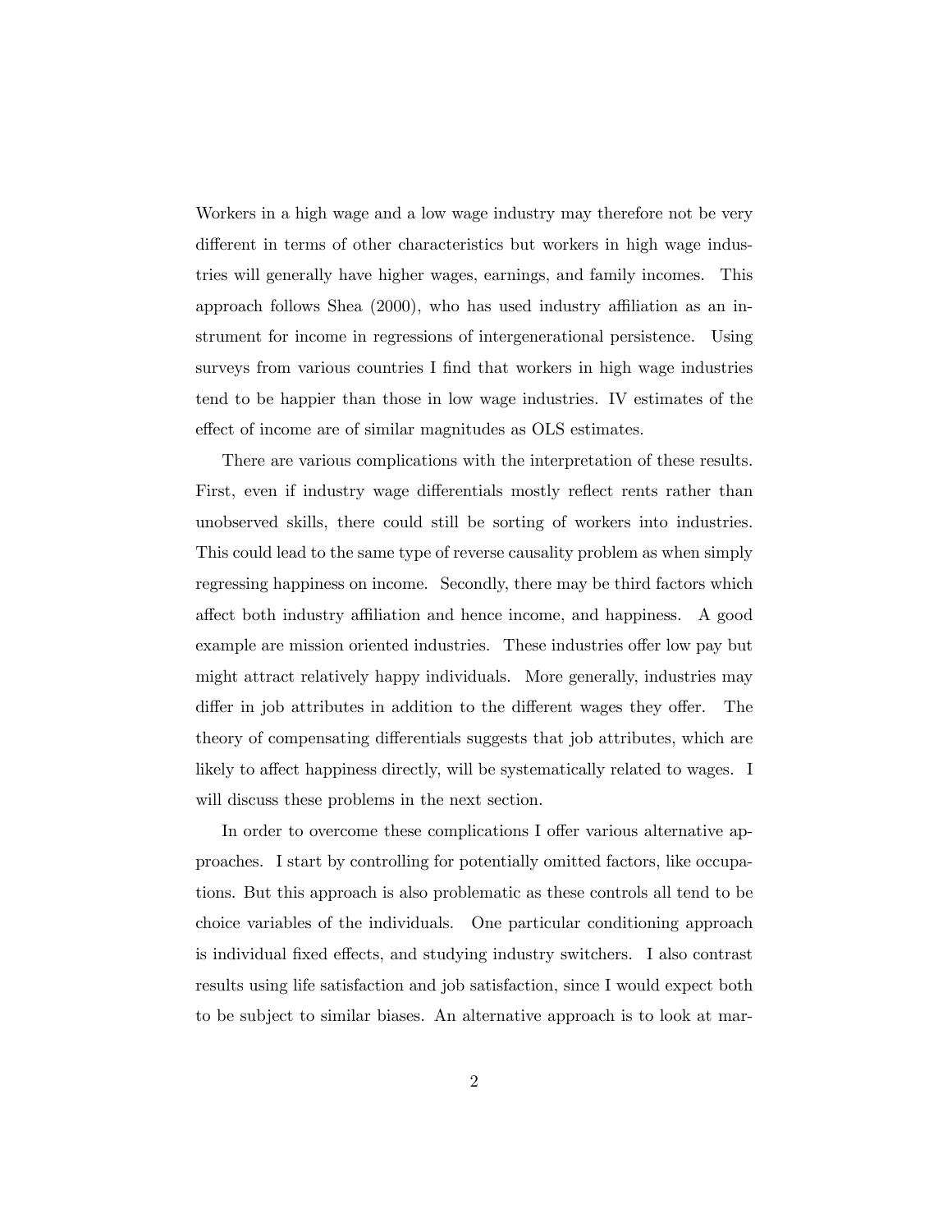Workers in a high wage and a low wage industry may therefore not be very different in terms of other characteristics but workers in high wage industries will generally have higher wages, earnings, and family incomes. This approach follows Shea (2000), who has used industry affiliation as an instrument for income in regressions of intergenerational persistence. Using surveys from various countries I find that workers in high wage industries tend to be happier than those in low wage industries. IV estimates of the effect of income are of similar magnitudes as OLS estimates.

There are various complications with the interpretation of these results. First, even if industry wage differentials mostly reflect rents rather than unobserved skills, there could still be sorting of workers into industries. This could lead to the same type of reverse causality problem as when simply regressing happiness on income. Secondly, there may be third factors which affect both industry affiliation and hence income, and happiness. A good example are mission oriented industries. These industries offer low pay but might attract relatively happy individuals. More generally, industries may differ in job attributes in addition to the different wages they offer. The theory of compensating differentials suggests that job attributes, which are likely to affect happiness directly, will be systematically related to wages. I will discuss these problems in the next section.

In order to overcome these complications I offer various alternative approaches. I start by controlling for potentially omitted factors, like occupations. But this approach is also problematic as these controls all tend to be choice variables of the individuals. One particular conditioning approach is individual fixed effects, and studying industry switchers. I also contrast results using life satisfaction and job satisfaction, since I would expect both to be subject to similar biases. An alternative approach is to look at mar-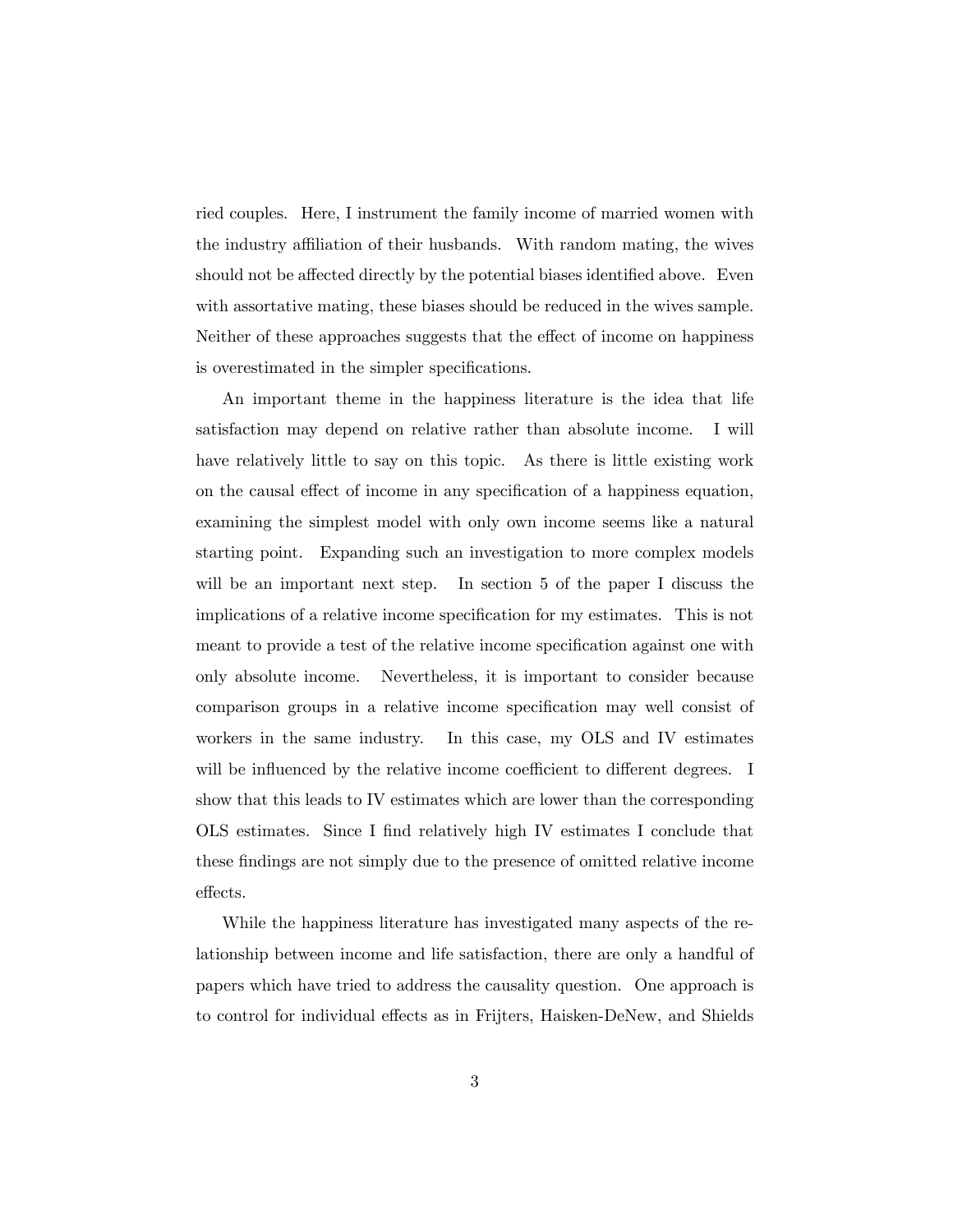ried couples. Here, I instrument the family income of married women with the industry affiliation of their husbands. With random mating, the wives should not be affected directly by the potential biases identified above. Even with assortative mating, these biases should be reduced in the wives sample. Neither of these approaches suggests that the effect of income on happiness is overestimated in the simpler specifications.

An important theme in the happiness literature is the idea that life satisfaction may depend on relative rather than absolute income. I will have relatively little to say on this topic. As there is little existing work on the causal effect of income in any specification of a happiness equation, examining the simplest model with only own income seems like a natural starting point. Expanding such an investigation to more complex models will be an important next step. In section 5 of the paper I discuss the implications of a relative income specification for my estimates. This is not meant to provide a test of the relative income specification against one with only absolute income. Nevertheless, it is important to consider because comparison groups in a relative income specification may well consist of workers in the same industry. In this case, my OLS and IV estimates will be influenced by the relative income coefficient to different degrees. I show that this leads to IV estimates which are lower than the corresponding OLS estimates. Since I find relatively high IV estimates I conclude that these findings are not simply due to the presence of omitted relative income effects.

While the happiness literature has investigated many aspects of the relationship between income and life satisfaction, there are only a handful of papers which have tried to address the causality question. One approach is to control for individual effects as in Frijters, Haisken-DeNew, and Shields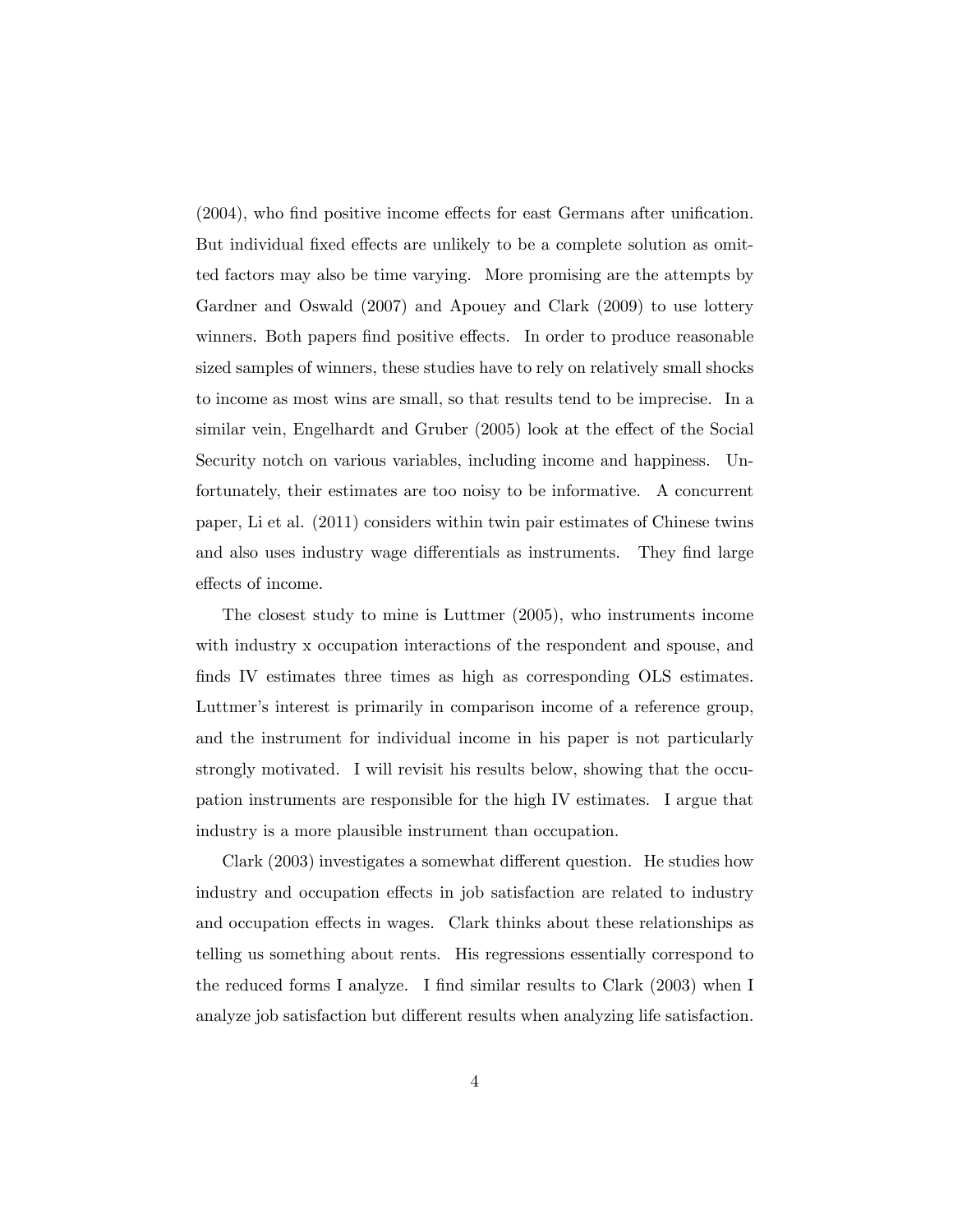(2004), who find positive income effects for east Germans after unification. But individual fixed effects are unlikely to be a complete solution as omitted factors may also be time varying. More promising are the attempts by Gardner and Oswald (2007) and Apouey and Clark (2009) to use lottery winners. Both papers find positive effects. In order to produce reasonable sized samples of winners, these studies have to rely on relatively small shocks to income as most wins are small, so that results tend to be imprecise. In a similar vein, Engelhardt and Gruber (2005) look at the effect of the Social Security notch on various variables, including income and happiness. Unfortunately, their estimates are too noisy to be informative. A concurrent paper, Li et al. (2011) considers within twin pair estimates of Chinese twins and also uses industry wage differentials as instruments. They find large effects of income.

The closest study to mine is Luttmer (2005), who instruments income with industry x occupation interactions of the respondent and spouse, and finds IV estimates three times as high as corresponding OLS estimates. Luttmer's interest is primarily in comparison income of a reference group, and the instrument for individual income in his paper is not particularly strongly motivated. I will revisit his results below, showing that the occupation instruments are responsible for the high IV estimates. I argue that industry is a more plausible instrument than occupation.

Clark (2003) investigates a somewhat different question. He studies how industry and occupation effects in job satisfaction are related to industry and occupation effects in wages. Clark thinks about these relationships as telling us something about rents. His regressions essentially correspond to the reduced forms I analyze. I find similar results to Clark (2003) when I analyze job satisfaction but different results when analyzing life satisfaction.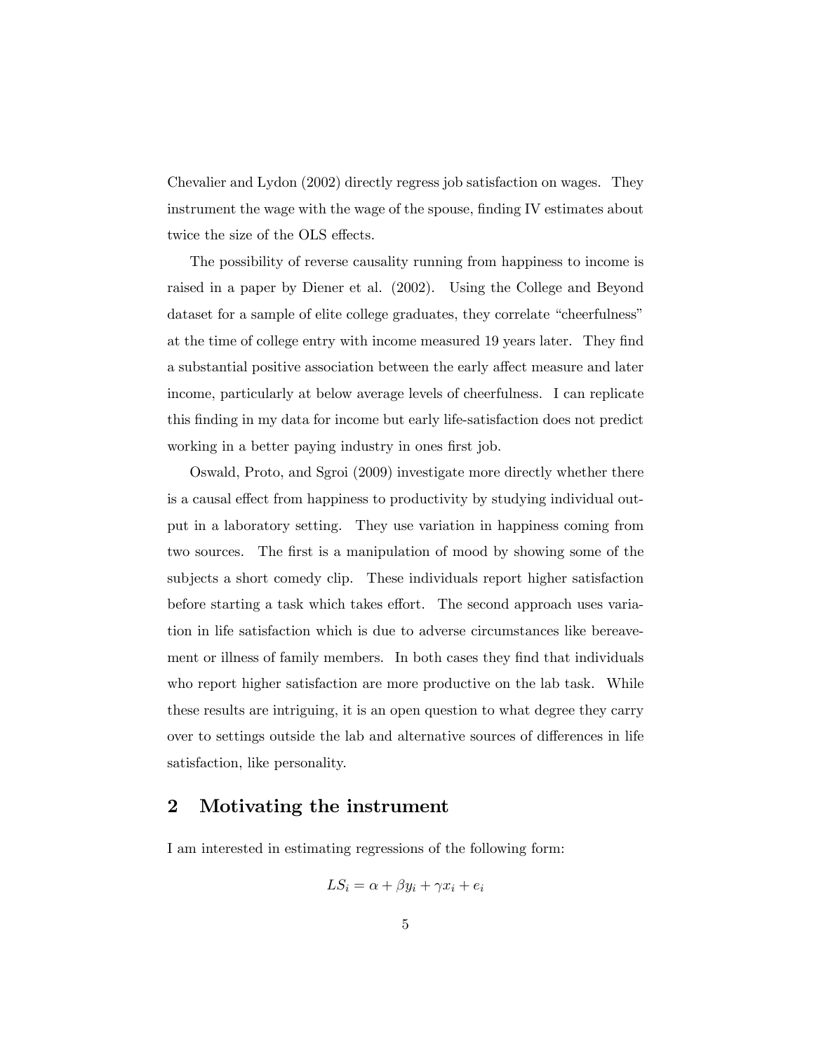Chevalier and Lydon (2002) directly regress job satisfaction on wages. They instrument the wage with the wage of the spouse, finding IV estimates about twice the size of the OLS effects.

The possibility of reverse causality running from happiness to income is raised in a paper by Diener et al. (2002). Using the College and Beyond dataset for a sample of elite college graduates, they correlate "cheerfulness" at the time of college entry with income measured 19 years later. They find a substantial positive association between the early affect measure and later income, particularly at below average levels of cheerfulness. I can replicate this finding in my data for income but early life-satisfaction does not predict working in a better paying industry in ones first job.

Oswald, Proto, and Sgroi (2009) investigate more directly whether there is a causal effect from happiness to productivity by studying individual output in a laboratory setting. They use variation in happiness coming from two sources. The first is a manipulation of mood by showing some of the subjects a short comedy clip. These individuals report higher satisfaction before starting a task which takes effort. The second approach uses variation in life satisfaction which is due to adverse circumstances like bereavement or illness of family members. In both cases they find that individuals who report higher satisfaction are more productive on the lab task. While these results are intriguing, it is an open question to what degree they carry over to settings outside the lab and alternative sources of differences in life satisfaction, like personality.

## 2 Motivating the instrument

I am interested in estimating regressions of the following form:

$$LS_i = \alpha + \beta y_i + \gamma x_i + e_i$$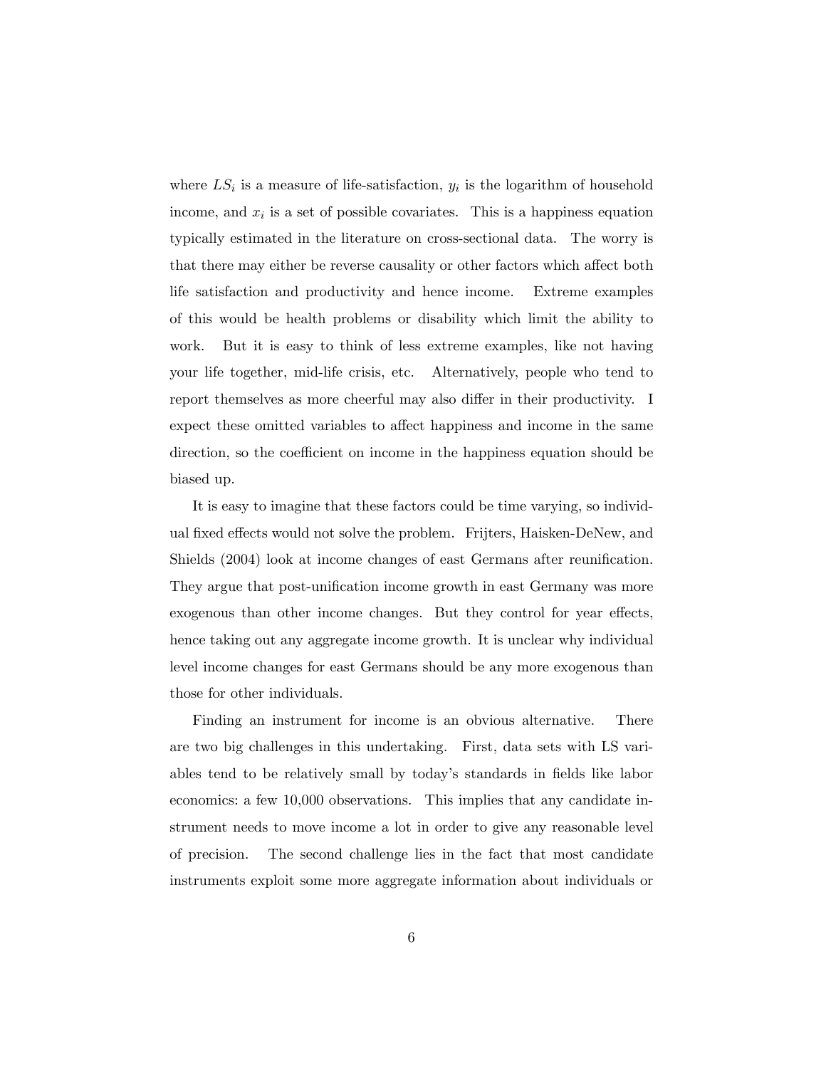where $LS_i$ is a measure of life-satisfaction, $y_i$ is the logarithm of household income, and $x_i$ is a set of possible covariates. This is a happiness equation typically estimated in the literature on cross-sectional data. The worry is that there may either be reverse causality or other factors which affect both life satisfaction and productivity and hence income. Extreme examples of this would be health problems or disability which limit the ability to work. But it is easy to think of less extreme examples, like not having your life together, mid-life crisis, etc. Alternatively, people who tend to report themselves as more cheerful may also differ in their productivity. I expect these omitted variables to affect happiness and income in the same direction, so the coefficient on income in the happiness equation should be biased up.

It is easy to imagine that these factors could be time varying, so individual fixed effects would not solve the problem. Frijters, Haisken-DeNew, and Shields (2004) look at income changes of east Germans after reunification. They argue that post-unification income growth in east Germany was more exogenous than other income changes. But they control for year effects, hence taking out any aggregate income growth. It is unclear why individual level income changes for east Germans should be any more exogenous than those for other individuals.

Finding an instrument for income is an obvious alternative. There are two big challenges in this undertaking. First, data sets with LS variables tend to be relatively small by today's standards in fields like labor economics: a few 10,000 observations. This implies that any candidate instrument needs to move income a lot in order to give any reasonable level of precision. The second challenge lies in the fact that most candidate instruments exploit some more aggregate information about individuals or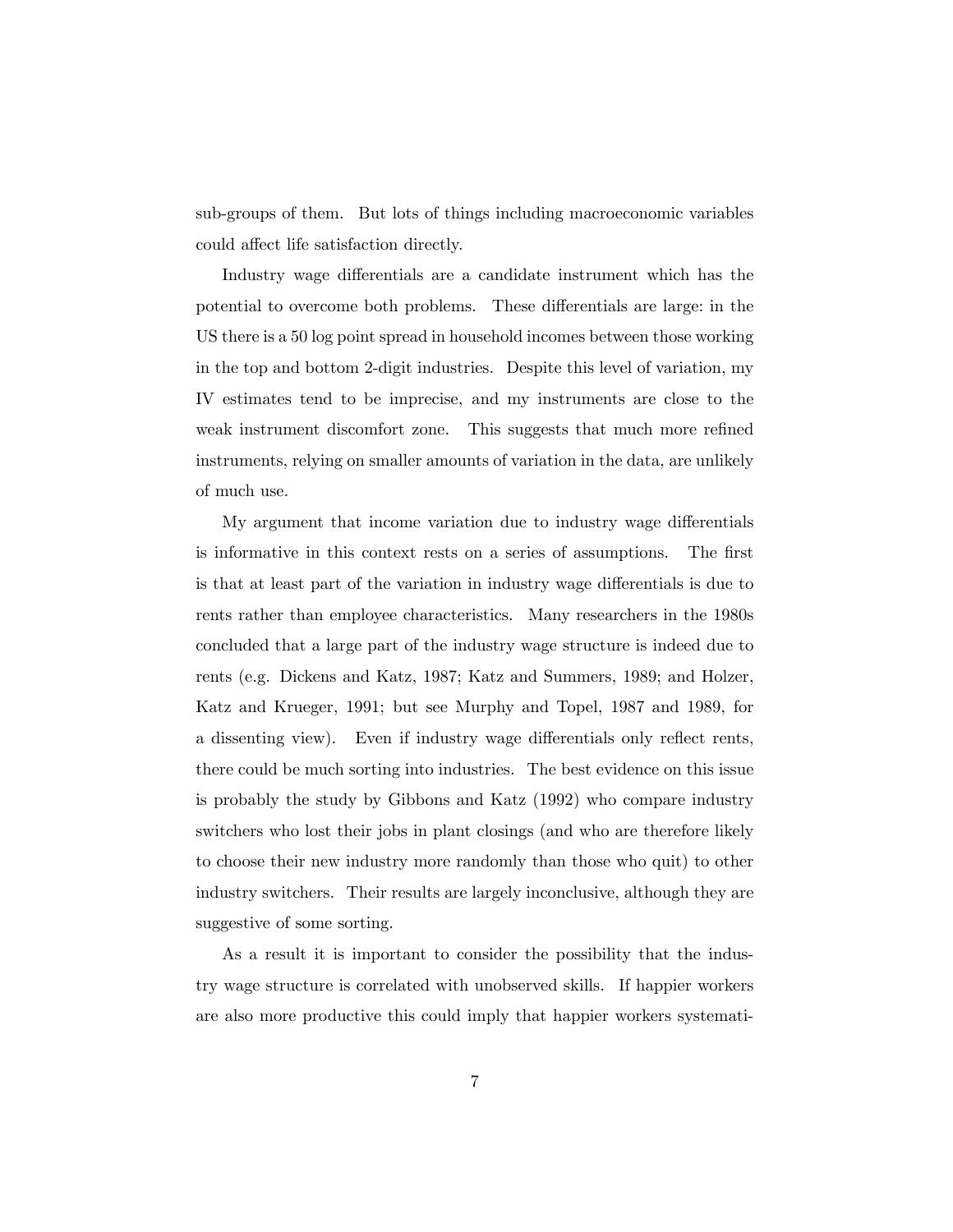sub-groups of them. But lots of things including macroeconomic variables could affect life satisfaction directly.

Industry wage differentials are a candidate instrument which has the potential to overcome both problems. These differentials are large: in the US there is a 50 log point spread in household incomes between those working in the top and bottom 2-digit industries. Despite this level of variation, my IV estimates tend to be imprecise, and my instruments are close to the weak instrument discomfort zone. This suggests that much more refined instruments, relying on smaller amounts of variation in the data, are unlikely of much use.

My argument that income variation due to industry wage differentials is informative in this context rests on a series of assumptions. The first is that at least part of the variation in industry wage differentials is due to rents rather than employee characteristics. Many researchers in the 1980s concluded that a large part of the industry wage structure is indeed due to rents (e.g. Dickens and Katz, 1987; Katz and Summers, 1989; and Holzer, Katz and Krueger, 1991; but see Murphy and Topel, 1987 and 1989, for a dissenting view). Even if industry wage differentials only reflect rents, there could be much sorting into industries. The best evidence on this issue is probably the study by Gibbons and Katz (1992) who compare industry switchers who lost their jobs in plant closings (and who are therefore likely to choose their new industry more randomly than those who quit) to other industry switchers. Their results are largely inconclusive, although they are suggestive of some sorting.

As a result it is important to consider the possibility that the industry wage structure is correlated with unobserved skills. If happier workers are also more productive this could imply that happier workers systemati-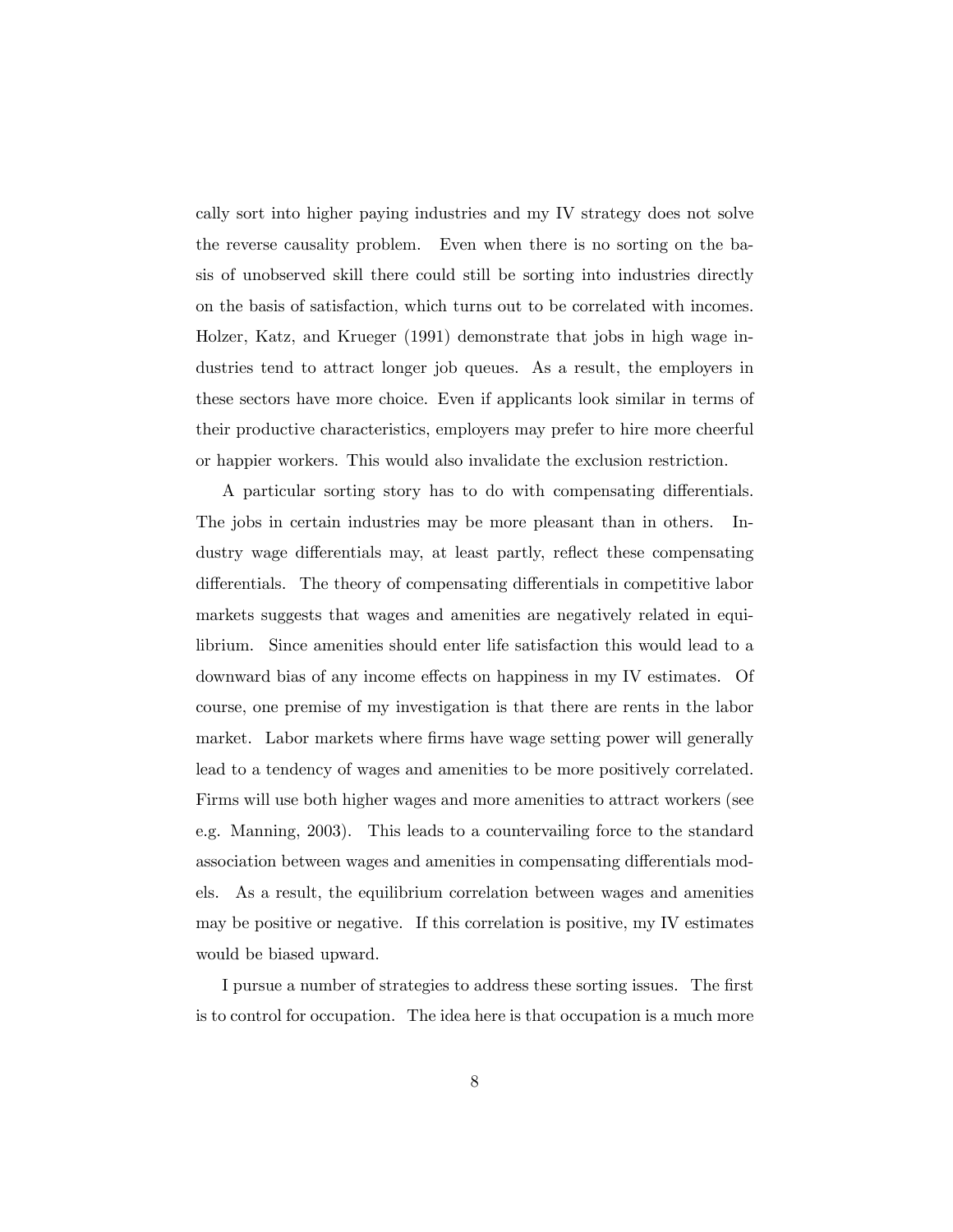cally sort into higher paying industries and my IV strategy does not solve the reverse causality problem. Even when there is no sorting on the basis of unobserved skill there could still be sorting into industries directly on the basis of satisfaction, which turns out to be correlated with incomes. Holzer, Katz, and Krueger (1991) demonstrate that jobs in high wage industries tend to attract longer job queues. As a result, the employers in these sectors have more choice. Even if applicants look similar in terms of their productive characteristics, employers may prefer to hire more cheerful or happier workers. This would also invalidate the exclusion restriction.

A particular sorting story has to do with compensating differentials. The jobs in certain industries may be more pleasant than in others. Industry wage differentials may, at least partly, reflect these compensating differentials. The theory of compensating differentials in competitive labor markets suggests that wages and amenities are negatively related in equilibrium. Since amenities should enter life satisfaction this would lead to a downward bias of any income effects on happiness in my IV estimates. Of course, one premise of my investigation is that there are rents in the labor market. Labor markets where firms have wage setting power will generally lead to a tendency of wages and amenities to be more positively correlated. Firms will use both higher wages and more amenities to attract workers (see e.g. Manning, 2003). This leads to a countervailing force to the standard association between wages and amenities in compensating differentials models. As a result, the equilibrium correlation between wages and amenities may be positive or negative. If this correlation is positive, my IV estimates would be biased upward.

I pursue a number of strategies to address these sorting issues. The first is to control for occupation. The idea here is that occupation is a much more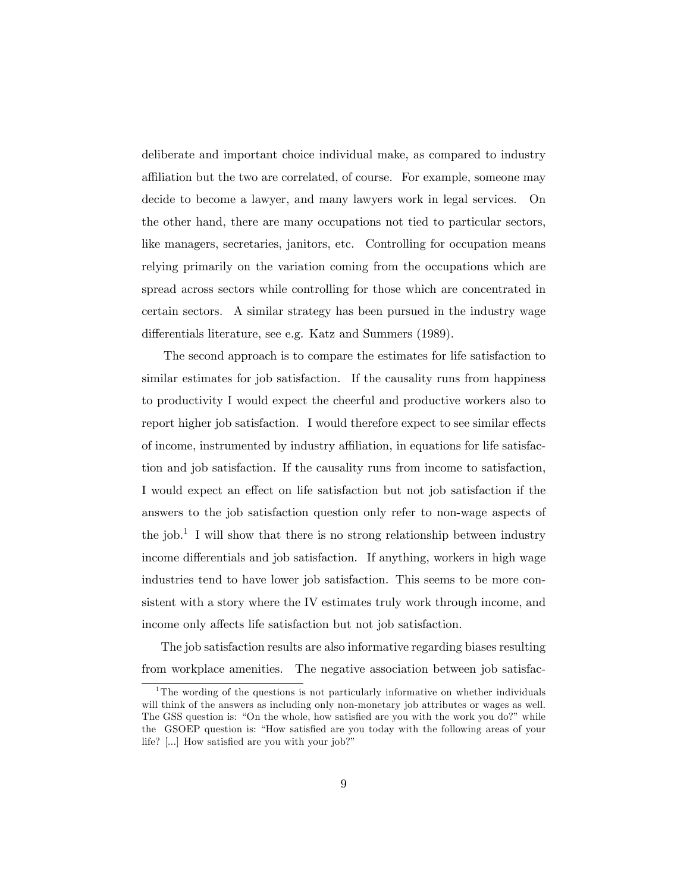deliberate and important choice individual make, as compared to industry affiliation but the two are correlated, of course. For example, someone may decide to become a lawyer, and many lawyers work in legal services. On the other hand, there are many occupations not tied to particular sectors, like managers, secretaries, janitors, etc. Controlling for occupation means relying primarily on the variation coming from the occupations which are spread across sectors while controlling for those which are concentrated in certain sectors. A similar strategy has been pursued in the industry wage differentials literature, see e.g. Katz and Summers (1989).

The second approach is to compare the estimates for life satisfaction to similar estimates for job satisfaction. If the causality runs from happiness to productivity I would expect the cheerful and productive workers also to report higher job satisfaction. I would therefore expect to see similar effects of income, instrumented by industry affiliation, in equations for life satisfaction and job satisfaction. If the causality runs from income to satisfaction, I would expect an effect on life satisfaction but not job satisfaction if the answers to the job satisfaction question only refer to non-wage aspects of the job.[1] I will show that there is no strong relationship between industry income differentials and job satisfaction. If anything, workers in high wage industries tend to have lower job satisfaction. This seems to be more consistent with a story where the IV estimates truly work through income, and income only affects life satisfaction but not job satisfaction.

The job satisfaction results are also informative regarding biases resulting from workplace amenities. The negative association between job satisfac-

[1] The wording of the questions is not particularly informative on whether individuals will think of the answers as including only non-monetary job attributes or wages as well. The GSS question is: "On the whole, how satisfied are you with the work you do?" while the GSOEP question is: "How satisfied are you today with the following areas of your life? [...] How satisfied are you with your job?"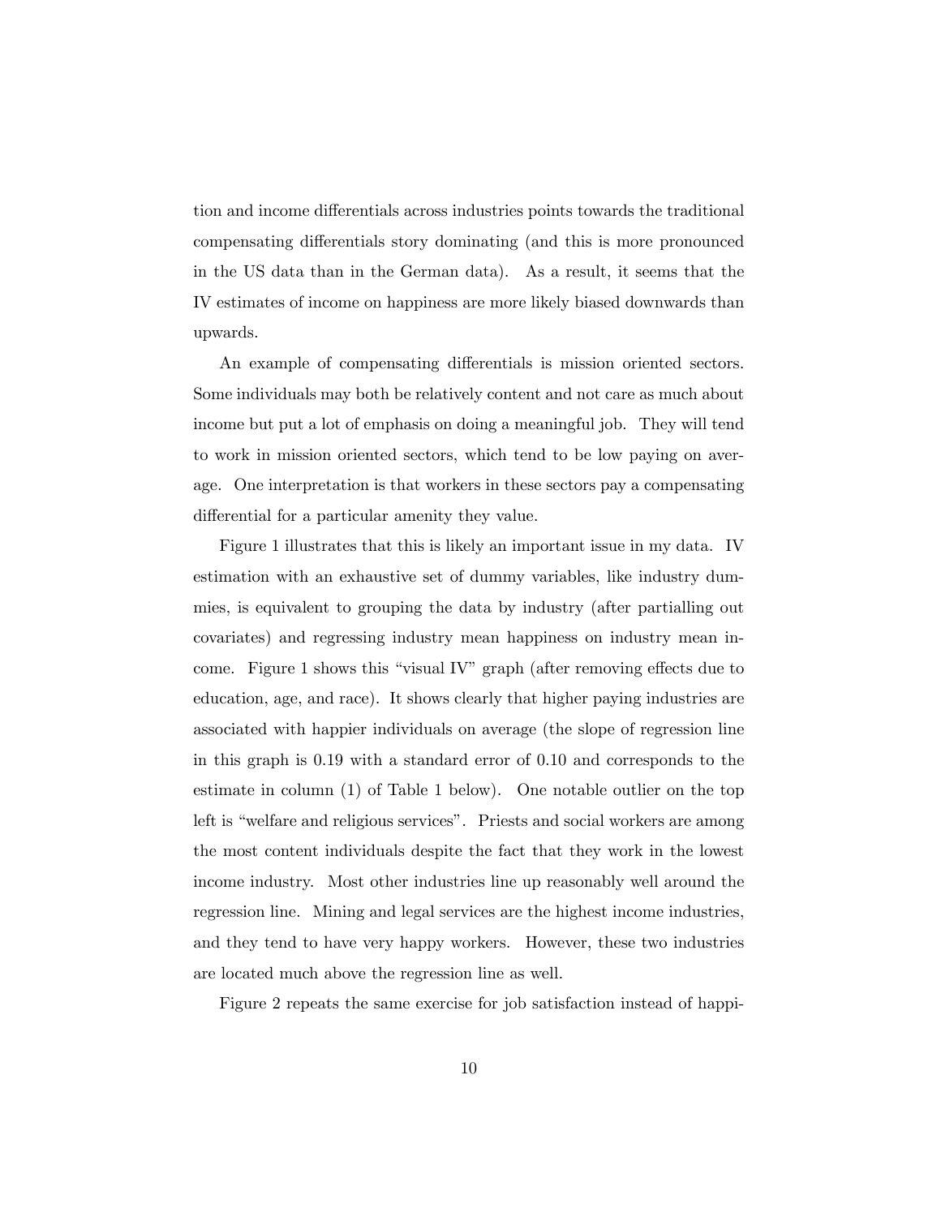tion and income differentials across industries points towards the traditional compensating differentials story dominating (and this is more pronounced in the US data than in the German data). As a result, it seems that the IV estimates of income on happiness are more likely biased downwards than upwards.

An example of compensating differentials is mission oriented sectors. Some individuals may both be relatively content and not care as much about income but put a lot of emphasis on doing a meaningful job. They will tend to work in mission oriented sectors, which tend to be low paying on average. One interpretation is that workers in these sectors pay a compensating differential for a particular amenity they value.

Figure 1 illustrates that this is likely an important issue in my data. IV estimation with an exhaustive set of dummy variables, like industry dummies, is equivalent to grouping the data by industry (after partialling out covariates) and regressing industry mean happiness on industry mean income. Figure 1 shows this "visual IV" graph (after removing effects due to education, age, and race). It shows clearly that higher paying industries are associated with happier individuals on average (the slope of regression line in this graph is 0.19 with a standard error of 0.10 and corresponds to the estimate in column (1) of Table 1 below). One notable outlier on the top left is "welfare and religious services". Priests and social workers are among the most content individuals despite the fact that they work in the lowest income industry. Most other industries line up reasonably well around the regression line. Mining and legal services are the highest income industries, and they tend to have very happy workers. However, these two industries are located much above the regression line as well.

Figure 2 repeats the same exercise for job satisfaction instead of happi-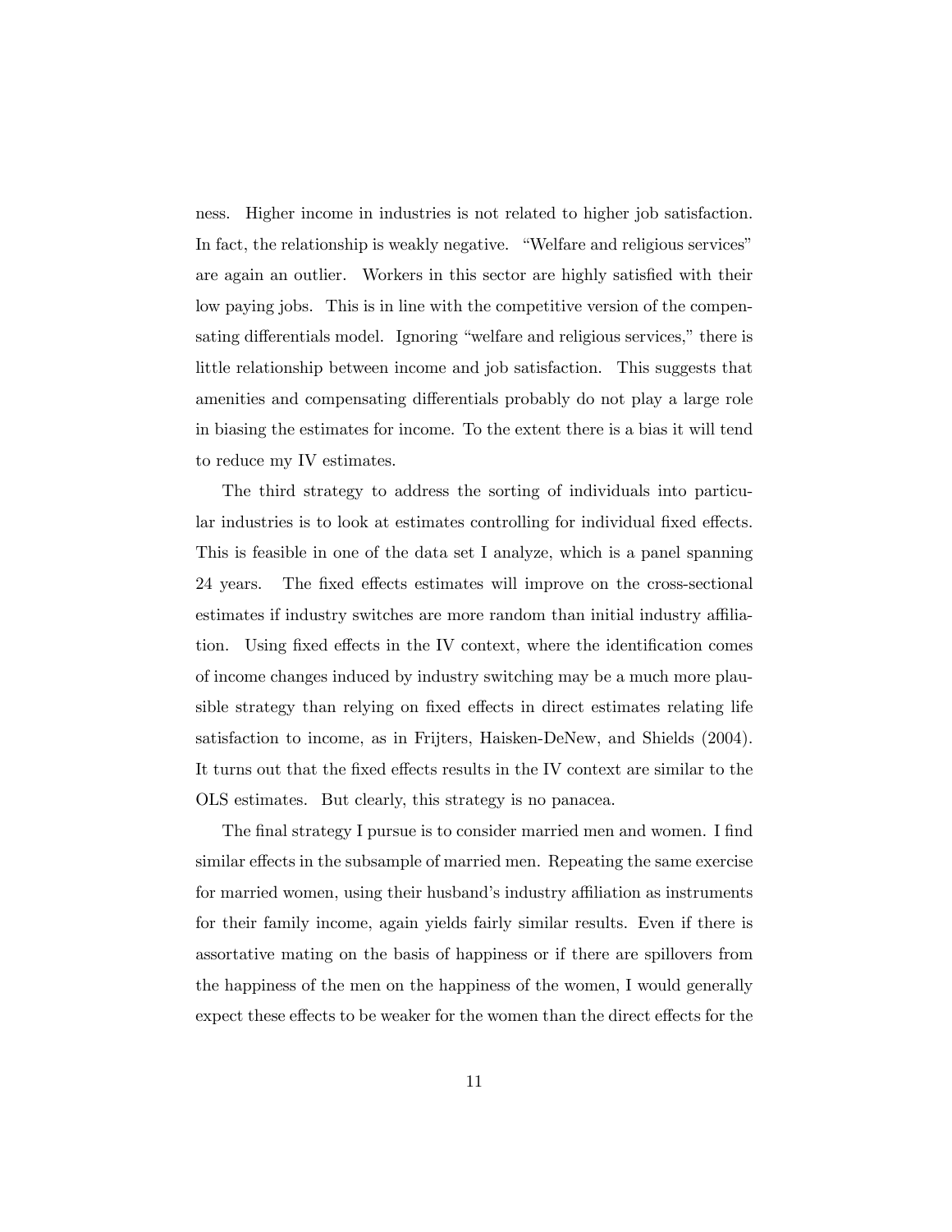ness. Higher income in industries is not related to higher job satisfaction. In fact, the relationship is weakly negative. "Welfare and religious services" are again an outlier. Workers in this sector are highly satisfied with their low paying jobs. This is in line with the competitive version of the compensating differentials model. Ignoring "welfare and religious services," there is little relationship between income and job satisfaction. This suggests that amenities and compensating differentials probably do not play a large role in biasing the estimates for income. To the extent there is a bias it will tend to reduce my IV estimates.

The third strategy to address the sorting of individuals into particular industries is to look at estimates controlling for individual fixed effects. This is feasible in one of the data set I analyze, which is a panel spanning 24 years. The fixed effects estimates will improve on the cross-sectional estimates if industry switches are more random than initial industry affiliation. Using fixed effects in the IV context, where the identification comes of income changes induced by industry switching may be a much more plausible strategy than relying on fixed effects in direct estimates relating life satisfaction to income, as in Frijters, Haisken-DeNew, and Shields (2004). It turns out that the fixed effects results in the IV context are similar to the OLS estimates. But clearly, this strategy is no panacea.

The final strategy I pursue is to consider married men and women. I find similar effects in the subsample of married men. Repeating the same exercise for married women, using their husband's industry affiliation as instruments for their family income, again yields fairly similar results. Even if there is assortative mating on the basis of happiness or if there are spillovers from the happiness of the men on the happiness of the women, I would generally expect these effects to be weaker for the women than the direct effects for the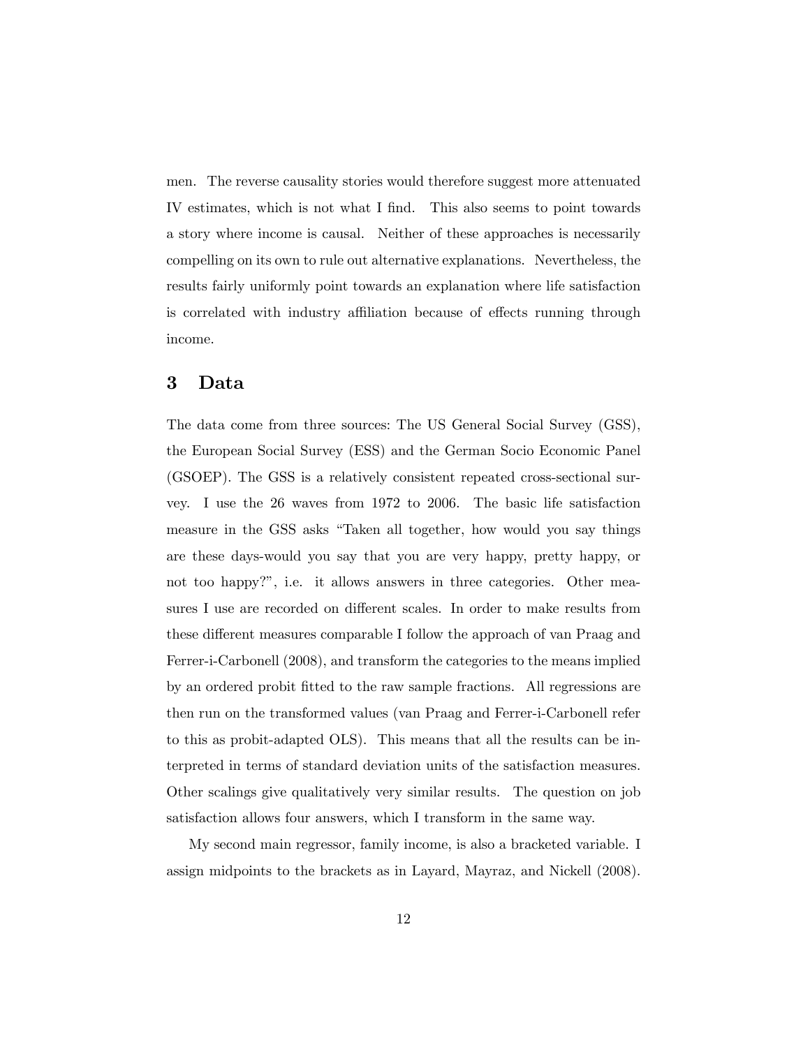men. The reverse causality stories would therefore suggest more attenuated IV estimates, which is not what I find. This also seems to point towards a story where income is causal. Neither of these approaches is necessarily compelling on its own to rule out alternative explanations. Nevertheless, the results fairly uniformly point towards an explanation where life satisfaction is correlated with industry affiliation because of effects running through income.

## 3 Data

The data come from three sources: The US General Social Survey (GSS), the European Social Survey (ESS) and the German Socio Economic Panel (GSOEP). The GSS is a relatively consistent repeated cross-sectional survey. I use the 26 waves from 1972 to 2006. The basic life satisfaction measure in the GSS asks "Taken all together, how would you say things are these days-would you say that you are very happy, pretty happy, or not too happy?", i.e. it allows answers in three categories. Other measures I use are recorded on different scales. In order to make results from these different measures comparable I follow the approach of van Praag and Ferrer-i-Carbonell (2008), and transform the categories to the means implied by an ordered probit fitted to the raw sample fractions. All regressions are then run on the transformed values (van Praag and Ferrer-i-Carbonell refer to this as probit-adapted OLS). This means that all the results can be interpreted in terms of standard deviation units of the satisfaction measures. Other scalings give qualitatively very similar results. The question on job satisfaction allows four answers, which I transform in the same way.

My second main regressor, family income, is also a bracketed variable. I assign midpoints to the brackets as in Layard, Mayraz, and Nickell (2008).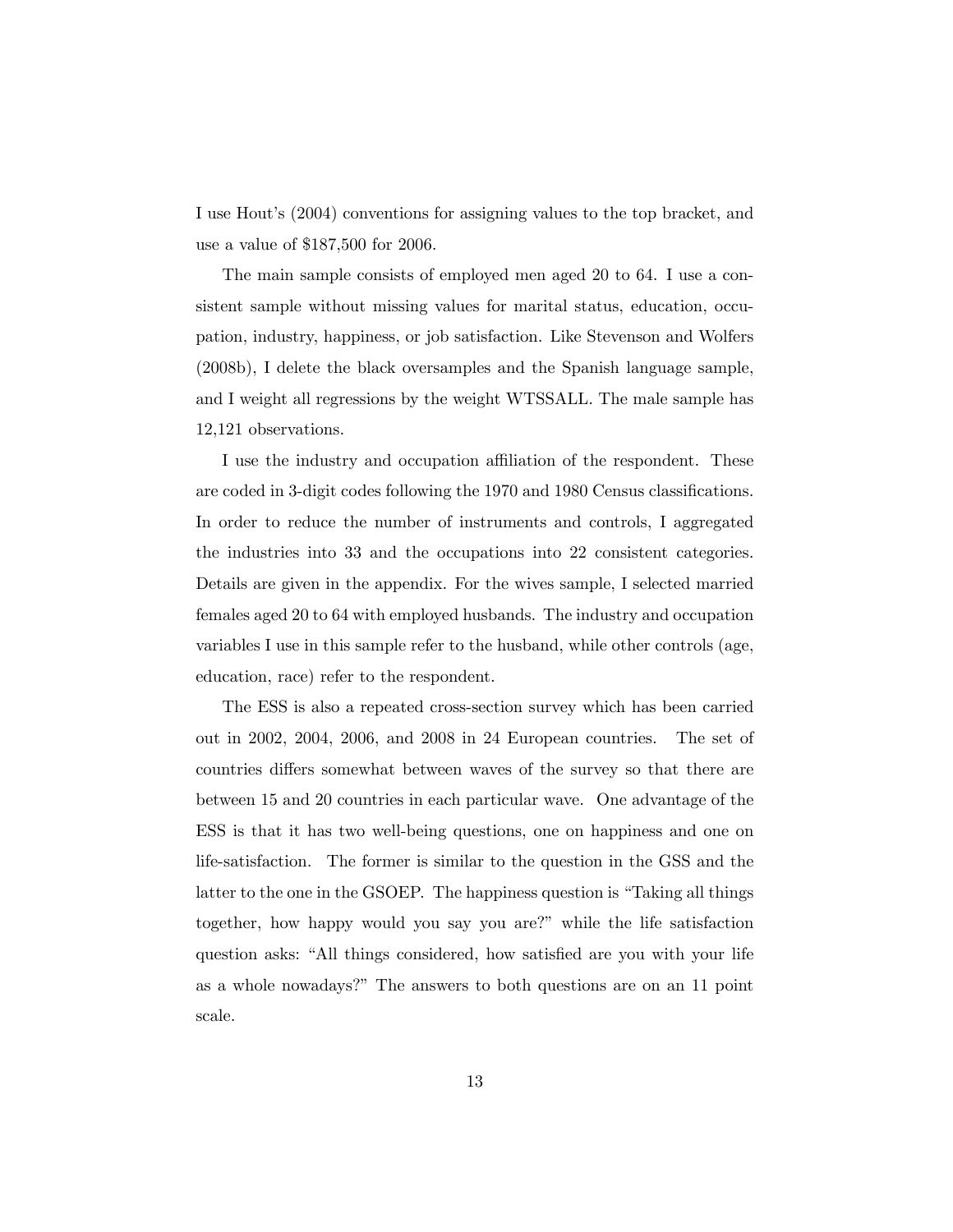I use Hout's (2004) conventions for assigning values to the top bracket, and use a value of $187,500 for 2006.

The main sample consists of employed men aged 20 to 64. I use a consistent sample without missing values for marital status, education, occupation, industry, happiness, or job satisfaction. Like Stevenson and Wolfers (2008b), I delete the black oversamples and the Spanish language sample, and I weight all regressions by the weight WTSSALL. The male sample has 12,121 observations.

I use the industry and occupation affiliation of the respondent. These are coded in 3-digit codes following the 1970 and 1980 Census classifications. In order to reduce the number of instruments and controls, I aggregated the industries into 33 and the occupations into 22 consistent categories. Details are given in the appendix. For the wives sample, I selected married females aged 20 to 64 with employed husbands. The industry and occupation variables I use in this sample refer to the husband, while other controls (age, education, race) refer to the respondent.

The ESS is also a repeated cross-section survey which has been carried out in 2002, 2004, 2006, and 2008 in 24 European countries. The set of countries differs somewhat between waves of the survey so that there are between 15 and 20 countries in each particular wave. One advantage of the ESS is that it has two well-being questions, one on happiness and one on life-satisfaction. The former is similar to the question in the GSS and the latter to the one in the GSOEP. The happiness question is "Taking all things together, how happy would you say you are?" while the life satisfaction question asks: "All things considered, how satisfied are you with your life as a whole nowadays?" The answers to both questions are on an 11 point scale.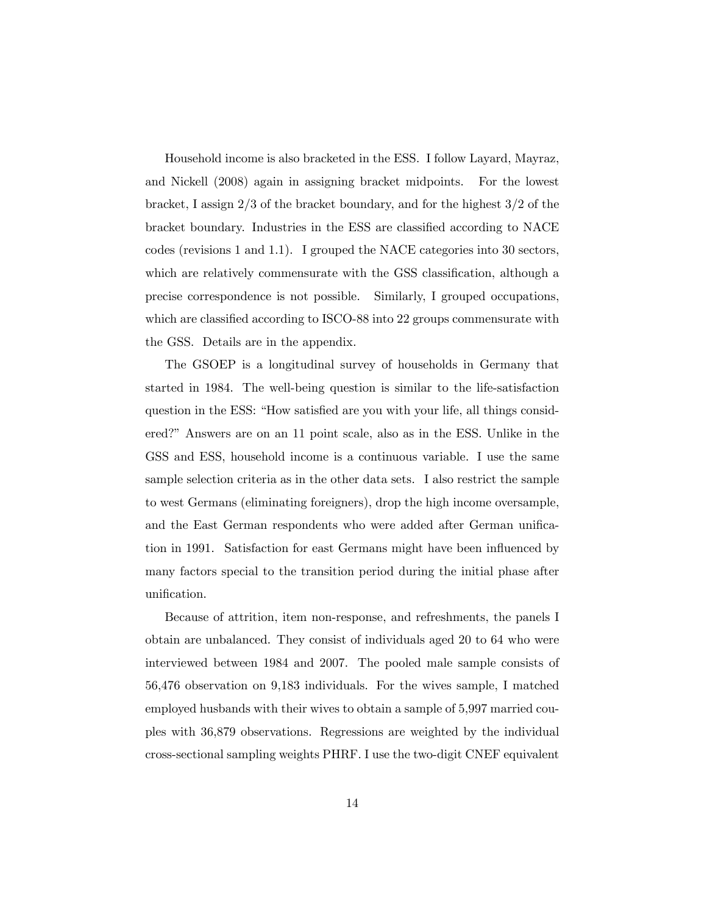Household income is also bracketed in the ESS. I follow Layard, Mayraz, and Nickell (2008) again in assigning bracket midpoints. For the lowest bracket, I assign 2/3 of the bracket boundary, and for the highest 3/2 of the bracket boundary. Industries in the ESS are classified according to NACE codes (revisions 1 and 1.1). I grouped the NACE categories into 30 sectors, which are relatively commensurate with the GSS classification, although a precise correspondence is not possible. Similarly, I grouped occupations, which are classified according to ISCO-88 into 22 groups commensurate with the GSS. Details are in the appendix.

The GSOEP is a longitudinal survey of households in Germany that started in 1984. The well-being question is similar to the life-satisfaction question in the ESS: "How satisfied are you with your life, all things considered?" Answers are on an 11 point scale, also as in the ESS. Unlike in the GSS and ESS, household income is a continuous variable. I use the same sample selection criteria as in the other data sets. I also restrict the sample to west Germans (eliminating foreigners), drop the high income oversample, and the East German respondents who were added after German unification in 1991. Satisfaction for east Germans might have been influenced by many factors special to the transition period during the initial phase after unification.

Because of attrition, item non-response, and refreshments, the panels I obtain are unbalanced. They consist of individuals aged 20 to 64 who were interviewed between 1984 and 2007. The pooled male sample consists of 56,476 observation on 9,183 individuals. For the wives sample, I matched employed husbands with their wives to obtain a sample of 5,997 married couples with 36,879 observations. Regressions are weighted by the individual cross-sectional sampling weights PHRF. I use the two-digit CNEF equivalent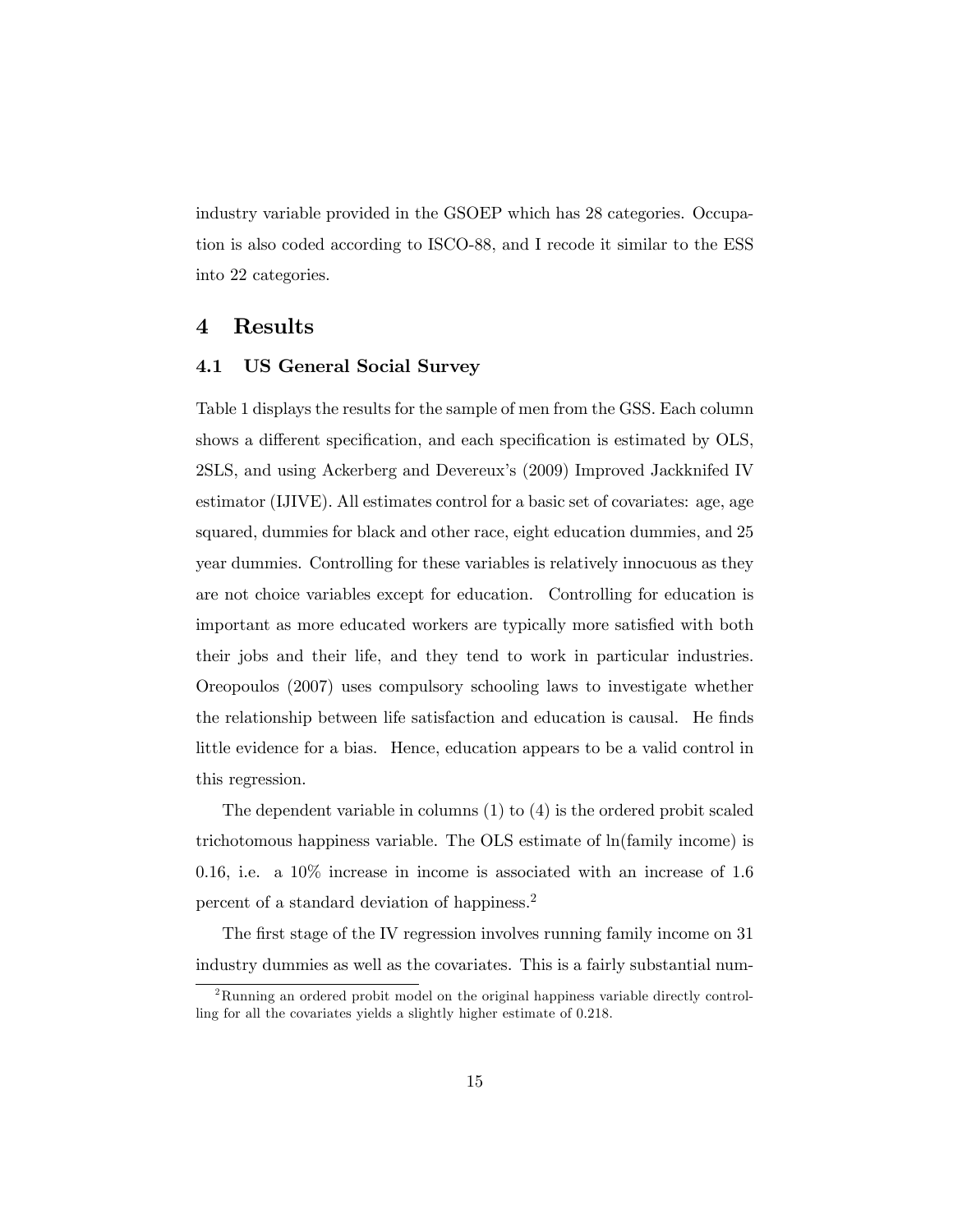industry variable provided in the GSOEP which has 28 categories. Occupation is also coded according to ISCO-88, and I recode it similar to the ESS into 22 categories.

# 4 Results

## 4.1 US General Social Survey

Table 1 displays the results for the sample of men from the GSS. Each column shows a different specification, and each specification is estimated by OLS, 2SLS, and using Ackerberg and Devereux's (2009) Improved Jackknifed IV estimator (IJIVE). All estimates control for a basic set of covariates: age, age squared, dummies for black and other race, eight education dummies, and 25 year dummies. Controlling for these variables is relatively innocuous as they are not choice variables except for education. Controlling for education is important as more educated workers are typically more satisfied with both their jobs and their life, and they tend to work in particular industries. Oreopoulos (2007) uses compulsory schooling laws to investigate whether the relationship between life satisfaction and education is causal. He finds little evidence for a bias. Hence, education appears to be a valid control in this regression.

The dependent variable in columns (1) to (4) is the ordered probit scaled trichotomous happiness variable. The OLS estimate of ln(family income) is 0.16, i.e. a 10% increase in income is associated with an increase of 1.6 percent of a standard deviation of happiness.[2]

The first stage of the IV regression involves running family income on 31 industry dummies as well as the covariates. This is a fairly substantial num-

[2] Running an ordered probit model on the original happiness variable directly controlling for all the covariates yields a slightly higher estimate of 0.218.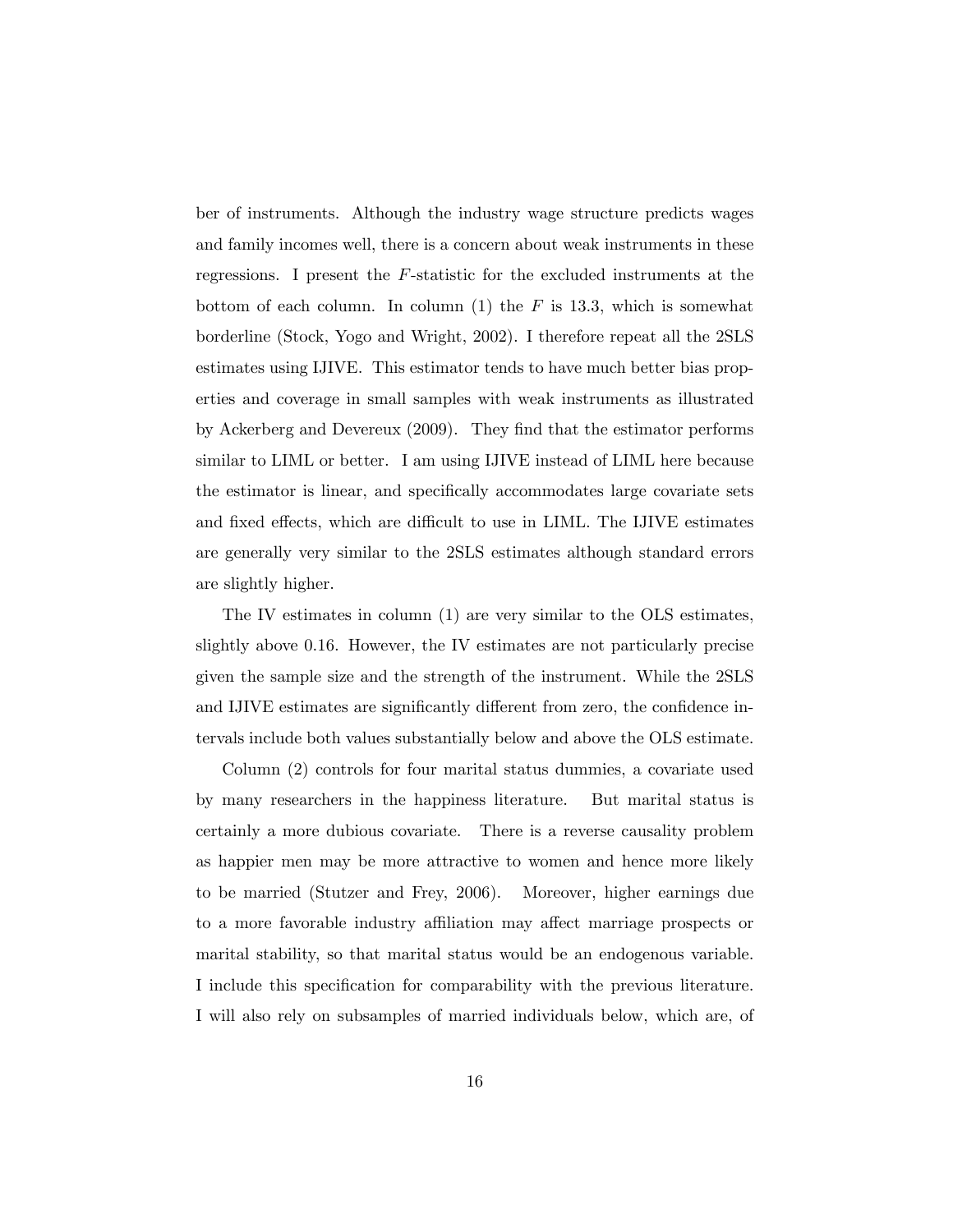ber of instruments. Although the industry wage structure predicts wages and family incomes well, there is a concern about weak instruments in these regressions. I present the $F$-statistic for the excluded instruments at the bottom of each column. In column (1) the $F$ is 13.3, which is somewhat borderline (Stock, Yogo and Wright, 2002). I therefore repeat all the 2SLS estimates using IJIVE. This estimator tends to have much better bias properties and coverage in small samples with weak instruments as illustrated by Ackerberg and Devereux (2009). They find that the estimator performs similar to LIML or better. I am using IJIVE instead of LIML here because the estimator is linear, and specifically accommodates large covariate sets and fixed effects, which are difficult to use in LIML. The IJIVE estimates are generally very similar to the 2SLS estimates although standard errors are slightly higher.

The IV estimates in column (1) are very similar to the OLS estimates, slightly above 0.16. However, the IV estimates are not particularly precise given the sample size and the strength of the instrument. While the 2SLS and IJIVE estimates are significantly different from zero, the confidence intervals include both values substantially below and above the OLS estimate.

Column (2) controls for four marital status dummies, a covariate used by many researchers in the happiness literature. But marital status is certainly a more dubious covariate. There is a reverse causality problem as happier men may be more attractive to women and hence more likely to be married (Stutzer and Frey, 2006). Moreover, higher earnings due to a more favorable industry affiliation may affect marriage prospects or marital stability, so that marital status would be an endogenous variable. I include this specification for comparability with the previous literature. I will also rely on subsamples of married individuals below, which are, of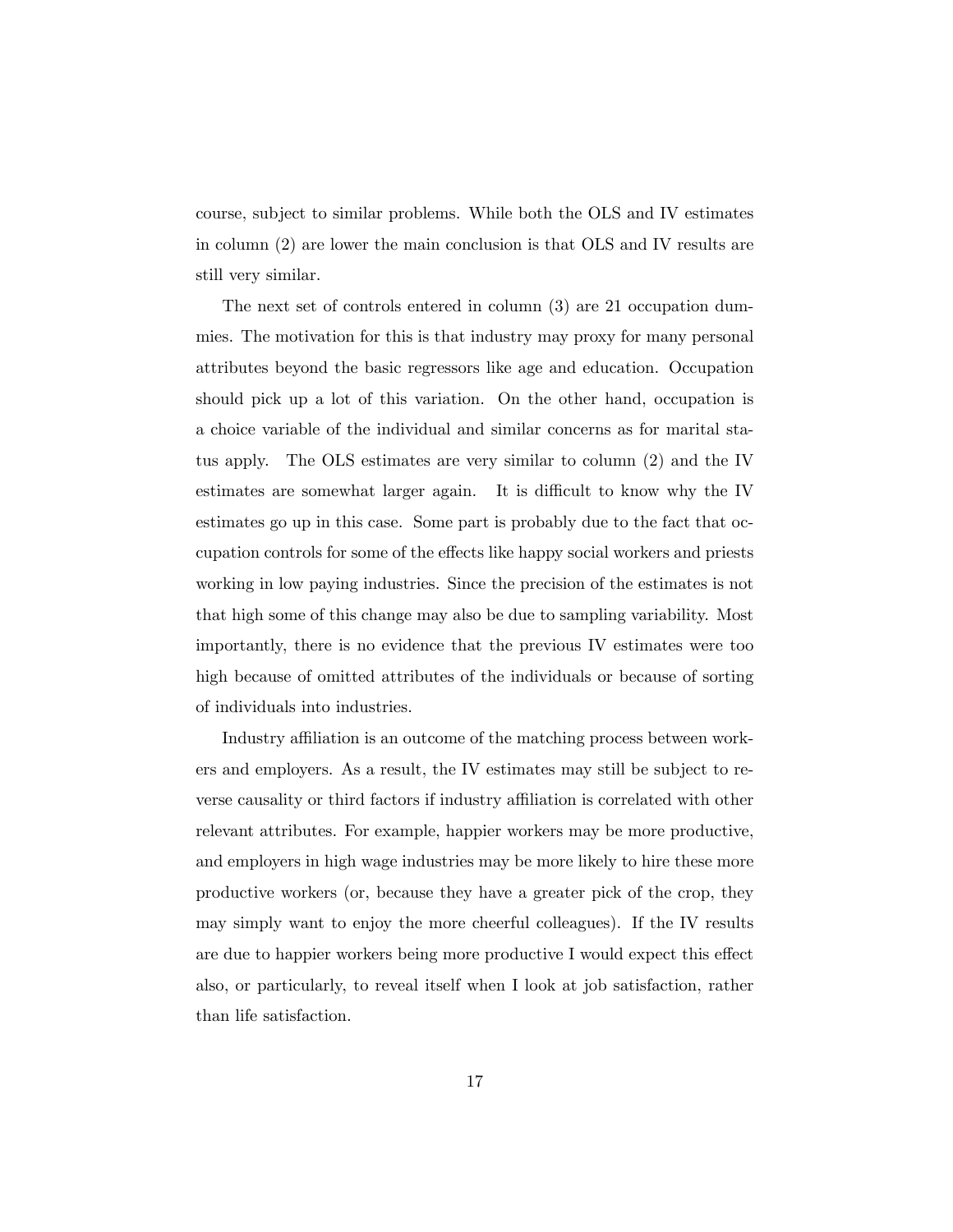course, subject to similar problems. While both the OLS and IV estimates in column (2) are lower the main conclusion is that OLS and IV results are still very similar.

The next set of controls entered in column (3) are 21 occupation dummies. The motivation for this is that industry may proxy for many personal attributes beyond the basic regressors like age and education. Occupation should pick up a lot of this variation. On the other hand, occupation is a choice variable of the individual and similar concerns as for marital status apply. The OLS estimates are very similar to column (2) and the IV estimates are somewhat larger again. It is difficult to know why the IV estimates go up in this case. Some part is probably due to the fact that occupation controls for some of the effects like happy social workers and priests working in low paying industries. Since the precision of the estimates is not that high some of this change may also be due to sampling variability. Most importantly, there is no evidence that the previous IV estimates were too high because of omitted attributes of the individuals or because of sorting of individuals into industries.

Industry affiliation is an outcome of the matching process between workers and employers. As a result, the IV estimates may still be subject to reverse causality or third factors if industry affiliation is correlated with other relevant attributes. For example, happier workers may be more productive, and employers in high wage industries may be more likely to hire these more productive workers (or, because they have a greater pick of the crop, they may simply want to enjoy the more cheerful colleagues). If the IV results are due to happier workers being more productive I would expect this effect also, or particularly, to reveal itself when I look at job satisfaction, rather than life satisfaction.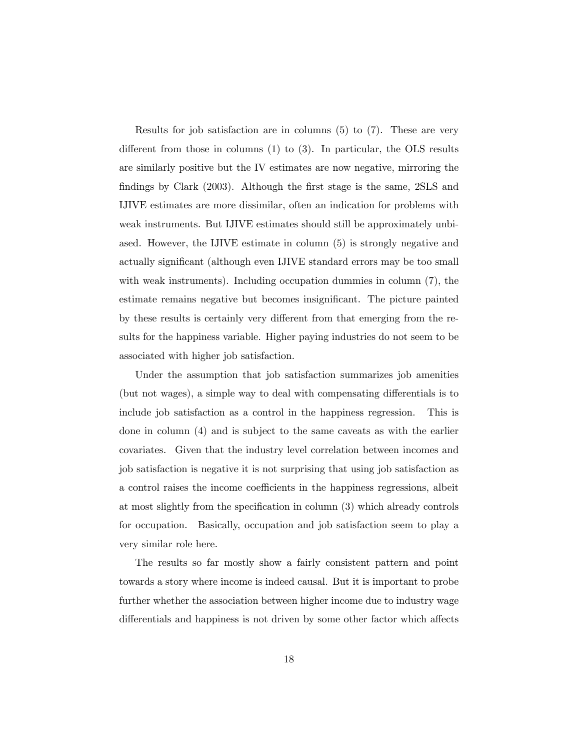Results for job satisfaction are in columns (5) to (7). These are very different from those in columns (1) to (3). In particular, the OLS results are similarly positive but the IV estimates are now negative, mirroring the findings by Clark (2003). Although the first stage is the same, 2SLS and IJIVE estimates are more dissimilar, often an indication for problems with weak instruments. But IJIVE estimates should still be approximately unbiased. However, the IJIVE estimate in column (5) is strongly negative and actually significant (although even IJIVE standard errors may be too small with weak instruments). Including occupation dummies in column (7), the estimate remains negative but becomes insignificant. The picture painted by these results is certainly very different from that emerging from the results for the happiness variable. Higher paying industries do not seem to be associated with higher job satisfaction.

Under the assumption that job satisfaction summarizes job amenities (but not wages), a simple way to deal with compensating differentials is to include job satisfaction as a control in the happiness regression. This is done in column (4) and is subject to the same caveats as with the earlier covariates. Given that the industry level correlation between incomes and job satisfaction is negative it is not surprising that using job satisfaction as a control raises the income coefficients in the happiness regressions, albeit at most slightly from the specification in column (3) which already controls for occupation. Basically, occupation and job satisfaction seem to play a very similar role here.

The results so far mostly show a fairly consistent pattern and point towards a story where income is indeed causal. But it is important to probe further whether the association between higher income due to industry wage differentials and happiness is not driven by some other factor which affects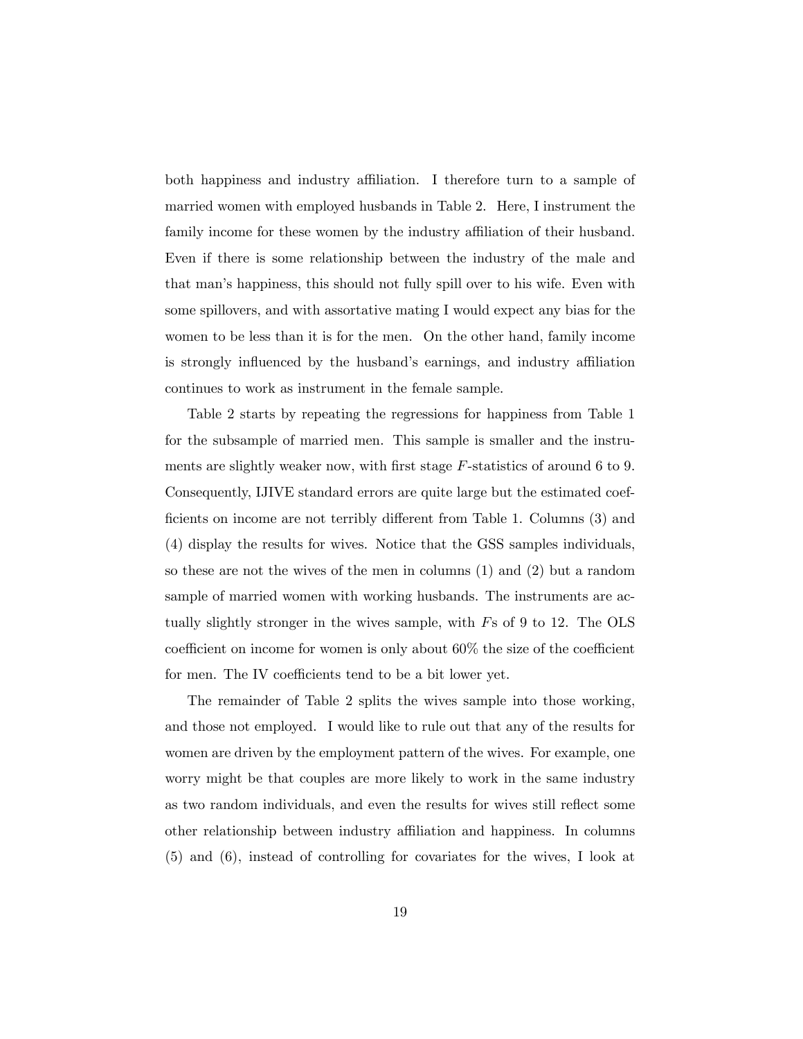both happiness and industry affiliation. I therefore turn to a sample of married women with employed husbands in Table 2. Here, I instrument the family income for these women by the industry affiliation of their husband. Even if there is some relationship between the industry of the male and that man's happiness, this should not fully spill over to his wife. Even with some spillovers, and with assortative mating I would expect any bias for the women to be less than it is for the men. On the other hand, family income is strongly influenced by the husband's earnings, and industry affiliation continues to work as instrument in the female sample.

Table 2 starts by repeating the regressions for happiness from Table 1 for the subsample of married men. This sample is smaller and the instruments are slightly weaker now, with first stage $F$-statistics of around 6 to 9. Consequently, IJIVE standard errors are quite large but the estimated coefficients on income are not terribly different from Table 1. Columns (3) and (4) display the results for wives. Notice that the GSS samples individuals, so these are not the wives of the men in columns (1) and (2) but a random sample of married women with working husbands. The instruments are actually slightly stronger in the wives sample, with $F$s of 9 to 12. The OLS coefficient on income for women is only about 60% the size of the coefficient for men. The IV coefficients tend to be a bit lower yet.

The remainder of Table 2 splits the wives sample into those working, and those not employed. I would like to rule out that any of the results for women are driven by the employment pattern of the wives. For example, one worry might be that couples are more likely to work in the same industry as two random individuals, and even the results for wives still reflect some other relationship between industry affiliation and happiness. In columns (5) and (6), instead of controlling for covariates for the wives, I look at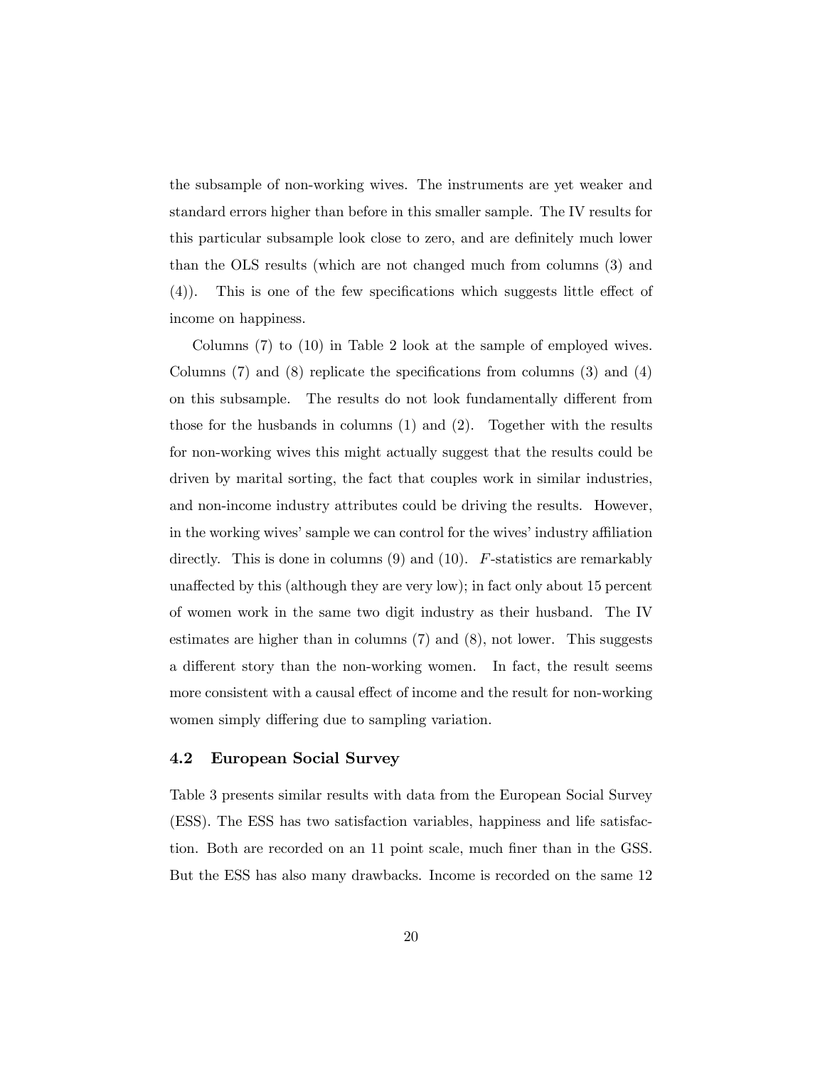the subsample of non-working wives. The instruments are yet weaker and standard errors higher than before in this smaller sample. The IV results for this particular subsample look close to zero, and are definitely much lower than the OLS results (which are not changed much from columns (3) and (4)). This is one of the few specifications which suggests little effect of income on happiness.

Columns (7) to (10) in Table 2 look at the sample of employed wives. Columns (7) and (8) replicate the specifications from columns (3) and (4) on this subsample. The results do not look fundamentally different from those for the husbands in columns (1) and (2). Together with the results for non-working wives this might actually suggest that the results could be driven by marital sorting, the fact that couples work in similar industries, and non-income industry attributes could be driving the results. However, in the working wives' sample we can control for the wives' industry affiliation directly. This is done in columns (9) and (10). $F$-statistics are remarkably unaffected by this (although they are very low); in fact only about 15 percent of women work in the same two digit industry as their husband. The IV estimates are higher than in columns (7) and (8), not lower. This suggests a different story than the non-working women. In fact, the result seems more consistent with a causal effect of income and the result for non-working women simply differing due to sampling variation.

### 4.2 European Social Survey

Table 3 presents similar results with data from the European Social Survey (ESS). The ESS has two satisfaction variables, happiness and life satisfaction. Both are recorded on an 11 point scale, much finer than in the GSS. But the ESS has also many drawbacks. Income is recorded on the same 12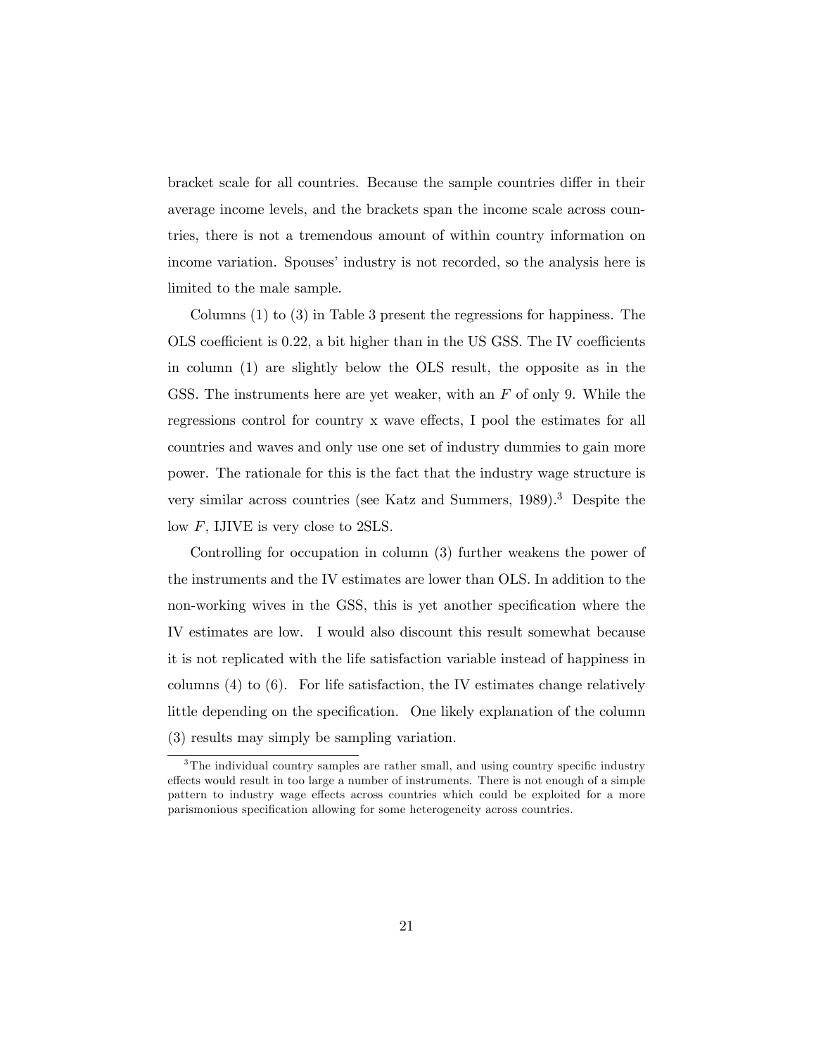bracket scale for all countries. Because the sample countries differ in their average income levels, and the brackets span the income scale across countries, there is not a tremendous amount of within country information on income variation. Spouses' industry is not recorded, so the analysis here is limited to the male sample.

Columns (1) to (3) in Table 3 present the regressions for happiness. The OLS coefficient is 0.22, a bit higher than in the US GSS. The IV coefficients in column (1) are slightly below the OLS result, the opposite as in the GSS. The instruments here are yet weaker, with an $F$ of only 9. While the regressions control for country x wave effects, I pool the estimates for all countries and waves and only use one set of industry dummies to gain more power. The rationale for this is the fact that the industry wage structure is very similar across countries (see Katz and Summers, 1989).[3] Despite the low $F$, IJIVE is very close to 2SLS.

Controlling for occupation in column (3) further weakens the power of the instruments and the IV estimates are lower than OLS. In addition to the non-working wives in the GSS, this is yet another specification where the IV estimates are low. I would also discount this result somewhat because it is not replicated with the life satisfaction variable instead of happiness in columns (4) to (6). For life satisfaction, the IV estimates change relatively little depending on the specification. One likely explanation of the column (3) results may simply be sampling variation.

[3] The individual country samples are rather small, and using country specific industry effects would result in too large a number of instruments. There is not enough of a simple pattern to industry wage effects across countries which could be exploited for a more parismonious specification allowing for some heterogeneity across countries.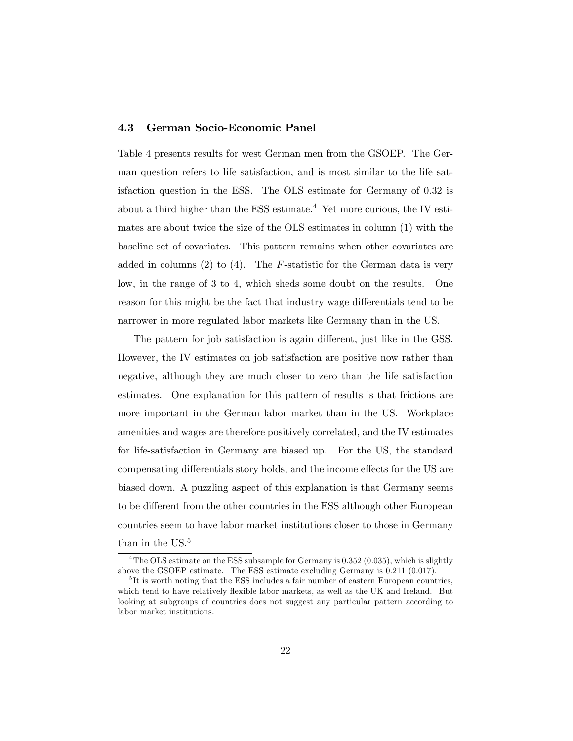### 4.3 German Socio-Economic Panel

Table 4 presents results for west German men from the GSOEP. The German question refers to life satisfaction, and is most similar to the life satisfaction question in the ESS. The OLS estimate for Germany of 0.32 is about a third higher than the ESS estimate.[4] Yet more curious, the IV estimates are about twice the size of the OLS estimates in column (1) with the baseline set of covariates. This pattern remains when other covariates are added in columns (2) to (4). The $F$-statistic for the German data is very low, in the range of 3 to 4, which sheds some doubt on the results. One reason for this might be the fact that industry wage differentials tend to be narrower in more regulated labor markets like Germany than in the US.

The pattern for job satisfaction is again different, just like in the GSS. However, the IV estimates on job satisfaction are positive now rather than negative, although they are much closer to zero than the life satisfaction estimates. One explanation for this pattern of results is that frictions are more important in the German labor market than in the US. Workplace amenities and wages are therefore positively correlated, and the IV estimates for life-satisfaction in Germany are biased up. For the US, the standard compensating differentials story holds, and the income effects for the US are biased down. A puzzling aspect of this explanation is that Germany seems to be different from the other countries in the ESS although other European countries seem to have labor market institutions closer to those in Germany than in the US.[5]

[4] The OLS estimate on the ESS subsample for Germany is 0.352 (0.035), which is slightly above the GSOEP estimate. The ESS estimate excluding Germany is 0.211 (0.017).

[5] It is worth noting that the ESS includes a fair number of eastern European countries, which tend to have relatively flexible labor markets, as well as the UK and Ireland. But looking at subgroups of countries does not suggest any particular pattern according to labor market institutions.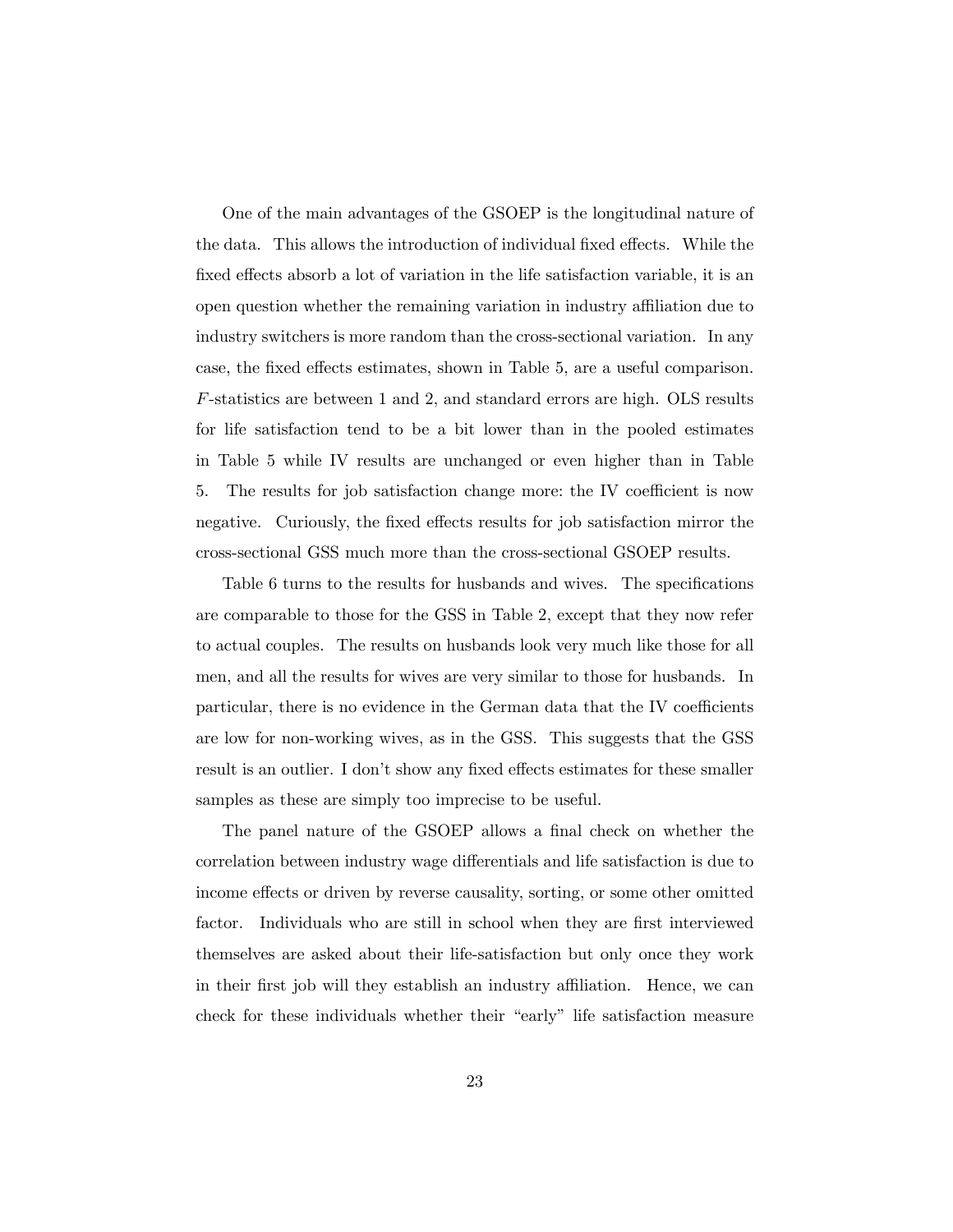One of the main advantages of the GSOEP is the longitudinal nature of the data. This allows the introduction of individual fixed effects. While the fixed effects absorb a lot of variation in the life satisfaction variable, it is an open question whether the remaining variation in industry affiliation due to industry switchers is more random than the cross-sectional variation. In any case, the fixed effects estimates, shown in Table 5, are a useful comparison. $F$-statistics are between 1 and 2, and standard errors are high. OLS results for life satisfaction tend to be a bit lower than in the pooled estimates in Table 5 while IV results are unchanged or even higher than in Table 5. The results for job satisfaction change more: the IV coefficient is now negative. Curiously, the fixed effects results for job satisfaction mirror the cross-sectional GSS much more than the cross-sectional GSOEP results.

Table 6 turns to the results for husbands and wives. The specifications are comparable to those for the GSS in Table 2, except that they now refer to actual couples. The results on husbands look very much like those for all men, and all the results for wives are very similar to those for husbands. In particular, there is no evidence in the German data that the IV coefficients are low for non-working wives, as in the GSS. This suggests that the GSS result is an outlier. I don't show any fixed effects estimates for these smaller samples as these are simply too imprecise to be useful.

The panel nature of the GSOEP allows a final check on whether the correlation between industry wage differentials and life satisfaction is due to income effects or driven by reverse causality, sorting, or some other omitted factor. Individuals who are still in school when they are first interviewed themselves are asked about their life-satisfaction but only once they work in their first job will they establish an industry affiliation. Hence, we can check for these individuals whether their "early" life satisfaction measure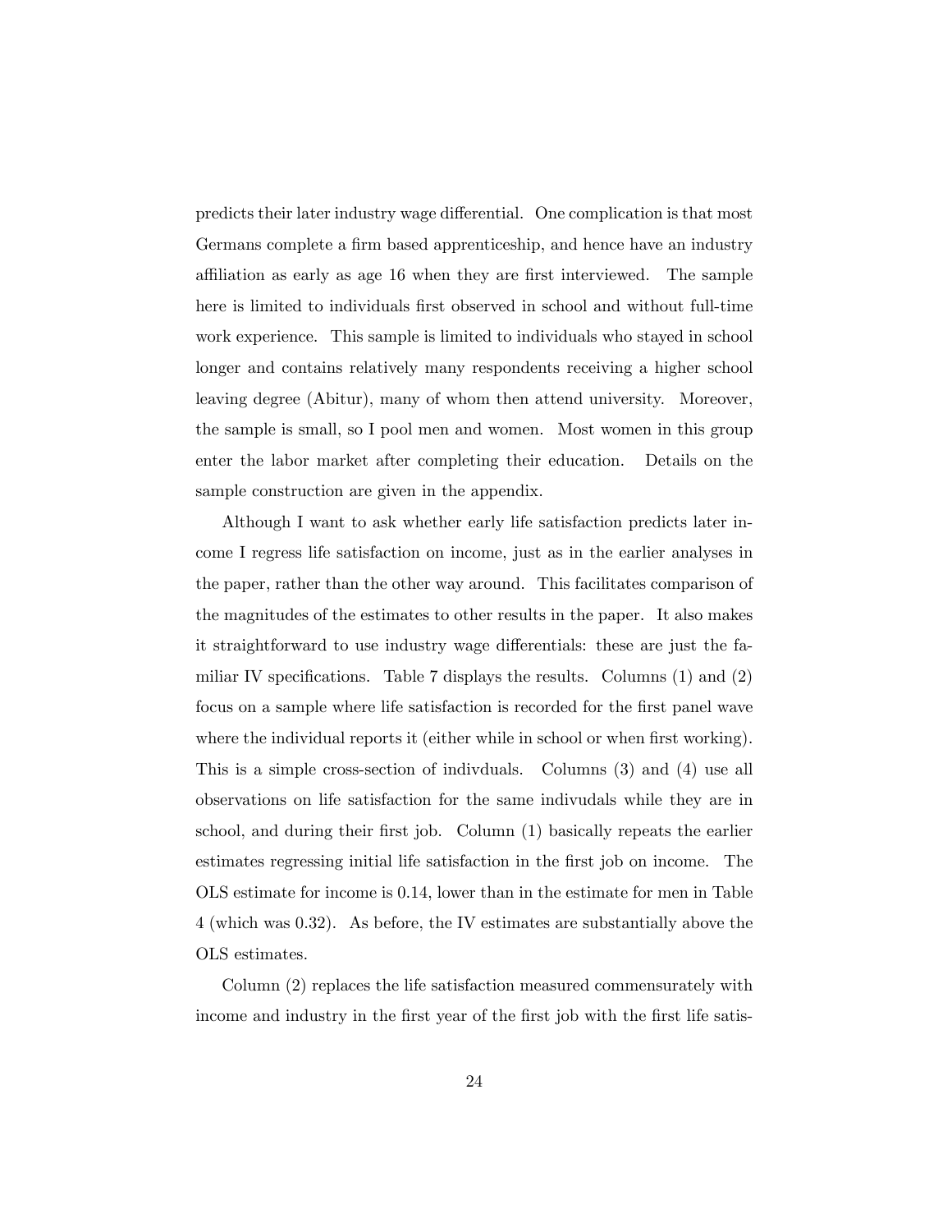predicts their later industry wage differential. One complication is that most Germans complete a firm based apprenticeship, and hence have an industry affiliation as early as age 16 when they are first interviewed. The sample here is limited to individuals first observed in school and without full-time work experience. This sample is limited to individuals who stayed in school longer and contains relatively many respondents receiving a higher school leaving degree (Abitur), many of whom then attend university. Moreover, the sample is small, so I pool men and women. Most women in this group enter the labor market after completing their education. Details on the sample construction are given in the appendix.

Although I want to ask whether early life satisfaction predicts later income I regress life satisfaction on income, just as in the earlier analyses in the paper, rather than the other way around. This facilitates comparison of the magnitudes of the estimates to other results in the paper. It also makes it straightforward to use industry wage differentials: these are just the familiar IV specifications. Table 7 displays the results. Columns (1) and (2) focus on a sample where life satisfaction is recorded for the first panel wave where the individual reports it (either while in school or when first working). This is a simple cross-section of indivduals. Columns (3) and (4) use all observations on life satisfaction for the same indivudals while they are in school, and during their first job. Column (1) basically repeats the earlier estimates regressing initial life satisfaction in the first job on income. The OLS estimate for income is 0.14, lower than in the estimate for men in Table 4 (which was 0.32). As before, the IV estimates are substantially above the OLS estimates.

Column (2) replaces the life satisfaction measured commensurately with income and industry in the first year of the first job with the first life satis-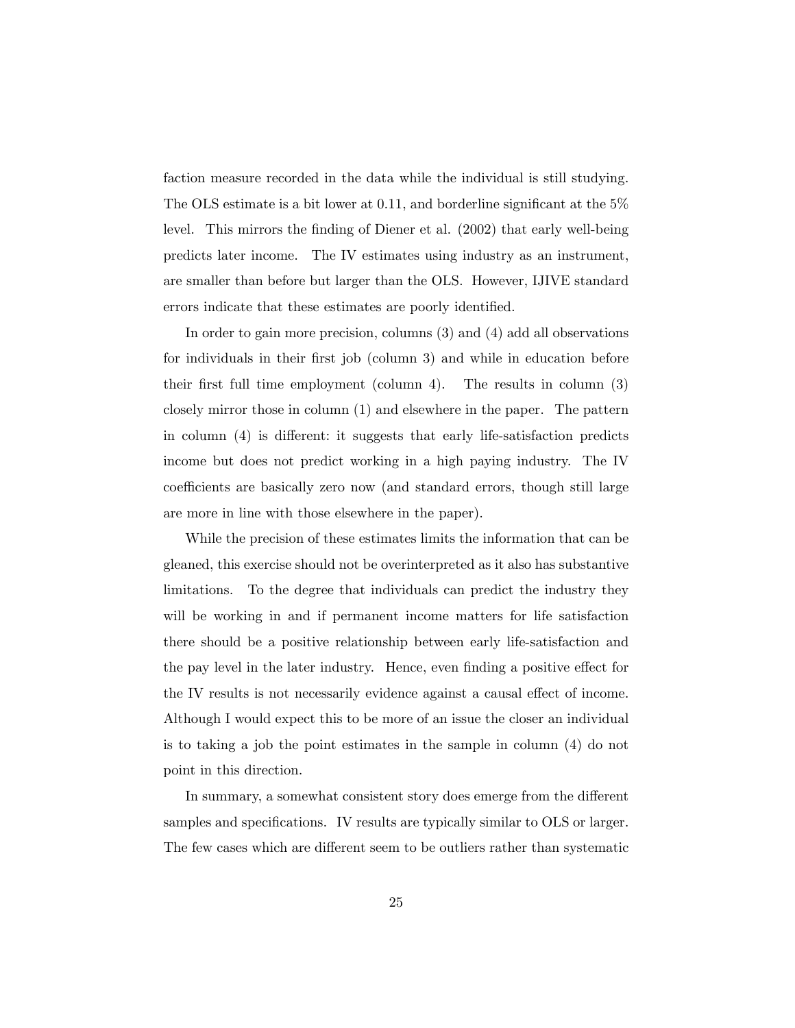faction measure recorded in the data while the individual is still studying. The OLS estimate is a bit lower at 0.11, and borderline significant at the 5% level. This mirrors the finding of Diener et al. (2002) that early well-being predicts later income. The IV estimates using industry as an instrument, are smaller than before but larger than the OLS. However, IJIVE standard errors indicate that these estimates are poorly identified.

In order to gain more precision, columns (3) and (4) add all observations for individuals in their first job (column 3) and while in education before their first full time employment (column 4). The results in column (3) closely mirror those in column (1) and elsewhere in the paper. The pattern in column (4) is different: it suggests that early life-satisfaction predicts income but does not predict working in a high paying industry. The IV coefficients are basically zero now (and standard errors, though still large are more in line with those elsewhere in the paper).

While the precision of these estimates limits the information that can be gleaned, this exercise should not be overinterpreted as it also has substantive limitations. To the degree that individuals can predict the industry they will be working in and if permanent income matters for life satisfaction there should be a positive relationship between early life-satisfaction and the pay level in the later industry. Hence, even finding a positive effect for the IV results is not necessarily evidence against a causal effect of income. Although I would expect this to be more of an issue the closer an individual is to taking a job the point estimates in the sample in column (4) do not point in this direction.

In summary, a somewhat consistent story does emerge from the different samples and specifications. IV results are typically similar to OLS or larger. The few cases which are different seem to be outliers rather than systematic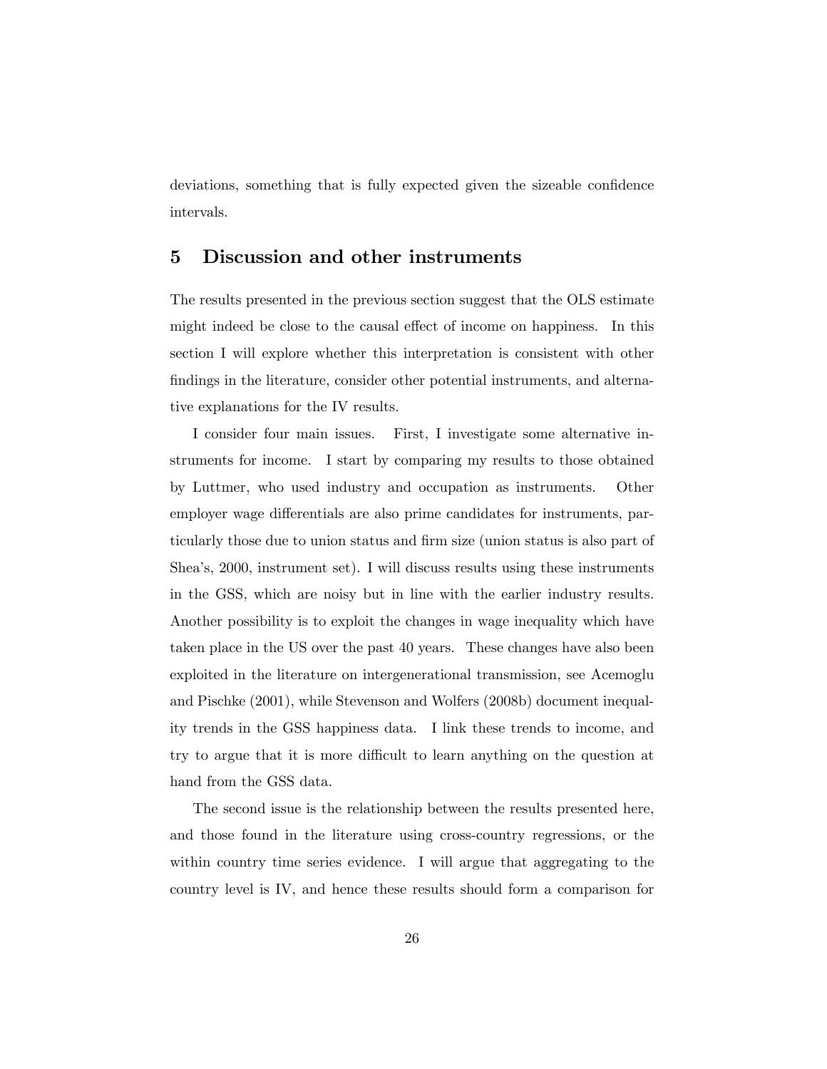deviations, something that is fully expected given the sizeable confidence intervals.

## 5 Discussion and other instruments

The results presented in the previous section suggest that the OLS estimate might indeed be close to the causal effect of income on happiness. In this section I will explore whether this interpretation is consistent with other findings in the literature, consider other potential instruments, and alternative explanations for the IV results.

I consider four main issues. First, I investigate some alternative instruments for income. I start by comparing my results to those obtained by Luttmer, who used industry and occupation as instruments. Other employer wage differentials are also prime candidates for instruments, particularly those due to union status and firm size (union status is also part of Shea's, 2000, instrument set). I will discuss results using these instruments in the GSS, which are noisy but in line with the earlier industry results. Another possibility is to exploit the changes in wage inequality which have taken place in the US over the past 40 years. These changes have also been exploited in the literature on intergenerational transmission, see Acemoglu and Pischke (2001), while Stevenson and Wolfers (2008b) document inequality trends in the GSS happiness data. I link these trends to income, and try to argue that it is more difficult to learn anything on the question at hand from the GSS data.

The second issue is the relationship between the results presented here, and those found in the literature using cross-country regressions, or the within country time series evidence. I will argue that aggregating to the country level is IV, and hence these results should form a comparison for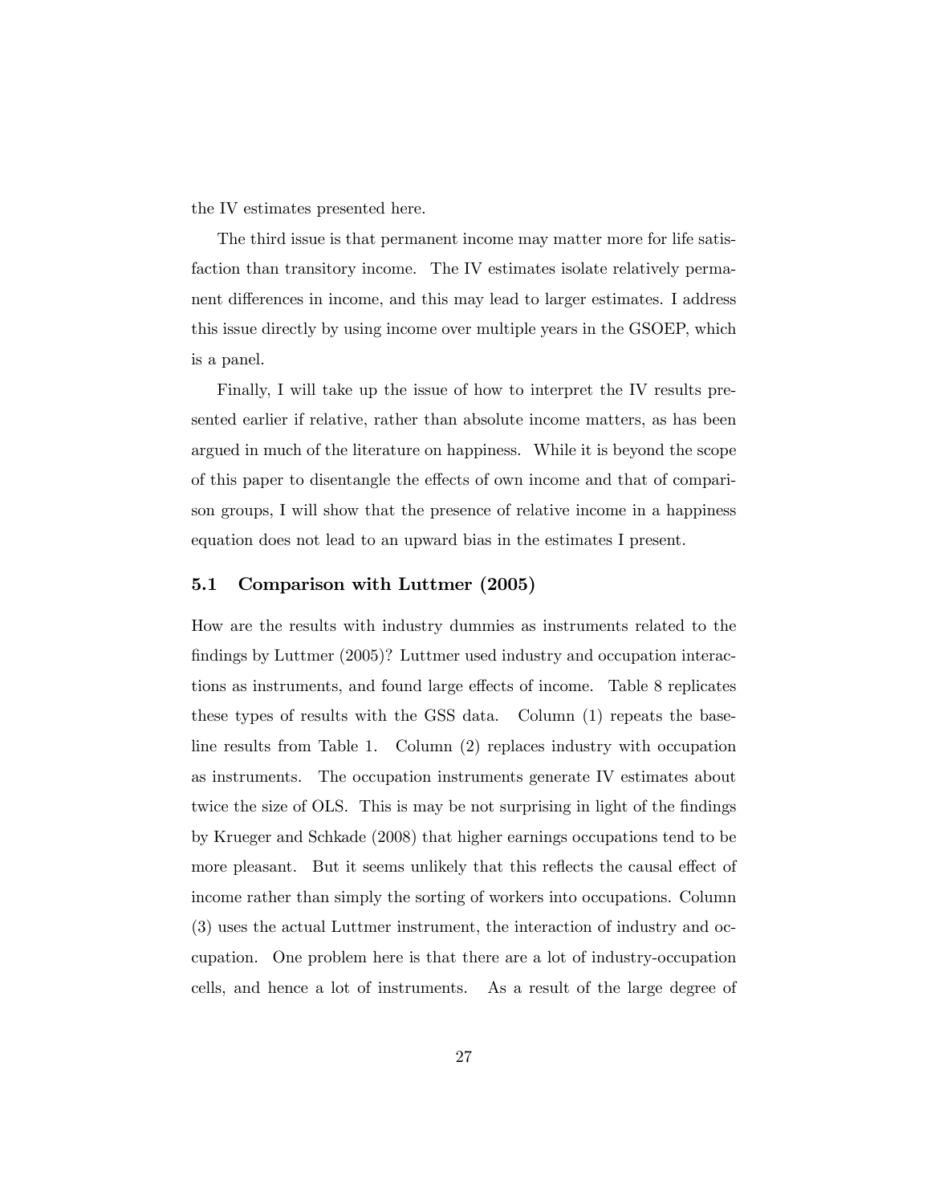the IV estimates presented here.

The third issue is that permanent income may matter more for life satisfaction than transitory income. The IV estimates isolate relatively permanent differences in income, and this may lead to larger estimates. I address this issue directly by using income over multiple years in the GSOEP, which is a panel.

Finally, I will take up the issue of how to interpret the IV results presented earlier if relative, rather than absolute income matters, as has been argued in much of the literature on happiness. While it is beyond the scope of this paper to disentangle the effects of own income and that of comparison groups, I will show that the presence of relative income in a happiness equation does not lead to an upward bias in the estimates I present.

### 5.1 Comparison with Luttmer (2005)

How are the results with industry dummies as instruments related to the findings by Luttmer (2005)? Luttmer used industry and occupation interactions as instruments, and found large effects of income. Table 8 replicates these types of results with the GSS data. Column (1) repeats the baseline results from Table 1. Column (2) replaces industry with occupation as instruments. The occupation instruments generate IV estimates about twice the size of OLS. This is may be not surprising in light of the findings by Krueger and Schkade (2008) that higher earnings occupations tend to be more pleasant. But it seems unlikely that this reflects the causal effect of income rather than simply the sorting of workers into occupations. Column (3) uses the actual Luttmer instrument, the interaction of industry and occupation. One problem here is that there are a lot of industry-occupation cells, and hence a lot of instruments. As a result of the large degree of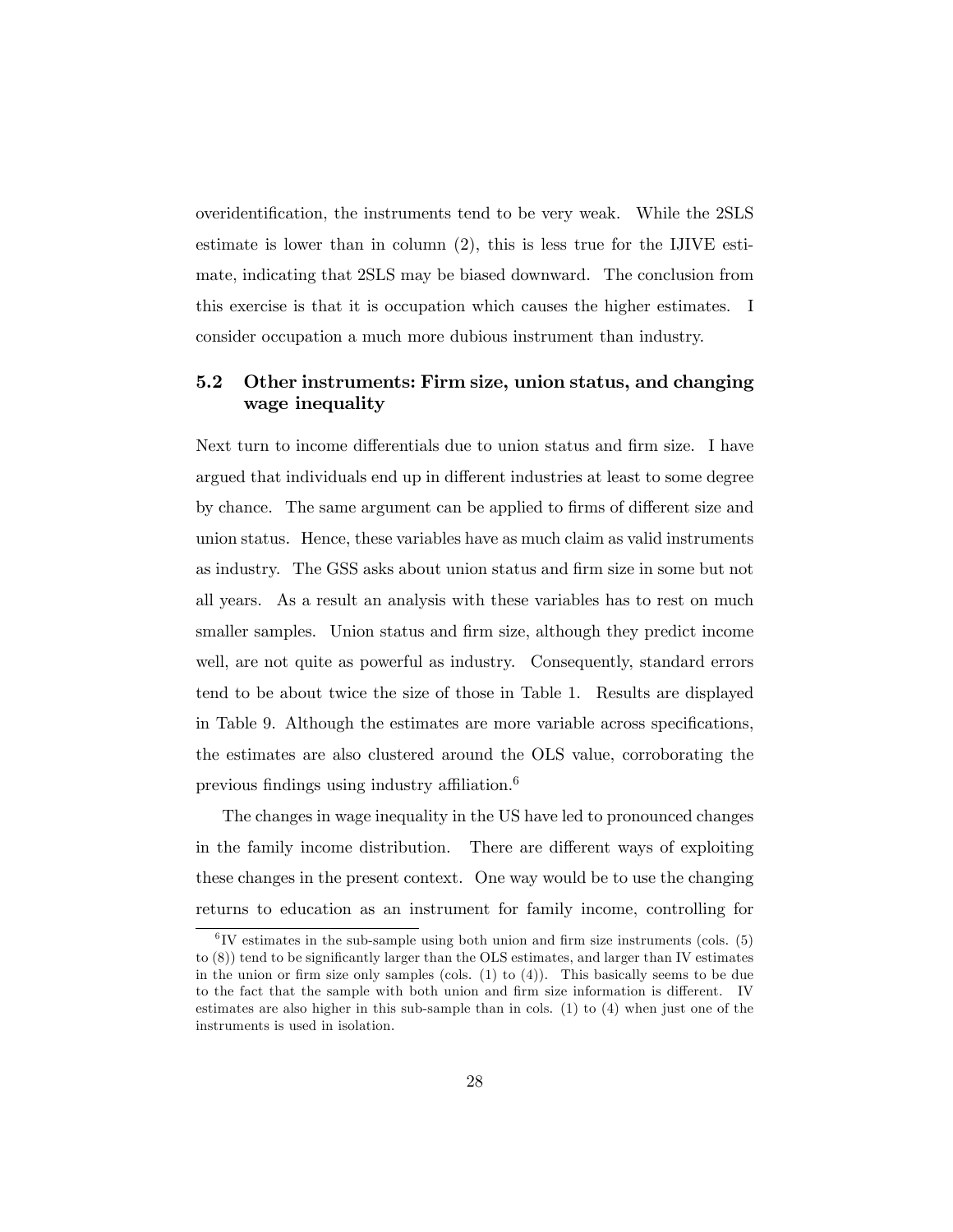overidentification, the instruments tend to be very weak. While the 2SLS estimate is lower than in column (2), this is less true for the IJIVE estimate, indicating that 2SLS may be biased downward. The conclusion from this exercise is that it is occupation which causes the higher estimates. I consider occupation a much more dubious instrument than industry.

### 5.2 Other instruments: Firm size, union status, and changing wage inequality

Next turn to income differentials due to union status and firm size. I have argued that individuals end up in different industries at least to some degree by chance. The same argument can be applied to firms of different size and union status. Hence, these variables have as much claim as valid instruments as industry. The GSS asks about union status and firm size in some but not all years. As a result an analysis with these variables has to rest on much smaller samples. Union status and firm size, although they predict income well, are not quite as powerful as industry. Consequently, standard errors tend to be about twice the size of those in Table 1. Results are displayed in Table 9. Although the estimates are more variable across specifications, the estimates are also clustered around the OLS value, corroborating the previous findings using industry affiliation.[6]

The changes in wage inequality in the US have led to pronounced changes in the family income distribution. There are different ways of exploiting these changes in the present context. One way would be to use the changing returns to education as an instrument for family income, controlling for

[6] IV estimates in the sub-sample using both union and firm size instruments (cols. (5) to (8)) tend to be significantly larger than the OLS estimates, and larger than IV estimates in the union or firm size only samples (cols. (1) to (4)). This basically seems to be due to the fact that the sample with both union and firm size information is different. IV estimates are also higher in this sub-sample than in cols. (1) to (4) when just one of the instruments is used in isolation.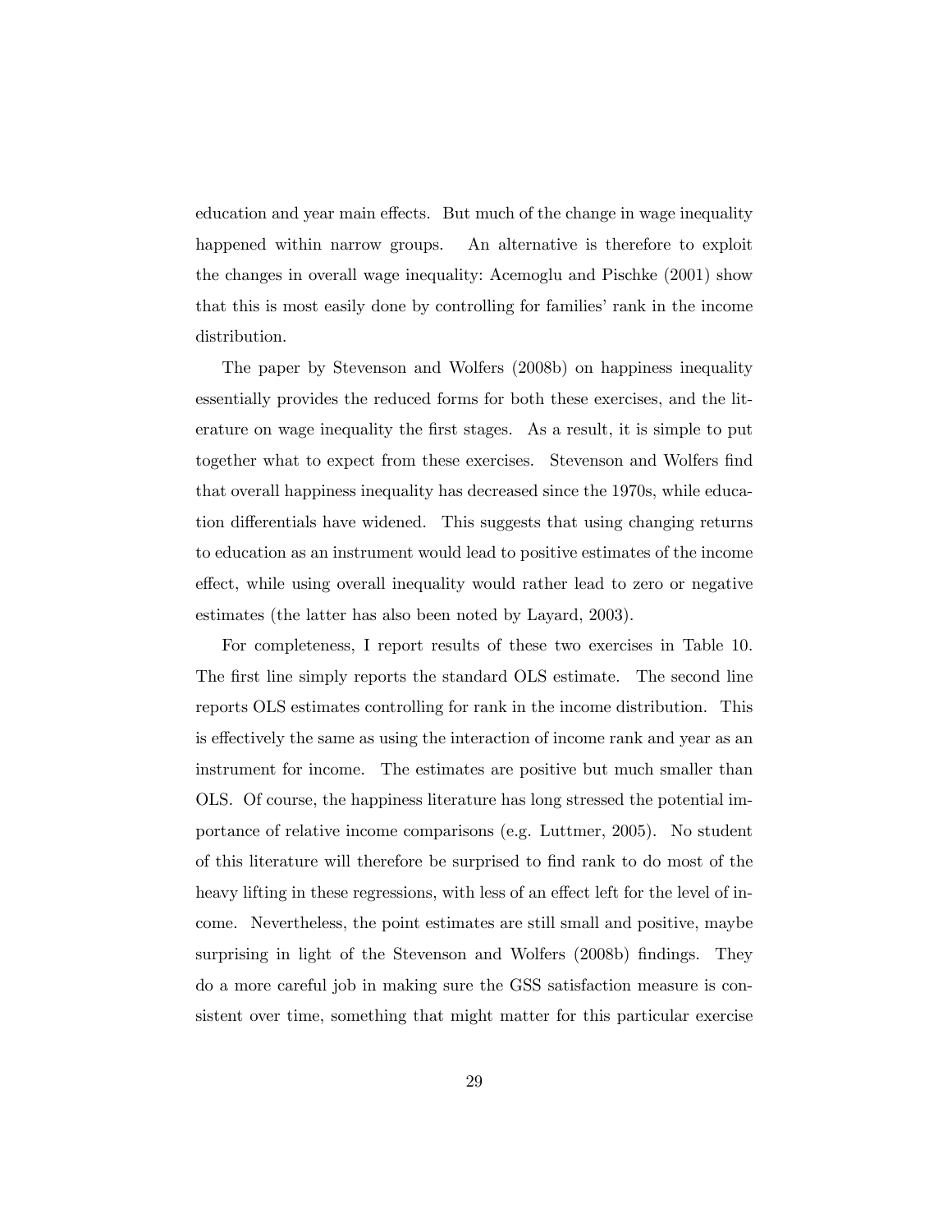education and year main effects. But much of the change in wage inequality happened within narrow groups. An alternative is therefore to exploit the changes in overall wage inequality: Acemoglu and Pischke (2001) show that this is most easily done by controlling for families' rank in the income distribution.

The paper by Stevenson and Wolfers (2008b) on happiness inequality essentially provides the reduced forms for both these exercises, and the literature on wage inequality the first stages. As a result, it is simple to put together what to expect from these exercises. Stevenson and Wolfers find that overall happiness inequality has decreased since the 1970s, while education differentials have widened. This suggests that using changing returns to education as an instrument would lead to positive estimates of the income effect, while using overall inequality would rather lead to zero or negative estimates (the latter has also been noted by Layard, 2003).

For completeness, I report results of these two exercises in Table 10. The first line simply reports the standard OLS estimate. The second line reports OLS estimates controlling for rank in the income distribution. This is effectively the same as using the interaction of income rank and year as an instrument for income. The estimates are positive but much smaller than OLS. Of course, the happiness literature has long stressed the potential importance of relative income comparisons (e.g. Luttmer, 2005). No student of this literature will therefore be surprised to find rank to do most of the heavy lifting in these regressions, with less of an effect left for the level of income. Nevertheless, the point estimates are still small and positive, maybe surprising in light of the Stevenson and Wolfers (2008b) findings. They do a more careful job in making sure the GSS satisfaction measure is consistent over time, something that might matter for this particular exercise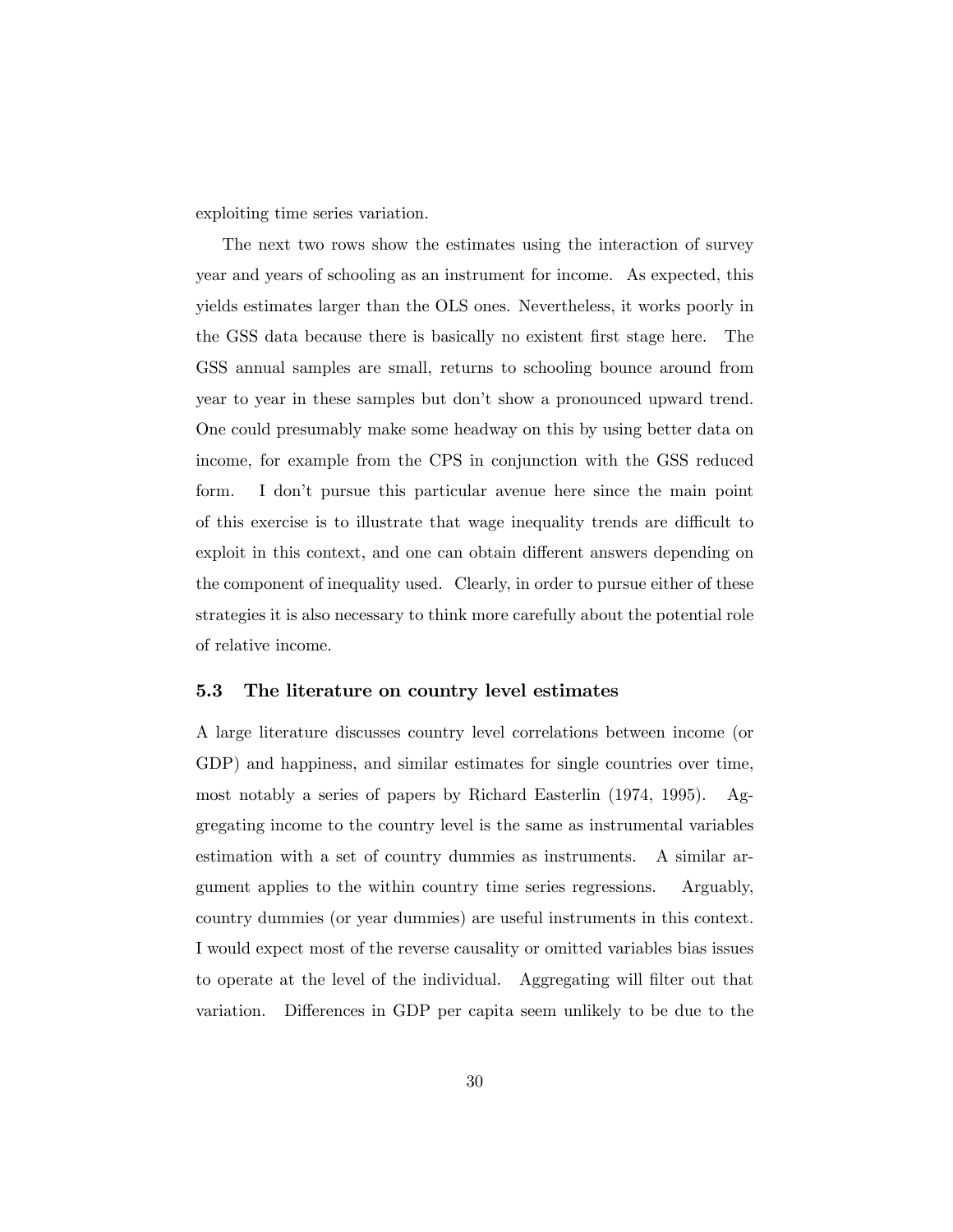exploiting time series variation.

The next two rows show the estimates using the interaction of survey year and years of schooling as an instrument for income. As expected, this yields estimates larger than the OLS ones. Nevertheless, it works poorly in the GSS data because there is basically no existent first stage here. The GSS annual samples are small, returns to schooling bounce around from year to year in these samples but don't show a pronounced upward trend. One could presumably make some headway on this by using better data on income, for example from the CPS in conjunction with the GSS reduced form. I don't pursue this particular avenue here since the main point of this exercise is to illustrate that wage inequality trends are difficult to exploit in this context, and one can obtain different answers depending on the component of inequality used. Clearly, in order to pursue either of these strategies it is also necessary to think more carefully about the potential role of relative income.

### 5.3 The literature on country level estimates

A large literature discusses country level correlations between income (or GDP) and happiness, and similar estimates for single countries over time, most notably a series of papers by Richard Easterlin (1974, 1995). Aggregating income to the country level is the same as instrumental variables estimation with a set of country dummies as instruments. A similar argument applies to the within country time series regressions. Arguably, country dummies (or year dummies) are useful instruments in this context. I would expect most of the reverse causality or omitted variables bias issues to operate at the level of the individual. Aggregating will filter out that variation. Differences in GDP per capita seem unlikely to be due to the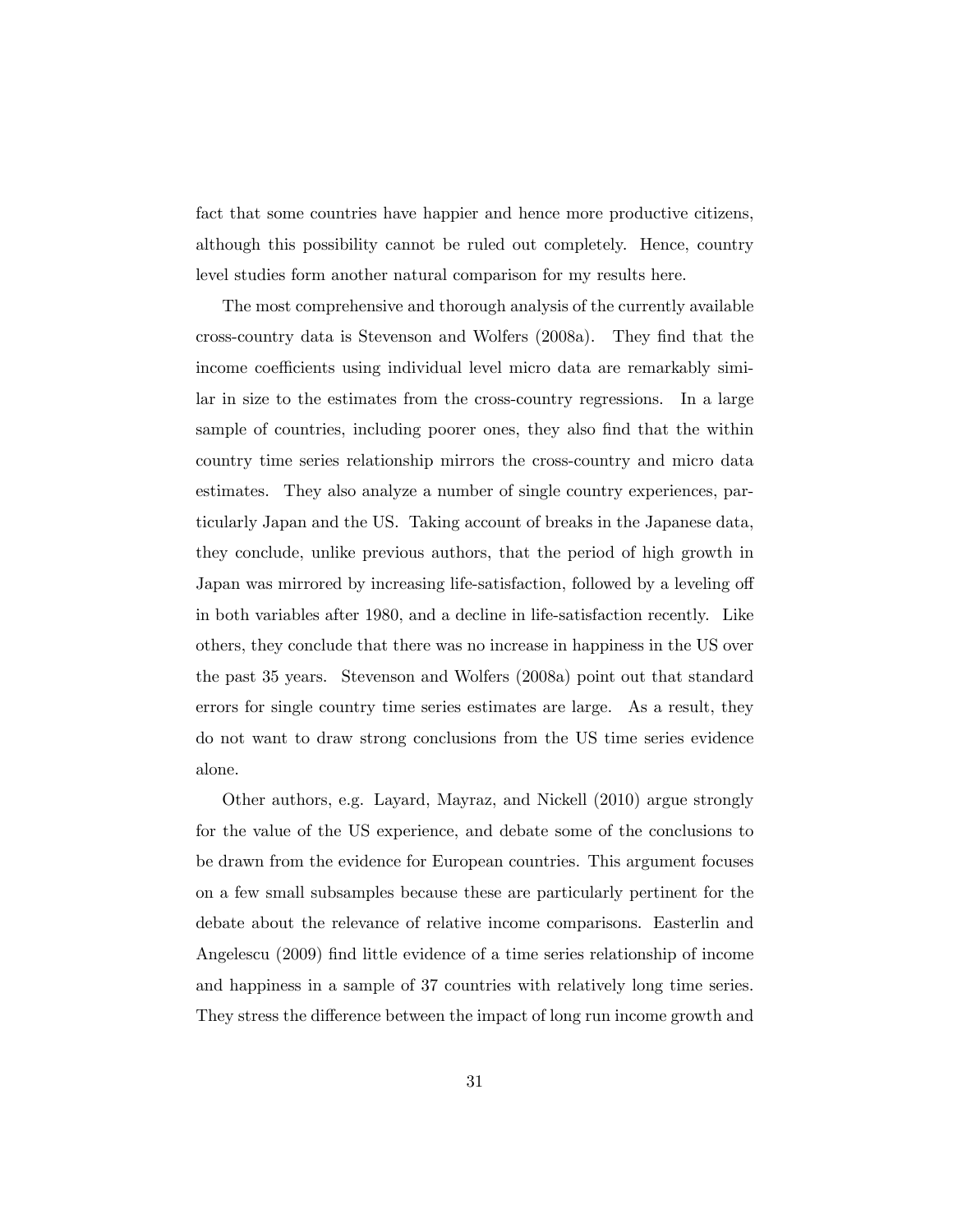fact that some countries have happier and hence more productive citizens, although this possibility cannot be ruled out completely. Hence, country level studies form another natural comparison for my results here.

The most comprehensive and thorough analysis of the currently available cross-country data is Stevenson and Wolfers (2008a). They find that the income coefficients using individual level micro data are remarkably similar in size to the estimates from the cross-country regressions. In a large sample of countries, including poorer ones, they also find that the within country time series relationship mirrors the cross-country and micro data estimates. They also analyze a number of single country experiences, particularly Japan and the US. Taking account of breaks in the Japanese data, they conclude, unlike previous authors, that the period of high growth in Japan was mirrored by increasing life-satisfaction, followed by a leveling off in both variables after 1980, and a decline in life-satisfaction recently. Like others, they conclude that there was no increase in happiness in the US over the past 35 years. Stevenson and Wolfers (2008a) point out that standard errors for single country time series estimates are large. As a result, they do not want to draw strong conclusions from the US time series evidence alone.

Other authors, e.g. Layard, Mayraz, and Nickell (2010) argue strongly for the value of the US experience, and debate some of the conclusions to be drawn from the evidence for European countries. This argument focuses on a few small subsamples because these are particularly pertinent for the debate about the relevance of relative income comparisons. Easterlin and Angelescu (2009) find little evidence of a time series relationship of income and happiness in a sample of 37 countries with relatively long time series. They stress the difference between the impact of long run income growth and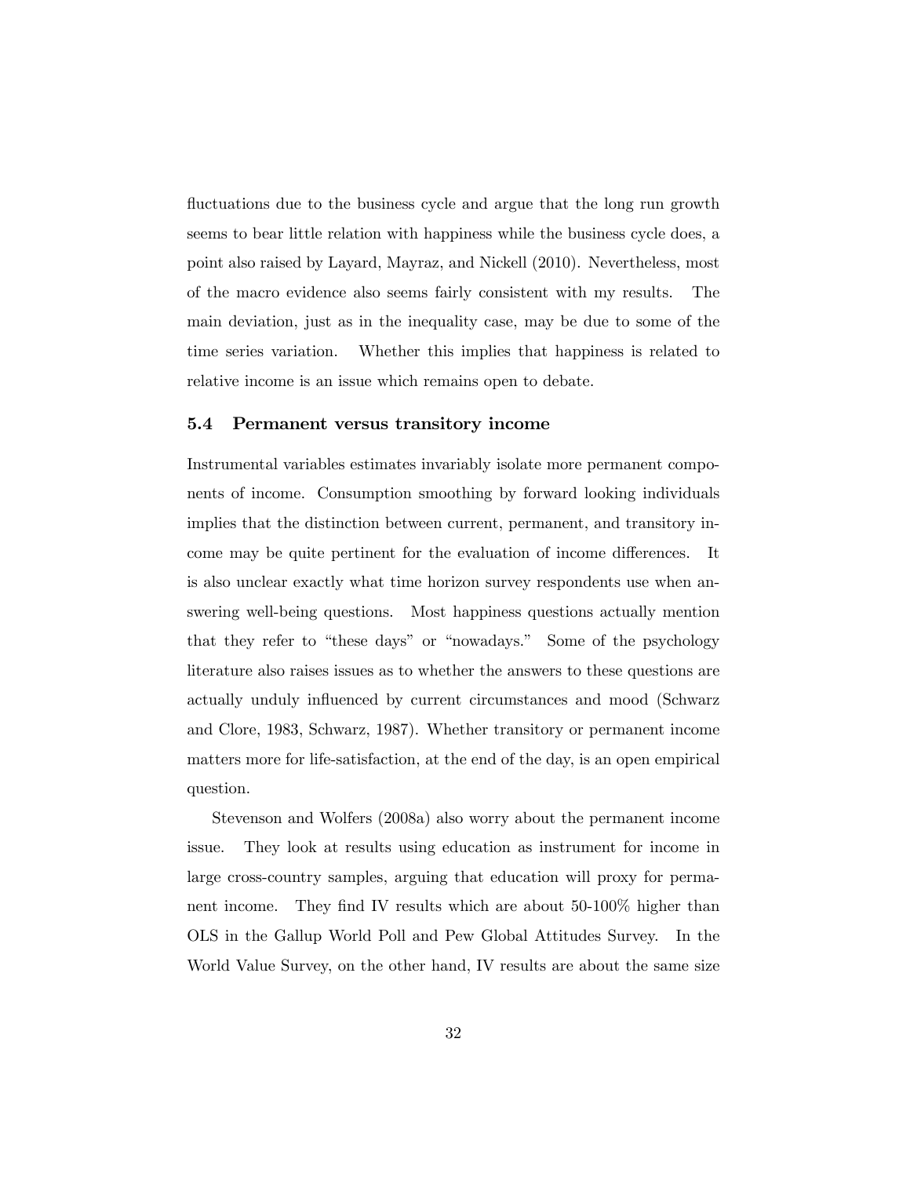fluctuations due to the business cycle and argue that the long run growth seems to bear little relation with happiness while the business cycle does, a point also raised by Layard, Mayraz, and Nickell (2010). Nevertheless, most of the macro evidence also seems fairly consistent with my results. The main deviation, just as in the inequality case, may be due to some of the time series variation. Whether this implies that happiness is related to relative income is an issue which remains open to debate.

### 5.4 Permanent versus transitory income

Instrumental variables estimates invariably isolate more permanent components of income. Consumption smoothing by forward looking individuals implies that the distinction between current, permanent, and transitory income may be quite pertinent for the evaluation of income differences. It is also unclear exactly what time horizon survey respondents use when answering well-being questions. Most happiness questions actually mention that they refer to "these days" or "nowadays." Some of the psychology literature also raises issues as to whether the answers to these questions are actually unduly influenced by current circumstances and mood (Schwarz and Clore, 1983, Schwarz, 1987). Whether transitory or permanent income matters more for life-satisfaction, at the end of the day, is an open empirical question.

Stevenson and Wolfers (2008a) also worry about the permanent income issue. They look at results using education as instrument for income in large cross-country samples, arguing that education will proxy for permanent income. They find IV results which are about 50-100% higher than OLS in the Gallup World Poll and Pew Global Attitudes Survey. In the World Value Survey, on the other hand, IV results are about the same size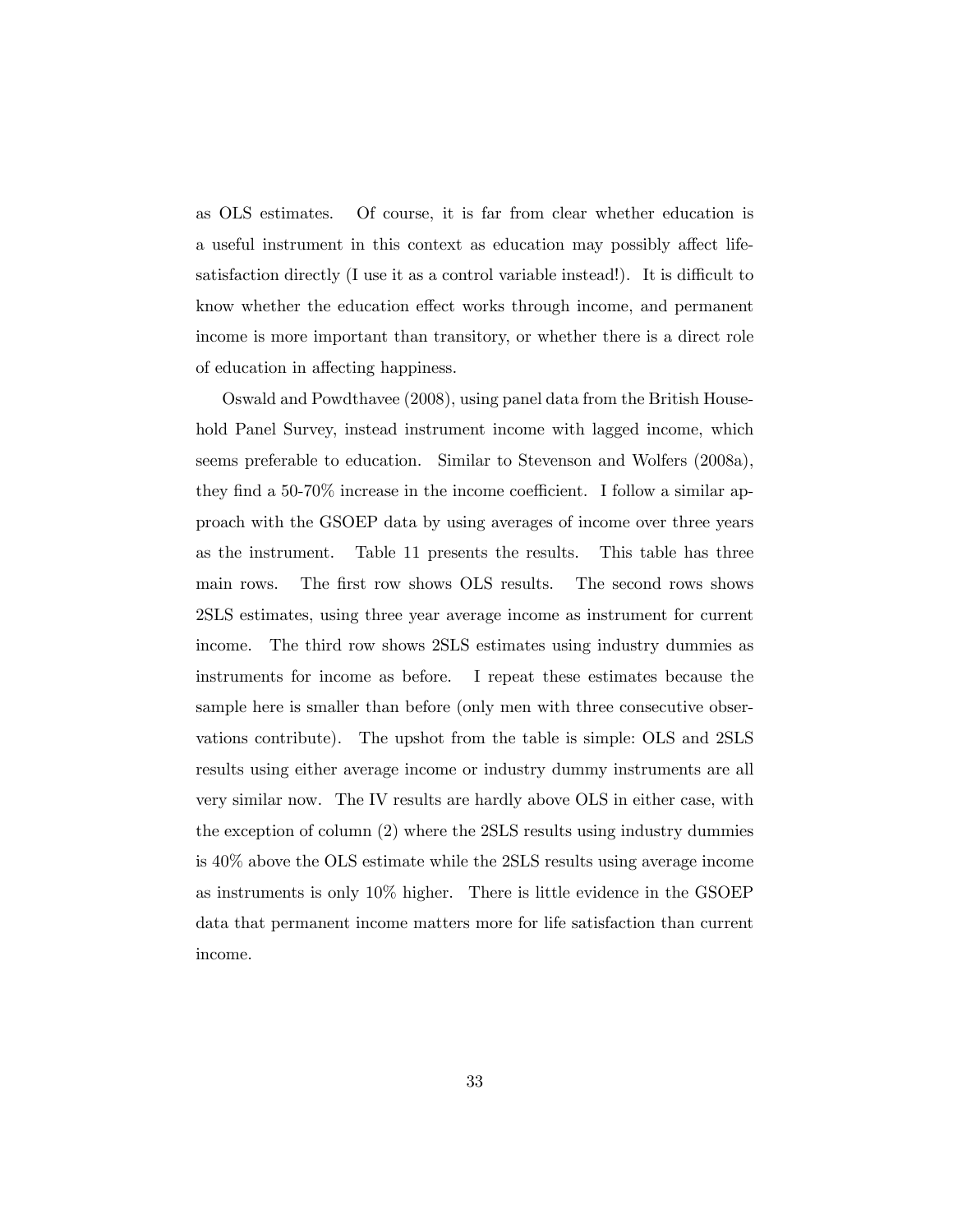as OLS estimates. Of course, it is far from clear whether education is a useful instrument in this context as education may possibly affect life-satisfaction directly (I use it as a control variable instead!). It is difficult to know whether the education effect works through income, and permanent income is more important than transitory, or whether there is a direct role of education in affecting happiness.

Oswald and Powdthavee (2008), using panel data from the British Household Panel Survey, instead instrument income with lagged income, which seems preferable to education. Similar to Stevenson and Wolfers (2008a), they find a 50-70% increase in the income coefficient. I follow a similar approach with the GSOEP data by using averages of income over three years as the instrument. Table 11 presents the results. This table has three main rows. The first row shows OLS results. The second rows shows 2SLS estimates, using three year average income as instrument for current income. The third row shows 2SLS estimates using industry dummies as instruments for income as before. I repeat these estimates because the sample here is smaller than before (only men with three consecutive observations contribute). The upshot from the table is simple: OLS and 2SLS results using either average income or industry dummy instruments are all very similar now. The IV results are hardly above OLS in either case, with the exception of column (2) where the 2SLS results using industry dummies is 40% above the OLS estimate while the 2SLS results using average income as instruments is only 10% higher. There is little evidence in the GSOEP data that permanent income matters more for life satisfaction than current income.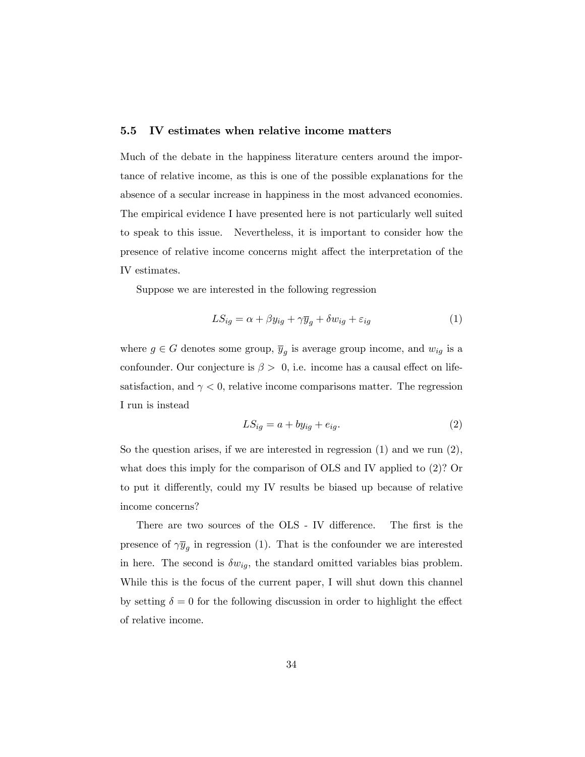### 5.5 IV estimates when relative income matters

Much of the debate in the happiness literature centers around the importance of relative income, as this is one of the possible explanations for the absence of a secular increase in happiness in the most advanced economies. The empirical evidence I have presented here is not particularly well suited to speak to this issue. Nevertheless, it is important to consider how the presence of relative income concerns might affect the interpretation of the IV estimates.

Suppose we are interested in the following regression

$$LS_{ig} = \alpha + \beta y_{ig} + \gamma \overline{y}_g + \delta w_{ig} + \varepsilon_{ig} \tag{1}$$

where $g \in G$ denotes some group, $\overline{y}_g$ is average group income, and $w_{ig}$ is a confounder. Our conjecture is $\beta > 0$, i.e. income has a causal effect on life-satisfaction, and $\gamma < 0$, relative income comparisons matter. The regression I run is instead

$$LS_{ig} = a + by_{ig} + e_{ig}. \tag{2}$$

So the question arises, if we are interested in regression (1) and we run (2), what does this imply for the comparison of OLS and IV applied to (2)? Or to put it differently, could my IV results be biased up because of relative income concerns?

There are two sources of the OLS - IV difference. The first is the presence of $\gamma \overline{y}_g$ in regression (1). That is the confounder we are interested in here. The second is $\delta w_{ig}$, the standard omitted variables bias problem. While this is the focus of the current paper, I will shut down this channel by setting $\delta = 0$ for the following discussion in order to highlight the effect of relative income.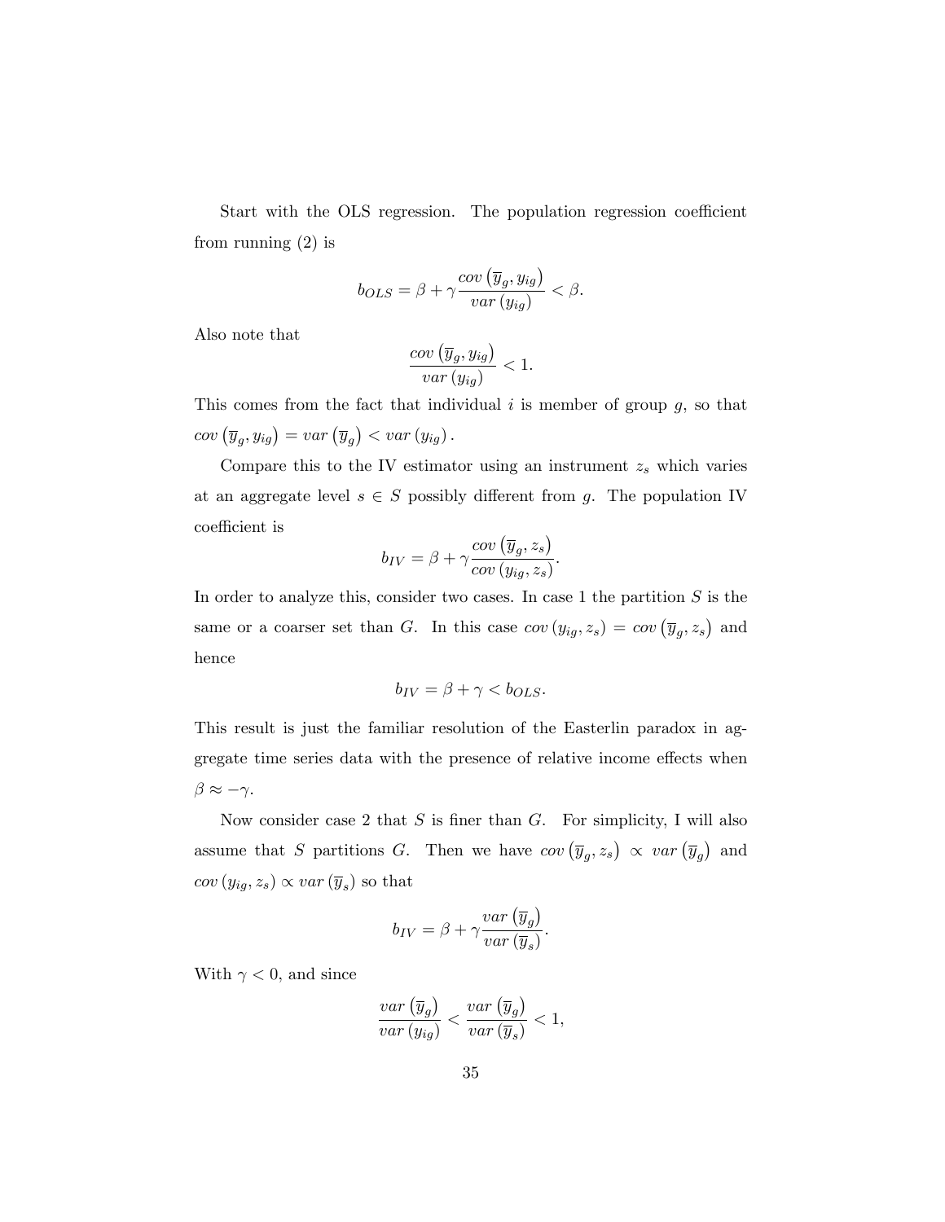Start with the OLS regression. The population regression coefficient from running (2) is

$$b_{OLS} = \beta + \gamma \frac{cov\left(\overline{y}_g, y_{ig}\right)}{var\left(y_{ig}\right)} < \beta.$$

Also note that

$$\frac{cov\left(\overline{y}_g, y_{ig}\right)}{var\left(y_{ig}\right)} < 1.$$

This comes from the fact that individual $i$ is member of group $g$, so that $cov\left(\overline{y}_g, y_{ig}\right) = var\left(\overline{y}_g\right) < var\left(y_{ig}\right)$.

Compare this to the IV estimator using an instrument $z_s$ which varies at an aggregate level $s \in S$ possibly different from $g$. The population IV coefficient is

$$b_{IV} = \beta + \gamma \frac{cov\left(\overline{y}_g, z_s\right)}{cov\left(y_{ig}, z_s\right)}.$$

In order to analyze this, consider two cases. In case 1 the partition $S$ is the same or a coarser set than $G$. In this case $cov\left(y_{ig}, z_s\right) = cov\left(\overline{y}_g, z_s\right)$ and hence

$$b_{IV} = \beta + \gamma < b_{OLS}.$$

This result is just the familiar resolution of the Easterlin paradox in aggregate time series data with the presence of relative income effects when $\beta \approx -\gamma$.

Now consider case 2 that $S$ is finer than $G$. For simplicity, I will also assume that $S$ partitions $G$. Then we have $cov\left(\overline{y}_g, z_s\right) \propto var\left(\overline{y}_g\right)$ and $cov\left(y_{ig}, z_s\right) \propto var\left(\overline{y}_s\right)$ so that

$$b_{IV} = \beta + \gamma \frac{var\left(\overline{y}_g\right)}{var\left(\overline{y}_s\right)}.$$

With $\gamma < 0$, and since

$$\frac{var\left(\overline{y}_g\right)}{var\left(y_{ig}\right)} < \frac{var\left(\overline{y}_g\right)}{var\left(\overline{y}_s\right)} < 1,$$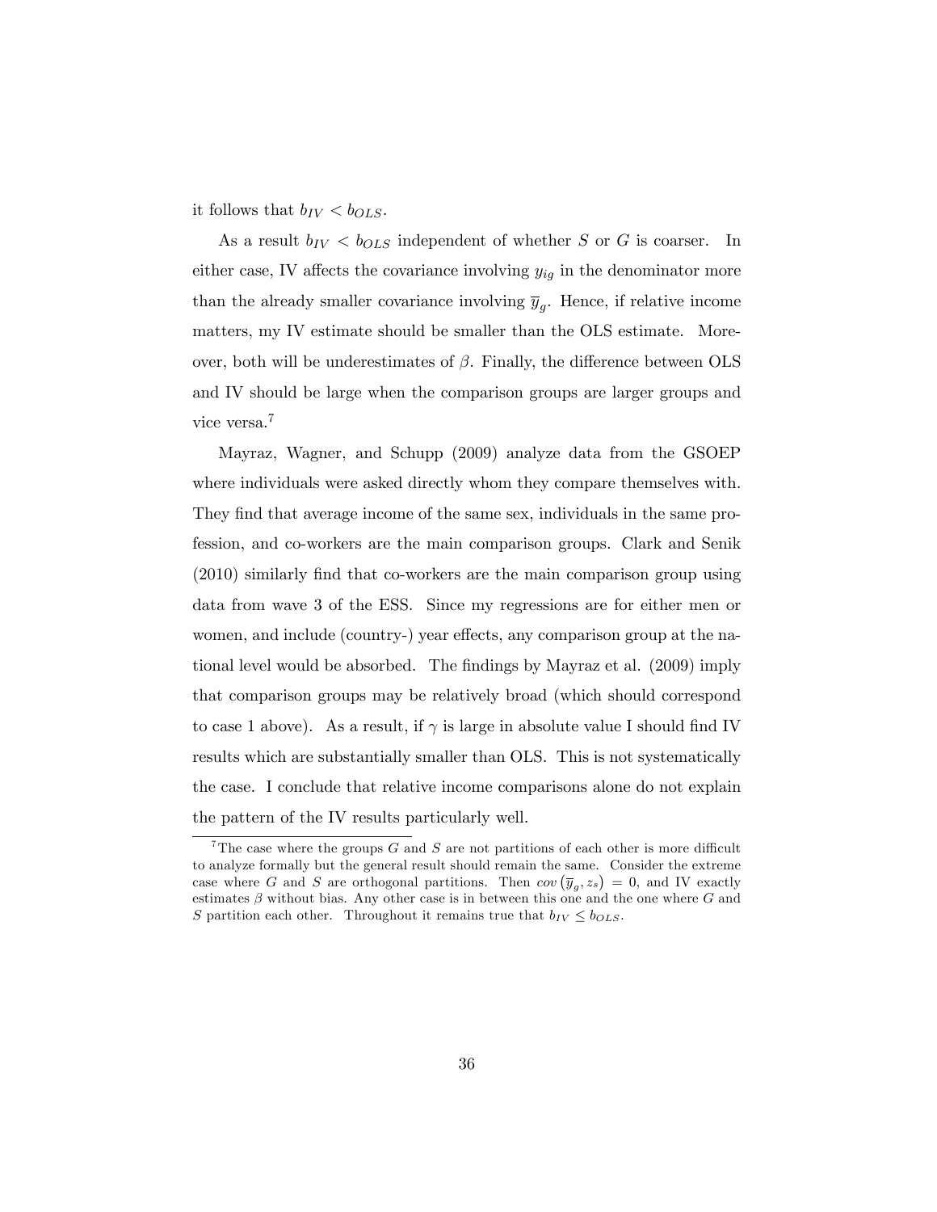it follows that $b_{IV} < b_{OLS}$.

As a result $b_{IV} < b_{OLS}$ independent of whether $S$ or $G$ is coarser. In either case, IV affects the covariance involving $y_{ig}$ in the denominator more than the already smaller covariance involving $\overline{y}_g$. Hence, if relative income matters, my IV estimate should be smaller than the OLS estimate. Moreover, both will be underestimates of $\beta$. Finally, the difference between OLS and IV should be large when the comparison groups are larger groups and vice versa.[7]

Mayraz, Wagner, and Schupp (2009) analyze data from the GSOEP where individuals were asked directly whom they compare themselves with. They find that average income of the same sex, individuals in the same profession, and co-workers are the main comparison groups. Clark and Senik (2010) similarly find that co-workers are the main comparison group using data from wave 3 of the ESS. Since my regressions are for either men or women, and include (country-) year effects, any comparison group at the national level would be absorbed. The findings by Mayraz et al. (2009) imply that comparison groups may be relatively broad (which should correspond to case 1 above). As a result, if $\gamma$ is large in absolute value I should find IV results which are substantially smaller than OLS. This is not systematically the case. I conclude that relative income comparisons alone do not explain the pattern of the IV results particularly well.

[7] The case where the groups $G$ and $S$ are not partitions of each other is more difficult to analyze formally but the general result should remain the same. Consider the extreme case where $G$ and $S$ are orthogonal partitions. Then $cov\left(\overline{y}_g, z_s\right) = 0$, and IV exactly estimates $\beta$ without bias. Any other case is in between this one and the one where $G$ and $S$ partition each other. Throughout it remains true that $b_{IV} \leq b_{OLS}$.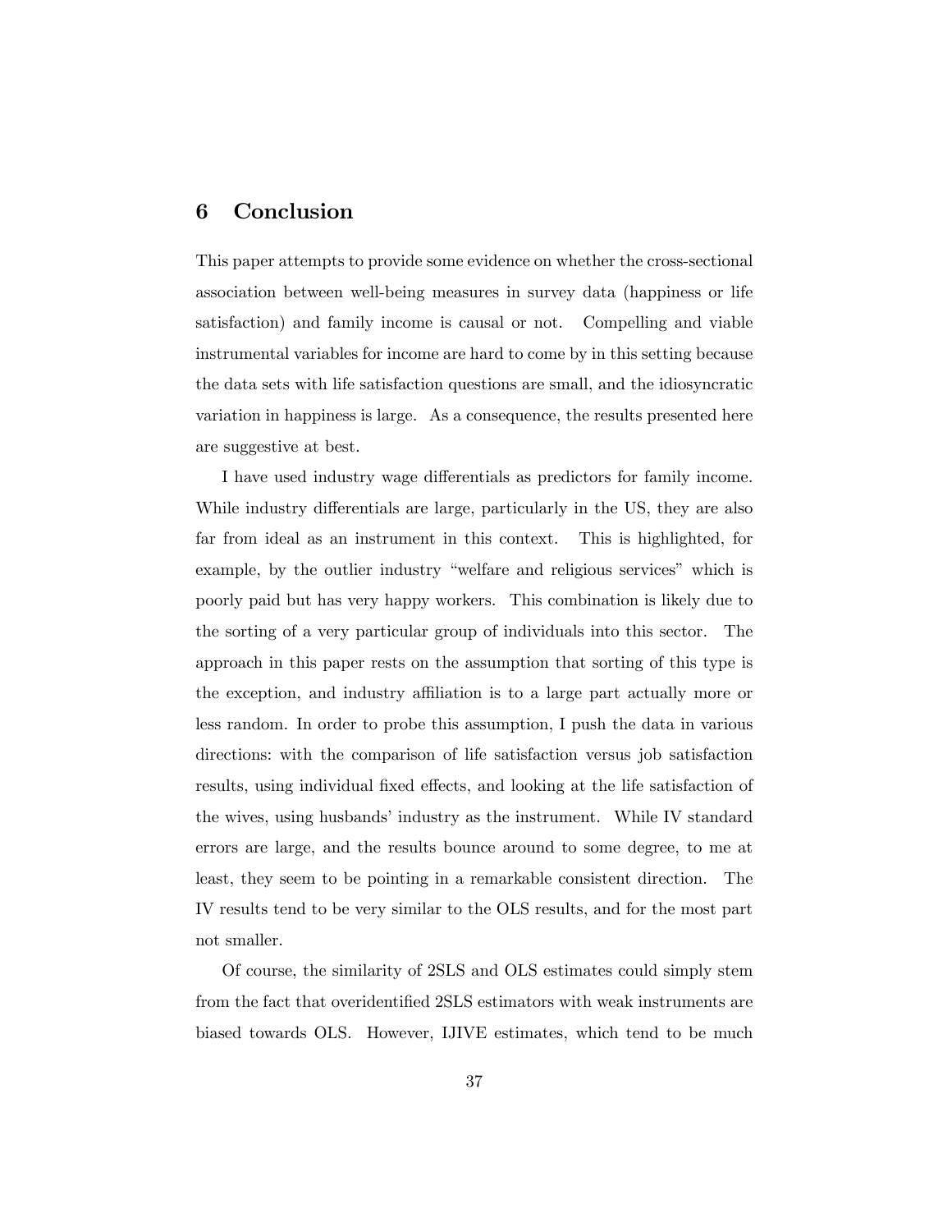## 6 Conclusion

This paper attempts to provide some evidence on whether the cross-sectional association between well-being measures in survey data (happiness or life satisfaction) and family income is causal or not. Compelling and viable instrumental variables for income are hard to come by in this setting because the data sets with life satisfaction questions are small, and the idiosyncratic variation in happiness is large. As a consequence, the results presented here are suggestive at best.

I have used industry wage differentials as predictors for family income. While industry differentials are large, particularly in the US, they are also far from ideal as an instrument in this context. This is highlighted, for example, by the outlier industry "welfare and religious services" which is poorly paid but has very happy workers. This combination is likely due to the sorting of a very particular group of individuals into this sector. The approach in this paper rests on the assumption that sorting of this type is the exception, and industry affiliation is to a large part actually more or less random. In order to probe this assumption, I push the data in various directions: with the comparison of life satisfaction versus job satisfaction results, using individual fixed effects, and looking at the life satisfaction of the wives, using husbands' industry as the instrument. While IV standard errors are large, and the results bounce around to some degree, to me at least, they seem to be pointing in a remarkable consistent direction. The IV results tend to be very similar to the OLS results, and for the most part not smaller.

Of course, the similarity of 2SLS and OLS estimates could simply stem from the fact that overidentified 2SLS estimators with weak instruments are biased towards OLS. However, IJIVE estimates, which tend to be much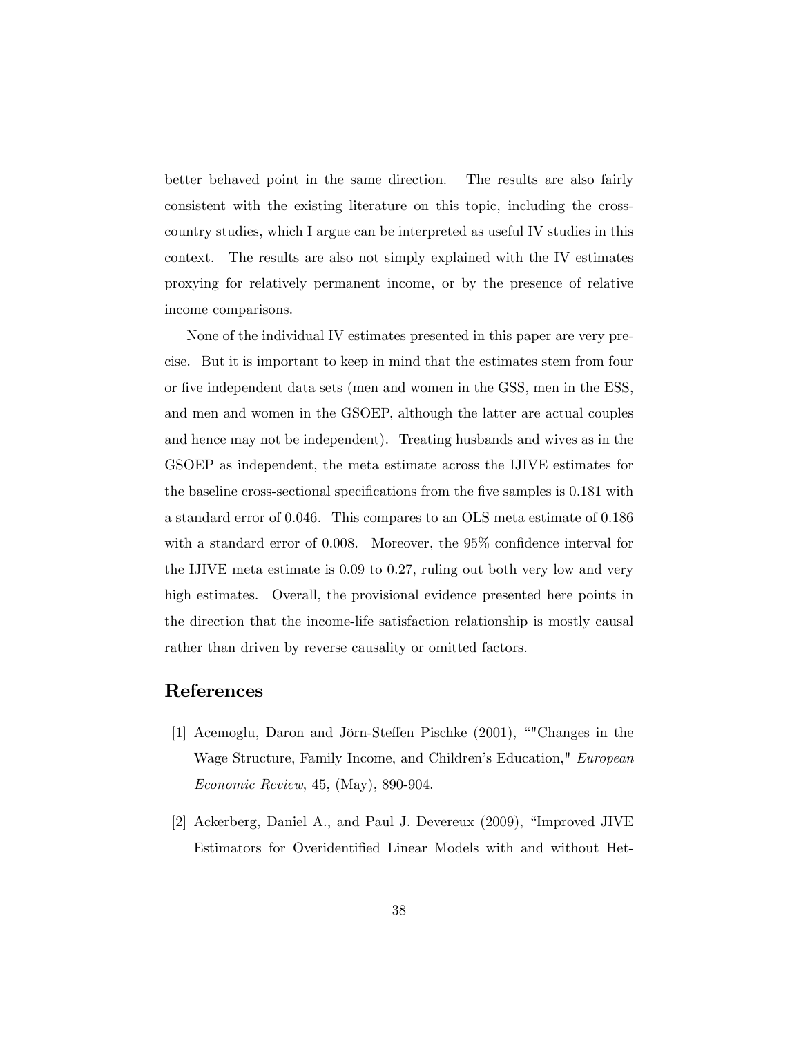better behaved point in the same direction. The results are also fairly consistent with the existing literature on this topic, including the cross-country studies, which I argue can be interpreted as useful IV studies in this context. The results are also not simply explained with the IV estimates proxying for relatively permanent income, or by the presence of relative income comparisons.

None of the individual IV estimates presented in this paper are very precise. But it is important to keep in mind that the estimates stem from four or five independent data sets (men and women in the GSS, men in the ESS, and men and women in the GSOEP, although the latter are actual couples and hence may not be independent). Treating husbands and wives as in the GSOEP as independent, the meta estimate across the IJIVE estimates for the baseline cross-sectional specifications from the five samples is 0.181 with a standard error of 0.046. This compares to an OLS meta estimate of 0.186 with a standard error of 0.008. Moreover, the 95% confidence interval for the IJIVE meta estimate is 0.09 to 0.27, ruling out both very low and very high estimates. Overall, the provisional evidence presented here points in the direction that the income-life satisfaction relationship is mostly causal rather than driven by reverse causality or omitted factors.

# References

[1] Acemoglu, Daron and Jörn-Steffen Pischke (2001), “"Changes in the Wage Structure, Family Income, and Children's Education," *European Economic Review*, 45, (May), 890-904.

[2] Ackerberg, Daniel A., and Paul J. Devereux (2009), “Improved JIVE Estimators for Overidentified Linear Models with and without Het-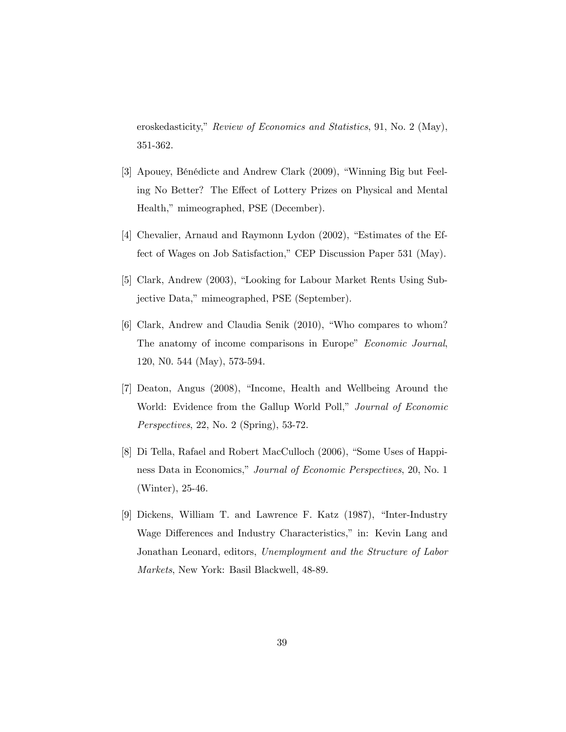eroskedasticity," *Review of Economics and Statistics*, 91, No. 2 (May), 351-362.

[3] Apouey, Bénédicte and Andrew Clark (2009), "Winning Big but Feeling No Better? The Effect of Lottery Prizes on Physical and Mental Health," mimeographed, PSE (December).

[4] Chevalier, Arnaud and Raymonn Lydon (2002), "Estimates of the Effect of Wages on Job Satisfaction," CEP Discussion Paper 531 (May).

[5] Clark, Andrew (2003), "Looking for Labour Market Rents Using Subjective Data," mimeographed, PSE (September).

[6] Clark, Andrew and Claudia Senik (2010), "Who compares to whom? The anatomy of income comparisons in Europe" *Economic Journal*, 120, N0. 544 (May), 573-594.

[7] Deaton, Angus (2008), "Income, Health and Wellbeing Around the World: Evidence from the Gallup World Poll," *Journal of Economic Perspectives*, 22, No. 2 (Spring), 53-72.

[8] Di Tella, Rafael and Robert MacCulloch (2006), "Some Uses of Happiness Data in Economics," *Journal of Economic Perspectives*, 20, No. 1 (Winter), 25-46.

[9] Dickens, William T. and Lawrence F. Katz (1987), "Inter-Industry Wage Differences and Industry Characteristics," in: Kevin Lang and Jonathan Leonard, editors, *Unemployment and the Structure of Labor Markets*, New York: Basil Blackwell, 48-89.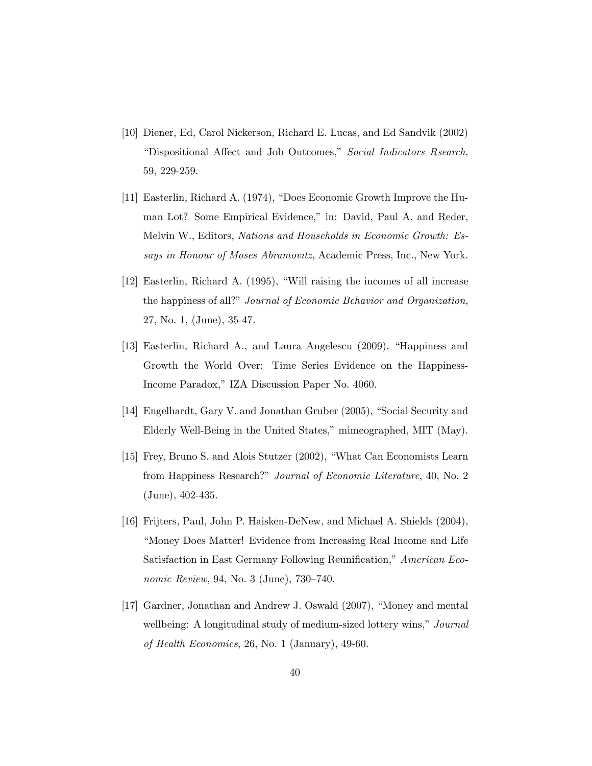[10] Diener, Ed, Carol Nickerson, Richard E. Lucas, and Ed Sandvik (2002) "Dispositional Affect and Job Outcomes," *Social Indicators Rsearch*, 59, 229-259.

[11] Easterlin, Richard A. (1974), "Does Economic Growth Improve the Human Lot? Some Empirical Evidence," in: David, Paul A. and Reder, Melvin W., Editors, *Nations and Households in Economic Growth: Essays in Honour of Moses Abramovitz*, Academic Press, Inc., New York.

[12] Easterlin, Richard A. (1995), "Will raising the incomes of all increase the happiness of all?" *Journal of Economic Behavior and Organization*, 27, No. 1, (June), 35-47.

[13] Easterlin, Richard A., and Laura Angelescu (2009), "Happiness and Growth the World Over: Time Series Evidence on the Happiness-Income Paradox," IZA Discussion Paper No. 4060.

[14] Engelhardt, Gary V. and Jonathan Gruber (2005), "Social Security and Elderly Well-Being in the United States," mimeographed, MIT (May).

[15] Frey, Bruno S. and Alois Stutzer (2002), "What Can Economists Learn from Happiness Research?" *Journal of Economic Literature*, 40, No. 2 (June), 402-435.

[16] Frijters, Paul, John P. Haisken-DeNew, and Michael A. Shields (2004), "Money Does Matter! Evidence from Increasing Real Income and Life Satisfaction in East Germany Following Reunification," *American Economic Review*, 94, No. 3 (June), 730–740.

[17] Gardner, Jonathan and Andrew J. Oswald (2007), "Money and mental wellbeing: A longitudinal study of medium-sized lottery wins," *Journal of Health Economics*, 26, No. 1 (January), 49-60.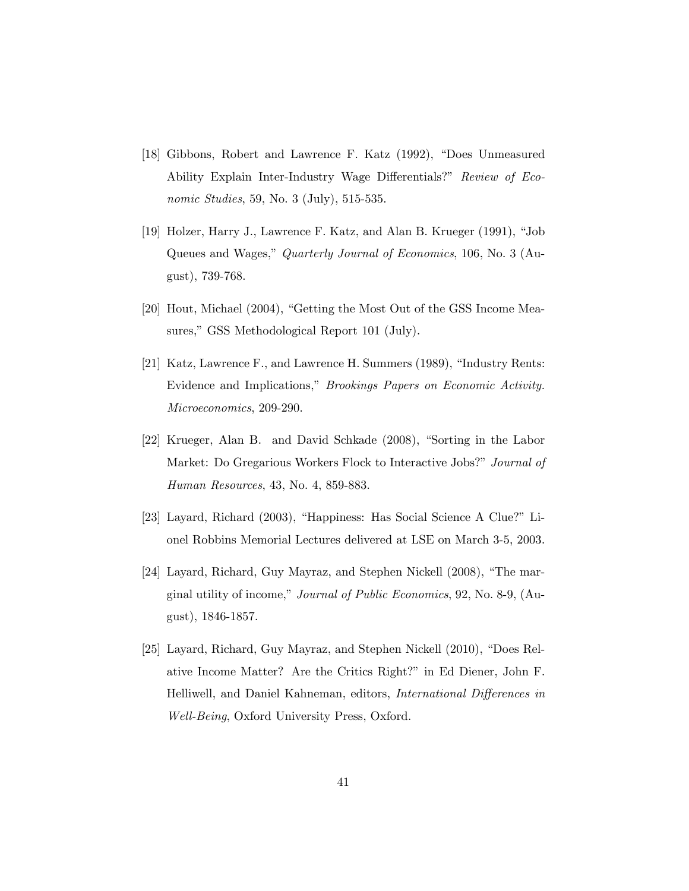[18] Gibbons, Robert and Lawrence F. Katz (1992), "Does Unmeasured Ability Explain Inter-Industry Wage Differentials?" *Review of Economic Studies*, 59, No. 3 (July), 515-535.

[19] Holzer, Harry J., Lawrence F. Katz, and Alan B. Krueger (1991), "Job Queues and Wages," *Quarterly Journal of Economics*, 106, No. 3 (August), 739-768.

[20] Hout, Michael (2004), "Getting the Most Out of the GSS Income Measures," GSS Methodological Report 101 (July).

[21] Katz, Lawrence F., and Lawrence H. Summers (1989), "Industry Rents: Evidence and Implications," *Brookings Papers on Economic Activity. Microeconomics*, 209-290.

[22] Krueger, Alan B. and David Schkade (2008), "Sorting in the Labor Market: Do Gregarious Workers Flock to Interactive Jobs?" *Journal of Human Resources*, 43, No. 4, 859-883.

[23] Layard, Richard (2003), "Happiness: Has Social Science A Clue?" Lionel Robbins Memorial Lectures delivered at LSE on March 3-5, 2003.

[24] Layard, Richard, Guy Mayraz, and Stephen Nickell (2008), "The marginal utility of income," *Journal of Public Economics*, 92, No. 8-9, (August), 1846-1857.

[25] Layard, Richard, Guy Mayraz, and Stephen Nickell (2010), "Does Relative Income Matter? Are the Critics Right?" in Ed Diener, John F. Helliwell, and Daniel Kahneman, editors, *International Differences in Well-Being*, Oxford University Press, Oxford.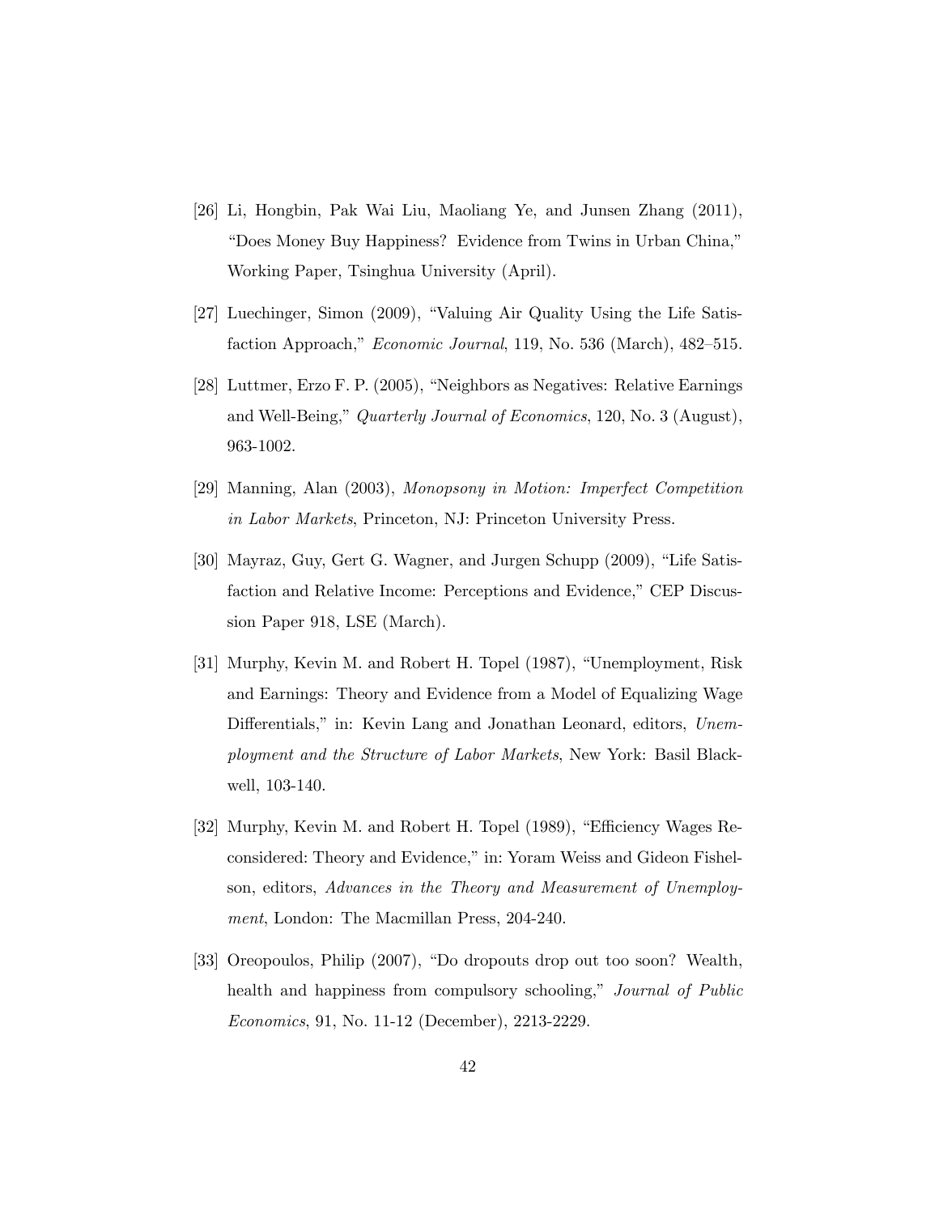[26] Li, Hongbin, Pak Wai Liu, Maoliang Ye, and Junsen Zhang (2011), "Does Money Buy Happiness? Evidence from Twins in Urban China," Working Paper, Tsinghua University (April).

[27] Luechinger, Simon (2009), "Valuing Air Quality Using the Life Satisfaction Approach," *Economic Journal*, 119, No. 536 (March), 482–515.

[28] Luttmer, Erzo F. P. (2005), "Neighbors as Negatives: Relative Earnings and Well-Being," *Quarterly Journal of Economics*, 120, No. 3 (August), 963-1002.

[29] Manning, Alan (2003), *Monopsony in Motion: Imperfect Competition in Labor Markets*, Princeton, NJ: Princeton University Press.

[30] Mayraz, Guy, Gert G. Wagner, and Jurgen Schupp (2009), "Life Satisfaction and Relative Income: Perceptions and Evidence," CEP Discussion Paper 918, LSE (March).

[31] Murphy, Kevin M. and Robert H. Topel (1987), "Unemployment, Risk and Earnings: Theory and Evidence from a Model of Equalizing Wage Differentials," in: Kevin Lang and Jonathan Leonard, editors, *Unemployment and the Structure of Labor Markets*, New York: Basil Blackwell, 103-140.

[32] Murphy, Kevin M. and Robert H. Topel (1989), "Efficiency Wages Reconsidered: Theory and Evidence," in: Yoram Weiss and Gideon Fishelson, editors, *Advances in the Theory and Measurement of Unemployment*, London: The Macmillan Press, 204-240.

[33] Oreopoulos, Philip (2007), "Do dropouts drop out too soon? Wealth, health and happiness from compulsory schooling," *Journal of Public Economics*, 91, No. 11-12 (December), 2213-2229.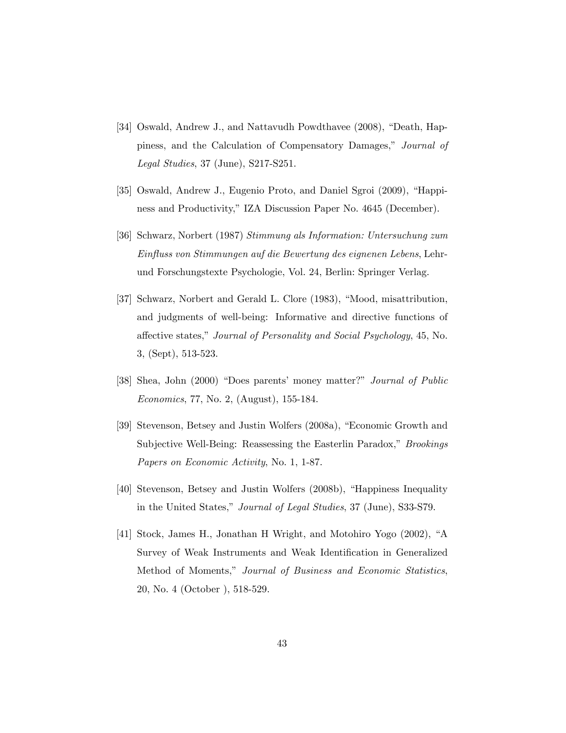[34] Oswald, Andrew J., and Nattavudh Powdthavee (2008), "Death, Happiness, and the Calculation of Compensatory Damages," *Journal of Legal Studies*, 37 (June), S217-S251.

[35] Oswald, Andrew J., Eugenio Proto, and Daniel Sgroi (2009), "Happiness and Productivity," IZA Discussion Paper No. 4645 (December).

[36] Schwarz, Norbert (1987) *Stimmung als Information: Untersuchung zum Einfluss von Stimmungen auf die Bewertung des eignenen Lebens*, Lehr- und Forschungstexte Psychologie, Vol. 24, Berlin: Springer Verlag.

[37] Schwarz, Norbert and Gerald L. Clore (1983), "Mood, misattribution, and judgments of well-being: Informative and directive functions of affective states," *Journal of Personality and Social Psychology*, 45, No. 3, (Sept), 513-523.

[38] Shea, John (2000) "Does parents' money matter?" *Journal of Public Economics*, 77, No. 2, (August), 155-184.

[39] Stevenson, Betsey and Justin Wolfers (2008a), "Economic Growth and Subjective Well-Being: Reassessing the Easterlin Paradox," *Brookings Papers on Economic Activity*, No. 1, 1-87.

[40] Stevenson, Betsey and Justin Wolfers (2008b), "Happiness Inequality in the United States," *Journal of Legal Studies*, 37 (June), S33-S79.

[41] Stock, James H., Jonathan H Wright, and Motohiro Yogo (2002), "A Survey of Weak Instruments and Weak Identification in Generalized Method of Moments," *Journal of Business and Economic Statistics*, 20, No. 4 (October ), 518-529.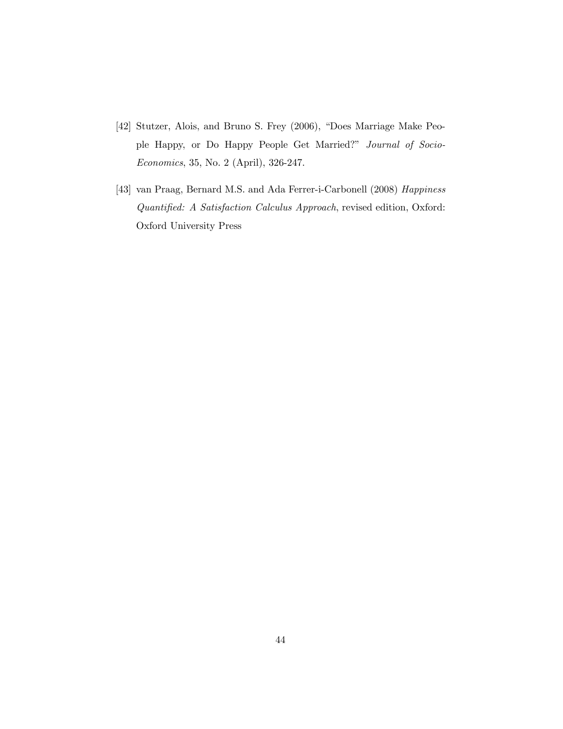[42] Stutzer, Alois, and Bruno S. Frey (2006), "Does Marriage Make People Happy, or Do Happy People Get Married?" *Journal of Socio-Economics*, 35, No. 2 (April), 326-247.

[43] van Praag, Bernard M.S. and Ada Ferrer-i-Carbonell (2008) *Happiness Quantified: A Satisfaction Calculus Approach*, revised edition, Oxford: Oxford University Press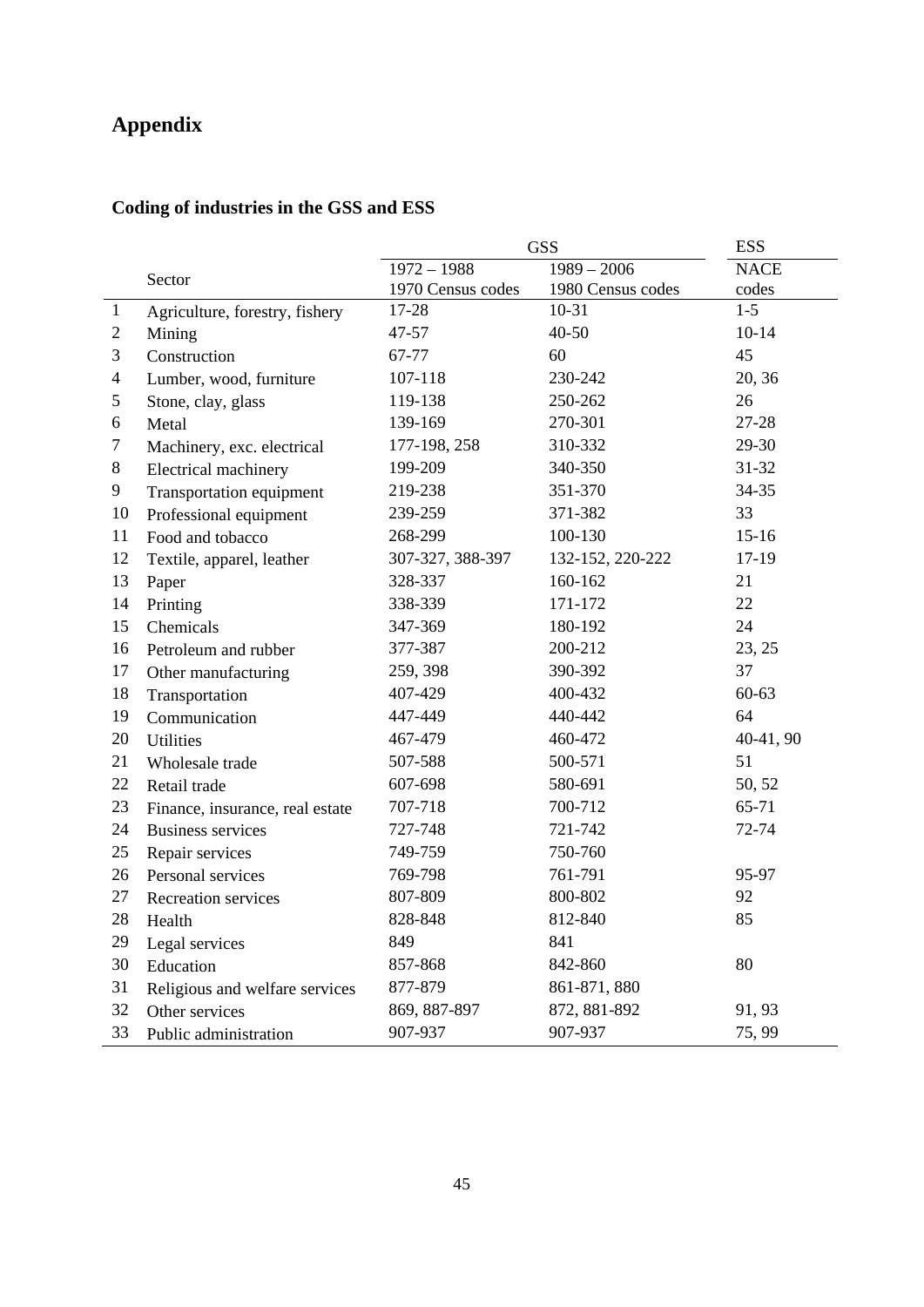# Appendix

## Coding of industries in the GSS and ESS

| | Sector | GSS | | ESS |
|---|---|---|---|---|
| | | 1972 – 1988<br>1970 Census codes | 1989 – 2006<br>1980 Census codes | NACE<br>codes |
| 1 | Agriculture, forestry, fishery | 17-28 | 10-31 | 1-5 |
| 2 | Mining | 47-57 | 40-50 | 10-14 |
| 3 | Construction | 67-77 | 60 | 45 |
| 4 | Lumber, wood, furniture | 107-118 | 230-242 | 20, 36 |
| 5 | Stone, clay, glass | 119-138 | 250-262 | 26 |
| 6 | Metal | 139-169 | 270-301 | 27-28 |
| 7 | Machinery, exc. electrical | 177-198, 258 | 310-332 | 29-30 |
| 8 | Electrical machinery | 199-209 | 340-350 | 31-32 |
| 9 | Transportation equipment | 219-238 | 351-370 | 34-35 |
| 10 | Professional equipment | 239-259 | 371-382 | 33 |
| 11 | Food and tobacco | 268-299 | 100-130 | 15-16 |
| 12 | Textile, apparel, leather | 307-327, 388-397 | 132-152, 220-222 | 17-19 |
| 13 | Paper | 328-337 | 160-162 | 21 |
| 14 | Printing | 338-339 | 171-172 | 22 |
| 15 | Chemicals | 347-369 | 180-192 | 24 |
| 16 | Petroleum and rubber | 377-387 | 200-212 | 23, 25 |
| 17 | Other manufacturing | 259, 398 | 390-392 | 37 |
| 18 | Transportation | 407-429 | 400-432 | 60-63 |
| 19 | Communication | 447-449 | 440-442 | 64 |
| 20 | Utilities | 467-479 | 460-472 | 40-41, 90 |
| 21 | Wholesale trade | 507-588 | 500-571 | 51 |
| 22 | Retail trade | 607-698 | 580-691 | 50, 52 |
| 23 | Finance, insurance, real estate | 707-718 | 700-712 | 65-71 |
| 24 | Business services | 727-748 | 721-742 | 72-74 |
| 25 | Repair services | 749-759 | 750-760 | |
| 26 | Personal services | 769-798 | 761-791 | 95-97 |
| 27 | Recreation services | 807-809 | 800-802 | 92 |
| 28 | Health | 828-848 | 812-840 | 85 |
| 29 | Legal services | 849 | 841 | |
| 30 | Education | 857-868 | 842-860 | 80 |
| 31 | Religious and welfare services | 877-879 | 861-871, 880 | |
| 32 | Other services | 869, 887-897 | 872, 881-892 | 91, 93 |
| 33 | Public administration | 907-937 | 907-937 | 75, 99 |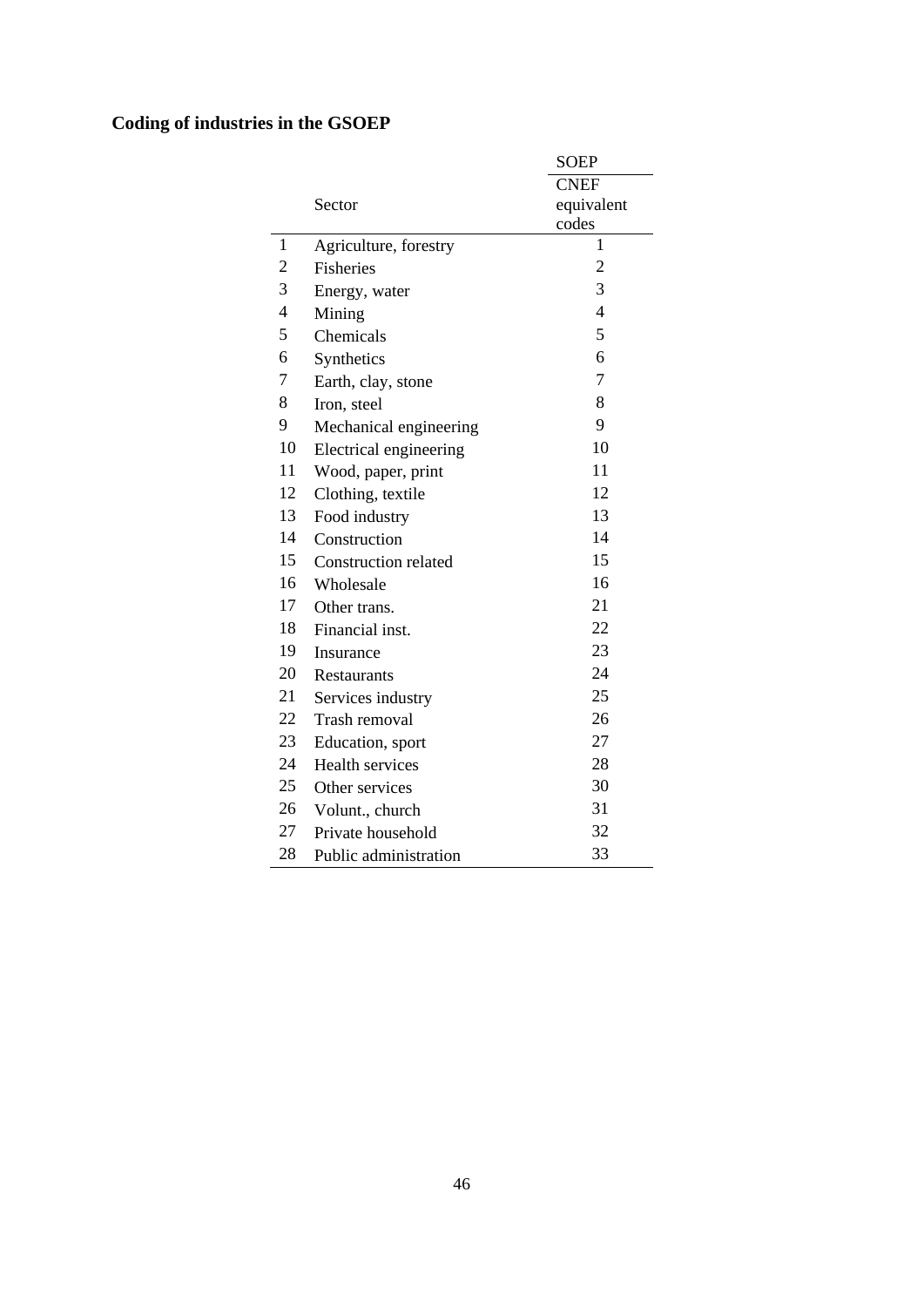**Coding of industries in the GSOEP**

| | Sector | SOEP CNEF equivalent codes |
|---|---|---|
| 1 | Agriculture, forestry | 1 |
| 2 | Fisheries | 2 |
| 3 | Energy, water | 3 |
| 4 | Mining | 4 |
| 5 | Chemicals | 5 |
| 6 | Synthetics | 6 |
| 7 | Earth, clay, stone | 7 |
| 8 | Iron, steel | 8 |
| 9 | Mechanical engineering | 9 |
| 10 | Electrical engineering | 10 |
| 11 | Wood, paper, print | 11 |
| 12 | Clothing, textile | 12 |
| 13 | Food industry | 13 |
| 14 | Construction | 14 |
| 15 | Construction related | 15 |
| 16 | Wholesale | 16 |
| 17 | Other trans. | 21 |
| 18 | Financial inst. | 22 |
| 19 | Insurance | 23 |
| 20 | Restaurants | 24 |
| 21 | Services industry | 25 |
| 22 | Trash removal | 26 |
| 23 | Education, sport | 27 |
| 24 | Health services | 28 |
| 25 | Other services | 30 |
| 26 | Volunt., church | 31 |
| 27 | Private household | 32 |
| 28 | Public administration | 33 |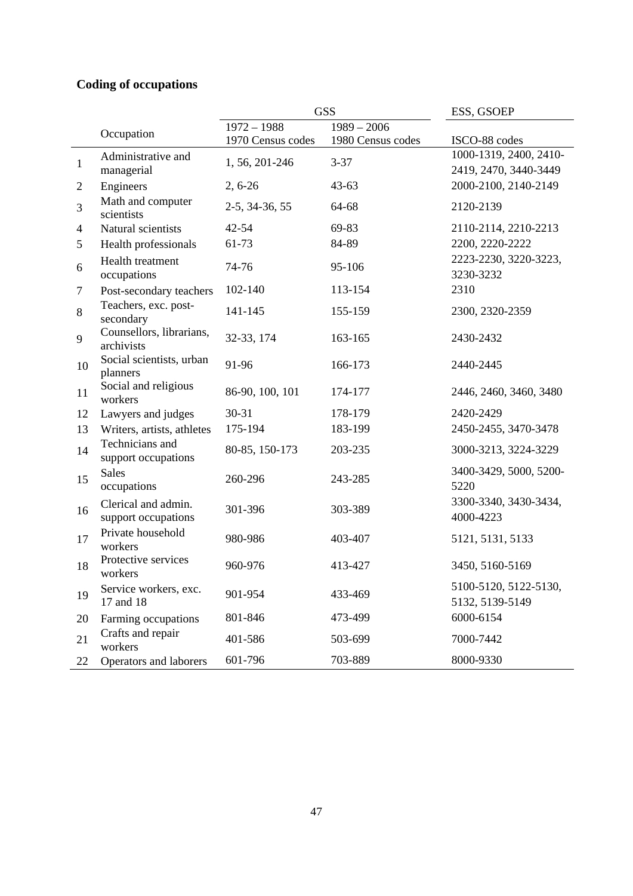**Coding of occupations**

| | Occupation | GSS | | ESS, GSOEP |
|---|---|---|---|---|
| | | 1972 – 1988<br>1970 Census codes | 1989 – 2006<br>1980 Census codes | ISCO-88 codes |
| 1 | Administrative and managerial | 1, 56, 201-246 | 3-37 | 1000-1319, 2400, 2410-2419, 2470, 3440-3449 |
| 2 | Engineers | 2, 6-26 | 43-63 | 2000-2100, 2140-2149 |
| 3 | Math and computer scientists | 2-5, 34-36, 55 | 64-68 | 2120-2139 |
| 4 | Natural scientists | 42-54 | 69-83 | 2110-2114, 2210-2213 |
| 5 | Health professionals | 61-73 | 84-89 | 2200, 2220-2222 |
| 6 | Health treatment occupations | 74-76 | 95-106 | 2223-2230, 3220-3223, 3230-3232 |
| 7 | Post-secondary teachers | 102-140 | 113-154 | 2310 |
| 8 | Teachers, exc. post-secondary | 141-145 | 155-159 | 2300, 2320-2359 |
| 9 | Counsellors, librarians, archivists | 32-33, 174 | 163-165 | 2430-2432 |
| 10 | Social scientists, urban planners | 91-96 | 166-173 | 2440-2445 |
| 11 | Social and religious workers | 86-90, 100, 101 | 174-177 | 2446, 2460, 3460, 3480 |
| 12 | Lawyers and judges | 30-31 | 178-179 | 2420-2429 |
| 13 | Writers, artists, athletes | 175-194 | 183-199 | 2450-2455, 3470-3478 |
| 14 | Technicians and support occupations | 80-85, 150-173 | 203-235 | 3000-3213, 3224-3229 |
| 15 | Sales occupations | 260-296 | 243-285 | 3400-3429, 5000, 5200-5220 |
| 16 | Clerical and admin. support occupations | 301-396 | 303-389 | 3300-3340, 3430-3434, 4000-4223 |
| 17 | Private household workers | 980-986 | 403-407 | 5121, 5131, 5133 |
| 18 | Protective services workers | 960-976 | 413-427 | 3450, 5160-5169 |
| 19 | Service workers, exc. 17 and 18 | 901-954 | 433-469 | 5100-5120, 5122-5130, 5132, 5139-5149 |
| 20 | Farming occupations | 801-846 | 473-499 | 6000-6154 |
| 21 | Crafts and repair workers | 401-586 | 503-699 | 7000-7442 |
| 22 | Operators and laborers | 601-796 | 703-889 | 8000-9330 |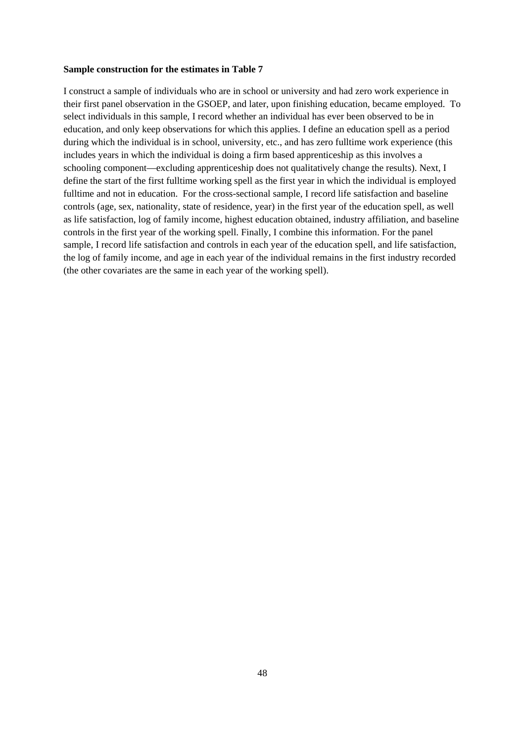**Sample construction for the estimates in Table 7**

I construct a sample of individuals who are in school or university and had zero work experience in their first panel observation in the GSOEP, and later, upon finishing education, became employed. To select individuals in this sample, I record whether an individual has ever been observed to be in education, and only keep observations for which this applies. I define an education spell as a period during which the individual is in school, university, etc., and has zero fulltime work experience (this includes years in which the individual is doing a firm based apprenticeship as this involves a schooling component—excluding apprenticeship does not qualitatively change the results). Next, I define the start of the first fulltime working spell as the first year in which the individual is employed fulltime and not in education. For the cross-sectional sample, I record life satisfaction and baseline controls (age, sex, nationality, state of residence, year) in the first year of the education spell, as well as life satisfaction, log of family income, highest education obtained, industry affiliation, and baseline controls in the first year of the working spell. Finally, I combine this information. For the panel sample, I record life satisfaction and controls in each year of the education spell, and life satisfaction, the log of family income, and age in each year of the individual remains in the first industry recorded (the other covariates are the same in each year of the working spell).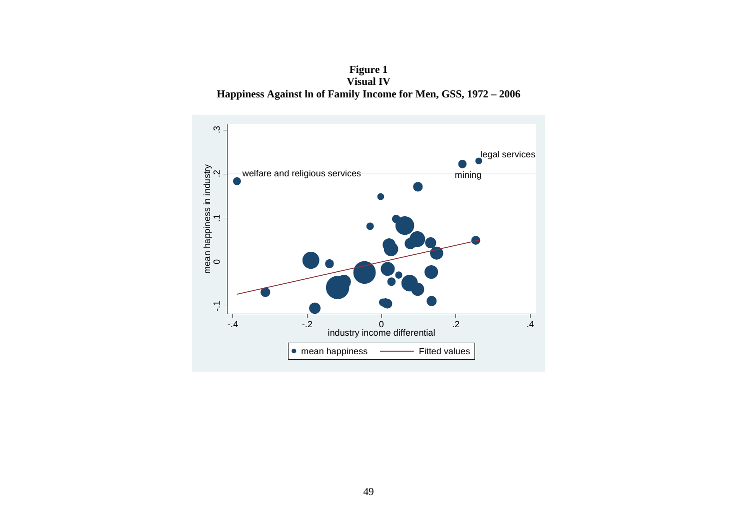**Figure 1**
**Visual IV**
**Happiness Against ln of Family Income for Men, GSS, 1972 – 2006**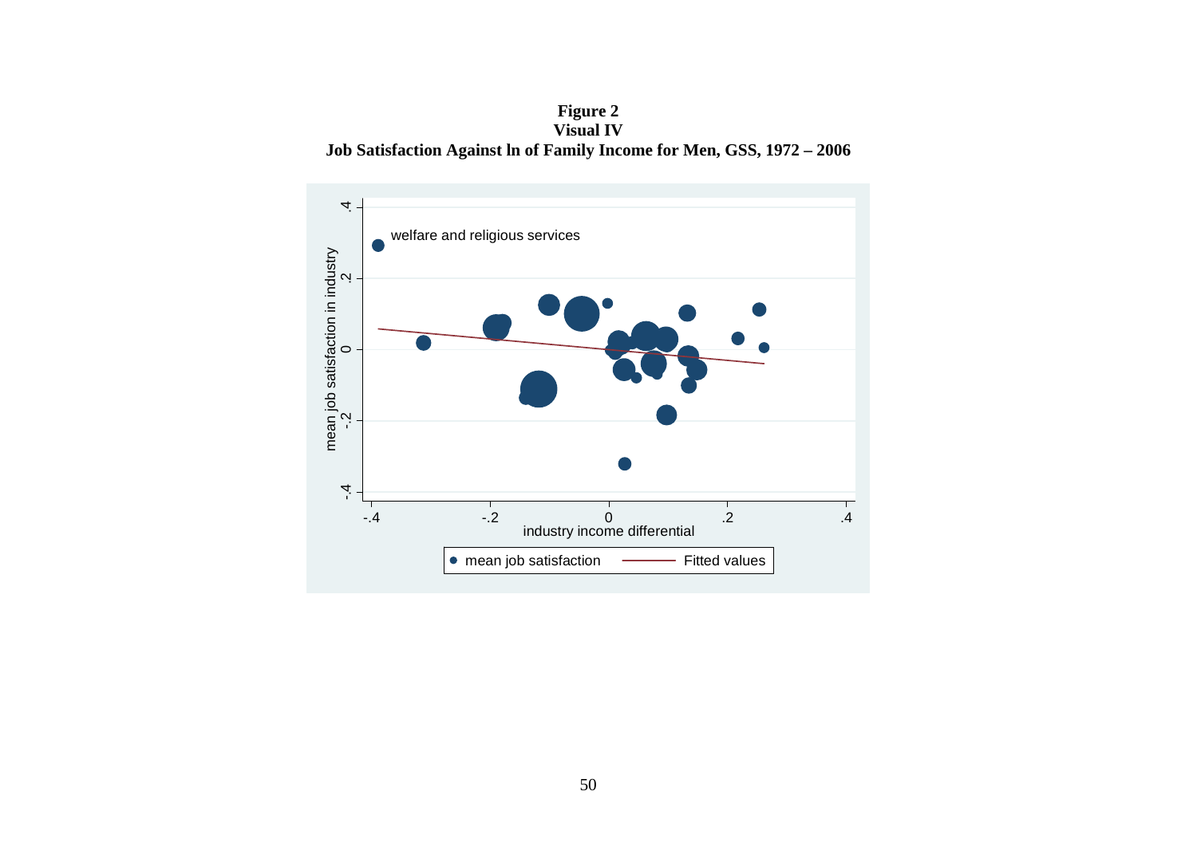**Figure 2**
**Visual IV**
**Job Satisfaction Against ln of Family Income for Men, GSS, 1972 – 2006**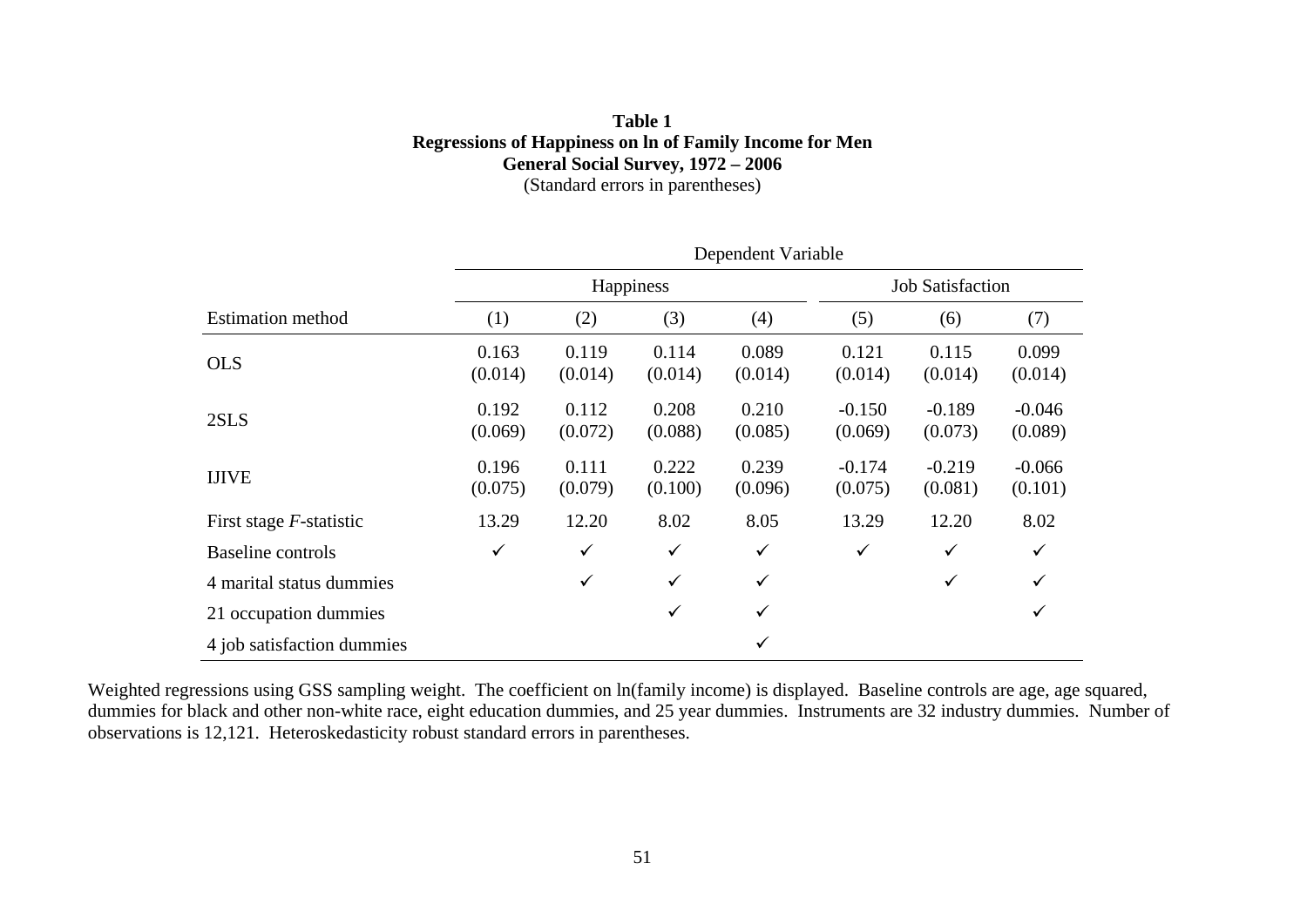**Table 1**
**Regressions of Happiness on ln of Family Income for Men**
**General Social Survey, 1972 – 2006**
(Standard errors in parentheses)

| | Dependent Variable | | | | | | |
|---|---|---|---|---|---|---|---|
| | Happiness | | | | Job Satisfaction | | |
| Estimation method | (1) | (2) | (3) | (4) | (5) | (6) | (7) |
| OLS | 0.163<br>(0.014) | 0.119<br>(0.014) | 0.114<br>(0.014) | 0.089<br>(0.014) | 0.121<br>(0.014) | 0.115<br>(0.014) | 0.099<br>(0.014) |
| 2SLS | 0.192<br>(0.069) | 0.112<br>(0.072) | 0.208<br>(0.088) | 0.210<br>(0.085) | -0.150<br>(0.069) | -0.189<br>(0.073) | -0.046<br>(0.089) |
| IJIVE | 0.196<br>(0.075) | 0.111<br>(0.079) | 0.222<br>(0.100) | 0.239<br>(0.096) | -0.174<br>(0.075) | -0.219<br>(0.081) | -0.066<br>(0.101) |
| First stage *F*-statistic | 13.29 | 12.20 | 8.02 | 8.05 | 13.29 | 12.20 | 8.02 |
| Baseline controls | ✓ | ✓ | ✓ | ✓ | ✓ | ✓ | ✓ |
| 4 marital status dummies | | ✓ | ✓ | ✓ | | ✓ | ✓ |
| 21 occupation dummies | | | ✓ | ✓ | | | ✓ |
| 4 job satisfaction dummies | | | | ✓ | | | |

Weighted regressions using GSS sampling weight. The coefficient on ln(family income) is displayed. Baseline controls are age, age squared, dummies for black and other non-white race, eight education dummies, and 25 year dummies. Instruments are 32 industry dummies. Number of observations is 12,121. Heteroskedasticity robust standard errors in parentheses.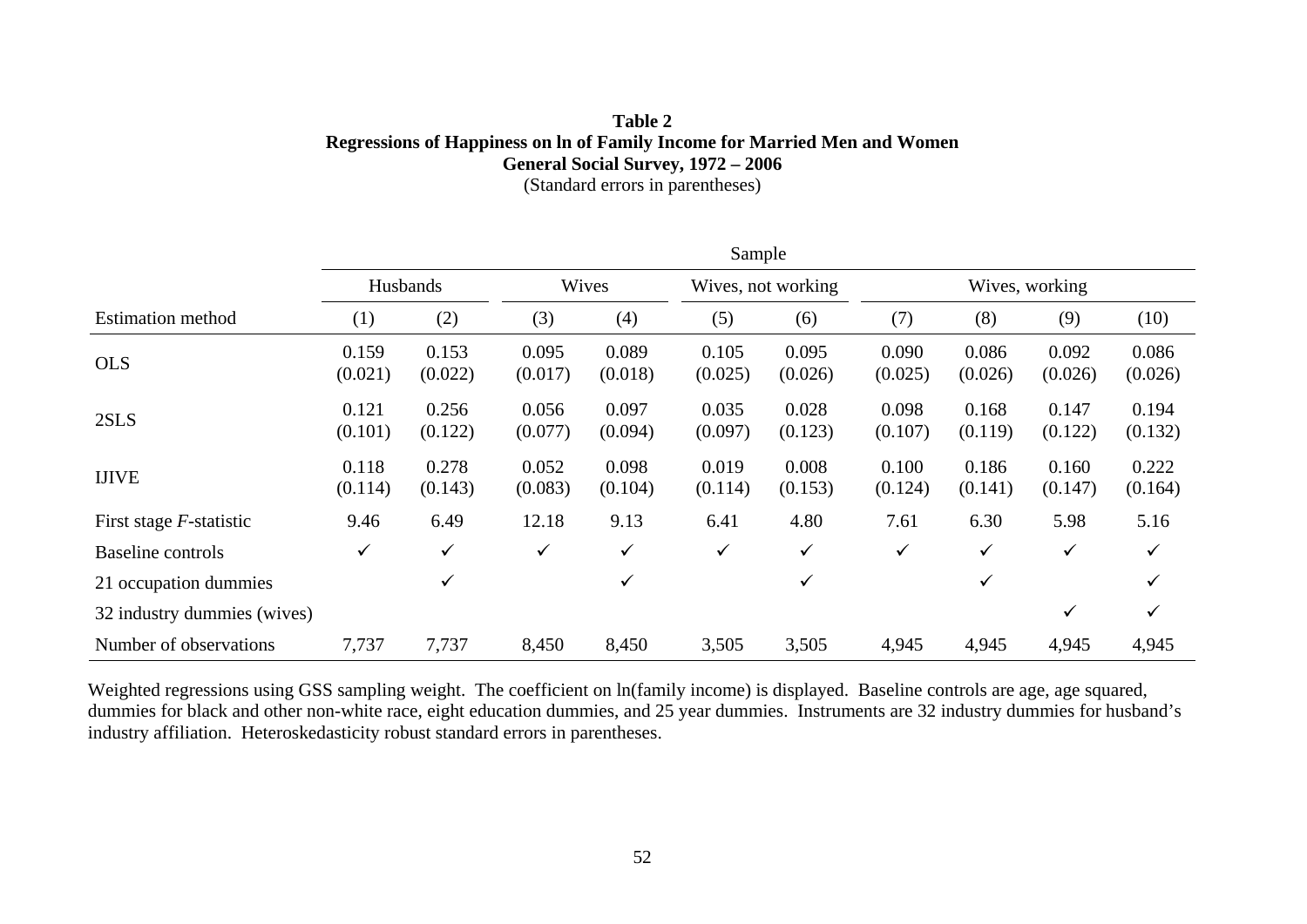**Table 2**
**Regressions of Happiness on ln of Family Income for Married Men and Women**
**General Social Survey, 1972 – 2006**
(Standard errors in parentheses)

| | Sample | | | | | | | | | |
|---|---|---|---|---|---|---|---|---|---|---|
| | Husbands | | Wives | | Wives, not working | | Wives, working | | | |
| Estimation method | (1) | (2) | (3) | (4) | (5) | (6) | (7) | (8) | (9) | (10) |
| OLS | 0.159<br>(0.021) | 0.153<br>(0.022) | 0.095<br>(0.017) | 0.089<br>(0.018) | 0.105<br>(0.025) | 0.095<br>(0.026) | 0.090<br>(0.025) | 0.086<br>(0.026) | 0.092<br>(0.026) | 0.086<br>(0.026) |
| 2SLS | 0.121<br>(0.101) | 0.256<br>(0.122) | 0.056<br>(0.077) | 0.097<br>(0.094) | 0.035<br>(0.097) | 0.028<br>(0.123) | 0.098<br>(0.107) | 0.168<br>(0.119) | 0.147<br>(0.122) | 0.194<br>(0.132) |
| IJIVE | 0.118<br>(0.114) | 0.278<br>(0.143) | 0.052<br>(0.083) | 0.098<br>(0.104) | 0.019<br>(0.114) | 0.008<br>(0.153) | 0.100<br>(0.124) | 0.186<br>(0.141) | 0.160<br>(0.147) | 0.222<br>(0.164) |
| First stage *F*-statistic | 9.46 | 6.49 | 12.18 | 9.13 | 6.41 | 4.80 | 7.61 | 6.30 | 5.98 | 5.16 |
| Baseline controls | ✓ | ✓ | ✓ | ✓ | ✓ | ✓ | ✓ | ✓ | ✓ | ✓ |
| 21 occupation dummies | | ✓ | | ✓ | | ✓ | | ✓ | | ✓ |
| 32 industry dummies (wives) | | | | | | | | | ✓ | ✓ |
| Number of observations | 7,737 | 7,737 | 8,450 | 8,450 | 3,505 | 3,505 | 4,945 | 4,945 | 4,945 | 4,945 |

Weighted regressions using GSS sampling weight. The coefficient on ln(family income) is displayed. Baseline controls are age, age squared, dummies for black and other non-white race, eight education dummies, and 25 year dummies. Instruments are 32 industry dummies for husband's industry affiliation. Heteroskedasticity robust standard errors in parentheses.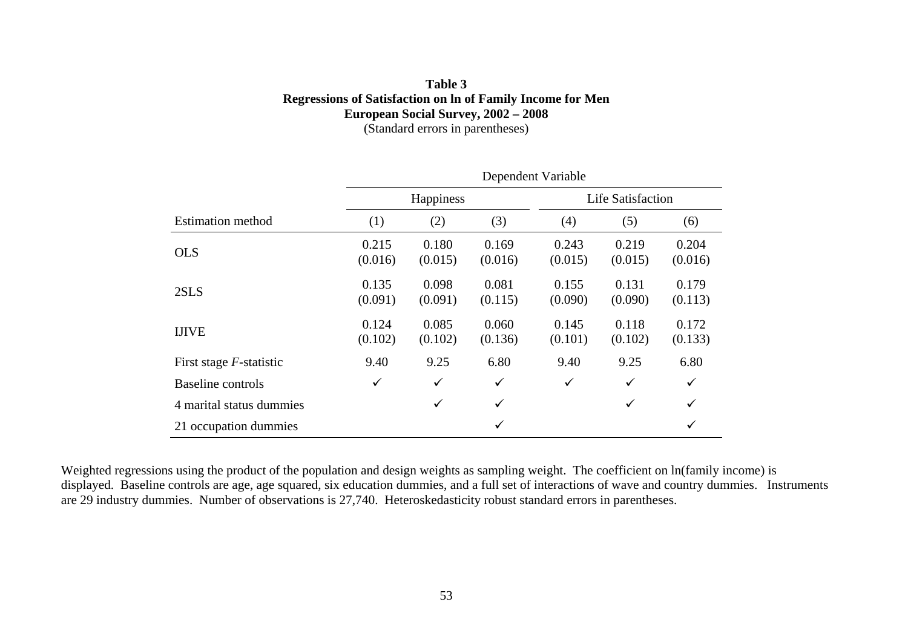**Table 3**
**Regressions of Satisfaction on ln of Family Income for Men**
**European Social Survey, 2002 – 2008**
(Standard errors in parentheses)

| | Dependent Variable | | | | | |
|---|---|---|---|---|---|---|
| | Happiness | | | Life Satisfaction | | |
| Estimation method | (1) | (2) | (3) | (4) | (5) | (6) |
| OLS | 0.215<br>(0.016) | 0.180<br>(0.015) | 0.169<br>(0.016) | 0.243<br>(0.015) | 0.219<br>(0.015) | 0.204<br>(0.016) |
| 2SLS | 0.135<br>(0.091) | 0.098<br>(0.091) | 0.081<br>(0.115) | 0.155<br>(0.090) | 0.131<br>(0.090) | 0.179<br>(0.113) |
| IJIVE | 0.124<br>(0.102) | 0.085<br>(0.102) | 0.060<br>(0.136) | 0.145<br>(0.101) | 0.118<br>(0.102) | 0.172<br>(0.133) |
| First stage *F*-statistic | 9.40 | 9.25 | 6.80 | 9.40 | 9.25 | 6.80 |
| Baseline controls | ✓ | ✓ | ✓ | ✓ | ✓ | ✓ |
| 4 marital status dummies | | ✓ | ✓ | | ✓ | ✓ |
| 21 occupation dummies | | | ✓ | | | ✓ |

Weighted regressions using the product of the population and design weights as sampling weight. The coefficient on ln(family income) is displayed. Baseline controls are age, age squared, six education dummies, and a full set of interactions of wave and country dummies. Instruments are 29 industry dummies. Number of observations is 27,740. Heteroskedasticity robust standard errors in parentheses.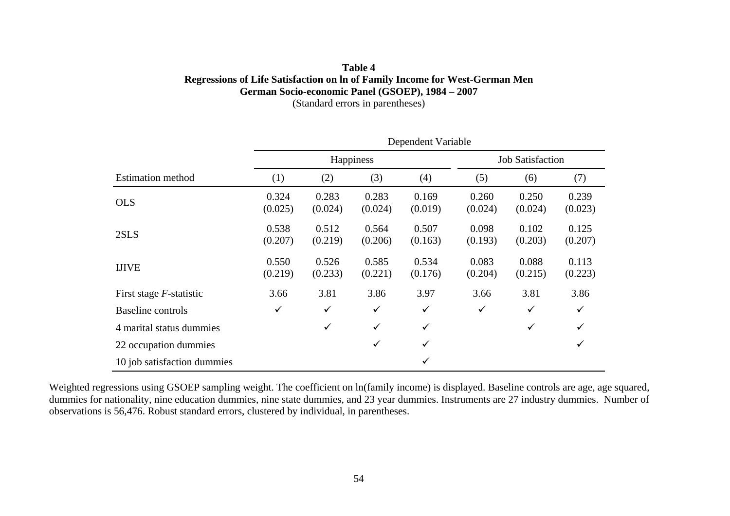**Table 4**
**Regressions of Life Satisfaction on ln of Family Income for West-German Men**
**German Socio-economic Panel (GSOEP), 1984 – 2007**
(Standard errors in parentheses)

| | Dependent Variable | | | | | | |
|---|---|---|---|---|---|---|---|
| | Happiness | | | | Job Satisfaction | | |
| Estimation method | (1) | (2) | (3) | (4) | (5) | (6) | (7) |
| OLS | 0.324 | 0.283 | 0.283 | 0.169 | 0.260 | 0.250 | 0.239 |
| | (0.025) | (0.024) | (0.024) | (0.019) | (0.024) | (0.024) | (0.023) |
| 2SLS | 0.538 | 0.512 | 0.564 | 0.507 | 0.098 | 0.102 | 0.125 |
| | (0.207) | (0.219) | (0.206) | (0.163) | (0.193) | (0.203) | (0.207) |
| IJIVE | 0.550 | 0.526 | 0.585 | 0.534 | 0.083 | 0.088 | 0.113 |
| | (0.219) | (0.233) | (0.221) | (0.176) | (0.204) | (0.215) | (0.223) |
| First stage *F*-statistic | 3.66 | 3.81 | 3.86 | 3.97 | 3.66 | 3.81 | 3.86 |
| Baseline controls | ✓ | ✓ | ✓ | ✓ | ✓ | ✓ | ✓ |
| 4 marital status dummies | | ✓ | ✓ | ✓ | | ✓ | ✓ |
| 22 occupation dummies | | | ✓ | ✓ | | | ✓ |
| 10 job satisfaction dummies | | | | ✓ | | | |

Weighted regressions using GSOEP sampling weight. The coefficient on ln(family income) is displayed. Baseline controls are age, age squared, dummies for nationality, nine education dummies, nine state dummies, and 23 year dummies. Instruments are 27 industry dummies. Number of observations is 56,476. Robust standard errors, clustered by individual, in parentheses.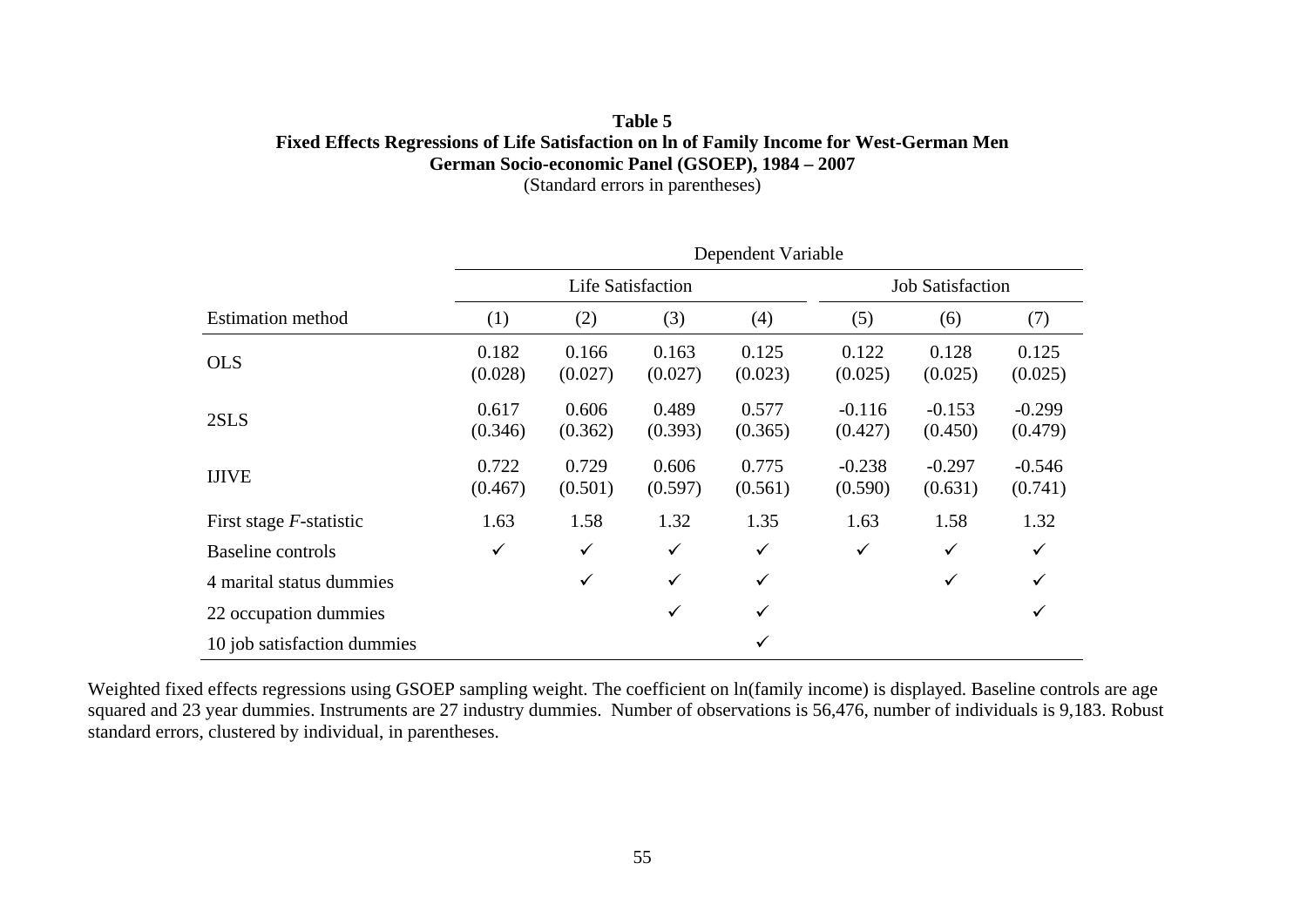**Table 5**
**Fixed Effects Regressions of Life Satisfaction on ln of Family Income for West-German Men**
**German Socio-economic Panel (GSOEP), 1984 – 2007**
(Standard errors in parentheses)

| | Dependent Variable | | | | | | |
|---|---|---|---|---|---|---|---|
| | Life Satisfaction | | | | Job Satisfaction | | |
| Estimation method | (1) | (2) | (3) | (4) | (5) | (6) | (7) |
| OLS | 0.182 (0.028) | 0.166 (0.027) | 0.163 (0.027) | 0.125 (0.023) | 0.122 (0.025) | 0.128 (0.025) | 0.125 (0.025) |
| 2SLS | 0.617 (0.346) | 0.606 (0.362) | 0.489 (0.393) | 0.577 (0.365) | -0.116 (0.427) | -0.153 (0.450) | -0.299 (0.479) |
| IJIVE | 0.722 (0.467) | 0.729 (0.501) | 0.606 (0.597) | 0.775 (0.561) | -0.238 (0.590) | -0.297 (0.631) | -0.546 (0.741) |
| First stage *F*-statistic | 1.63 | 1.58 | 1.32 | 1.35 | 1.63 | 1.58 | 1.32 |
| Baseline controls | ✓ | ✓ | ✓ | ✓ | ✓ | ✓ | ✓ |
| 4 marital status dummies | | ✓ | ✓ | ✓ | | ✓ | ✓ |
| 22 occupation dummies | | | ✓ | ✓ | | | ✓ |
| 10 job satisfaction dummies | | | | ✓ | | | |

Weighted fixed effects regressions using GSOEP sampling weight. The coefficient on ln(family income) is displayed. Baseline controls are age squared and 23 year dummies. Instruments are 27 industry dummies. Number of observations is 56,476, number of individuals is 9,183. Robust standard errors, clustered by individual, in parentheses.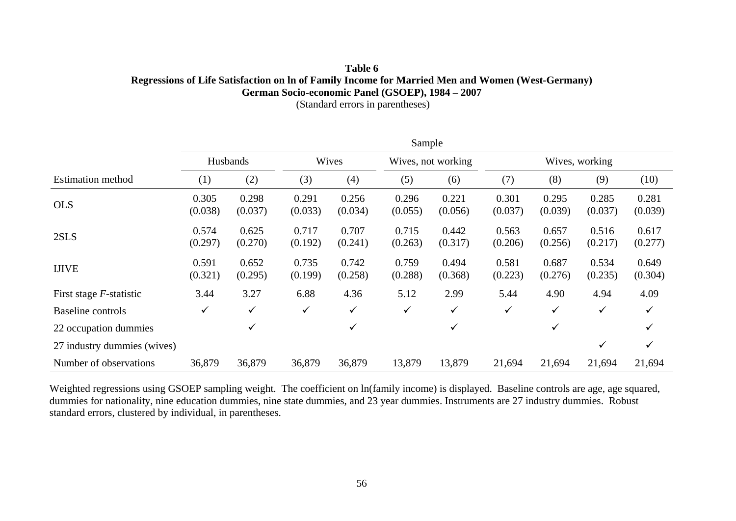**Table 6**

**Regressions of Life Satisfaction on ln of Family Income for Married Men and Women (West-Germany)**

**German Socio-economic Panel (GSOEP), 1984 – 2007**

(Standard errors in parentheses)

| | Sample | | | | | | | | | |
|---|---|---|---|---|---|---|---|---|---|---|
| | Husbands | | Wives | | Wives, not working | | Wives, working | | | |
| Estimation method | (1) | (2) | (3) | (4) | (5) | (6) | (7) | (8) | (9) | (10) |
| OLS | 0.305<br>(0.038) | 0.298<br>(0.037) | 0.291<br>(0.033) | 0.256<br>(0.034) | 0.296<br>(0.055) | 0.221<br>(0.056) | 0.301<br>(0.037) | 0.295<br>(0.039) | 0.285<br>(0.037) | 0.281<br>(0.039) |
| 2SLS | 0.574<br>(0.297) | 0.625<br>(0.270) | 0.717<br>(0.192) | 0.707<br>(0.241) | 0.715<br>(0.263) | 0.442<br>(0.317) | 0.563<br>(0.206) | 0.657<br>(0.256) | 0.516<br>(0.217) | 0.617<br>(0.277) |
| IJIVE | 0.591<br>(0.321) | 0.652<br>(0.295) | 0.735<br>(0.199) | 0.742<br>(0.258) | 0.759<br>(0.288) | 0.494<br>(0.368) | 0.581<br>(0.223) | 0.687<br>(0.276) | 0.534<br>(0.235) | 0.649<br>(0.304) |
| First stage *F*-statistic | 3.44 | 3.27 | 6.88 | 4.36 | 5.12 | 2.99 | 5.44 | 4.90 | 4.94 | 4.09 |
| Baseline controls | ✓ | ✓ | ✓ | ✓ | ✓ | ✓ | ✓ | ✓ | ✓ | ✓ |
| 22 occupation dummies | | ✓ | | ✓ | | ✓ | | ✓ | | ✓ |
| 27 industry dummies (wives) | | | | | | | | | ✓ | ✓ |
| Number of observations | 36,879 | 36,879 | 36,879 | 36,879 | 13,879 | 13,879 | 21,694 | 21,694 | 21,694 | 21,694 |

Weighted regressions using GSOEP sampling weight. The coefficient on ln(family income) is displayed. Baseline controls are age, age squared, dummies for nationality, nine education dummies, nine state dummies, and 23 year dummies. Instruments are 27 industry dummies. Robust standard errors, clustered by individual, in parentheses.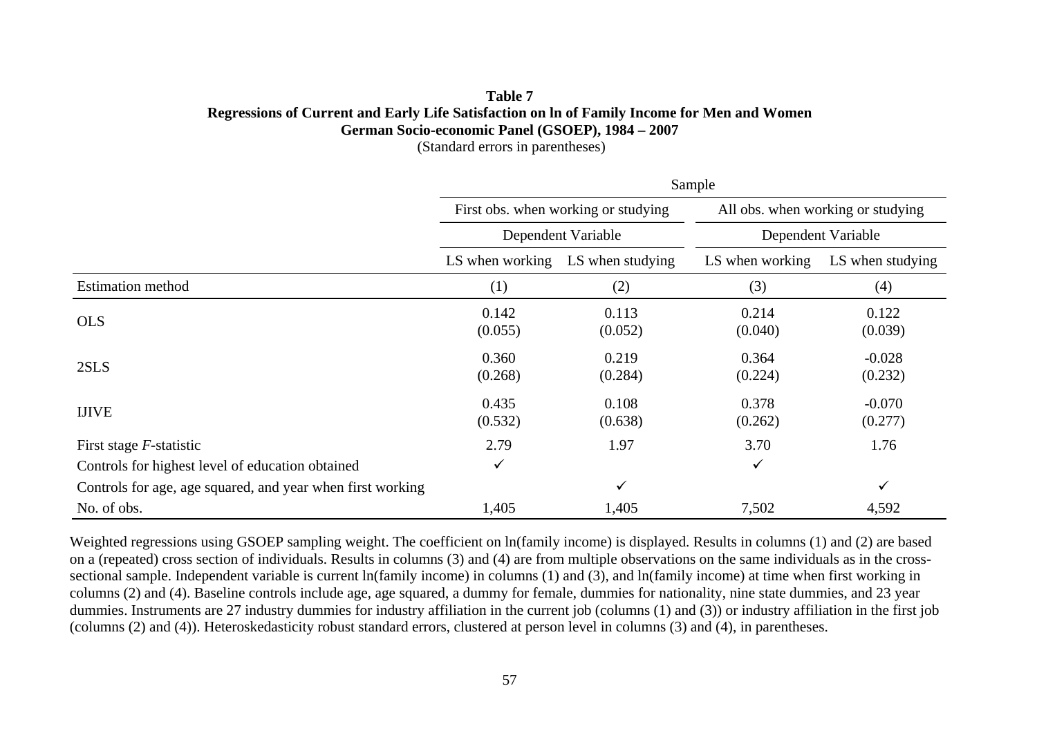**Table 7**
**Regressions of Current and Early Life Satisfaction on ln of Family Income for Men and Women**
**German Socio-economic Panel (GSOEP), 1984 – 2007**
(Standard errors in parentheses)

| | Sample | | | |
|---|---|---|---|---|
| | First obs. when working or studying | | All obs. when working or studying | |
| | Dependent Variable | | Dependent Variable | |
| | LS when working | LS when studying | LS when working | LS when studying |
| Estimation method | (1) | (2) | (3) | (4) |
| OLS | 0.142<br>(0.055) | 0.113<br>(0.052) | 0.214<br>(0.040) | 0.122<br>(0.039) |
| 2SLS | 0.360<br>(0.268) | 0.219<br>(0.284) | 0.364<br>(0.224) | -0.028<br>(0.232) |
| IJIVE | 0.435<br>(0.532) | 0.108<br>(0.638) | 0.378<br>(0.262) | -0.070<br>(0.277) |
| First stage *F*-statistic | 2.79 | 1.97 | 3.70 | 1.76 |
| Controls for highest level of education obtained | ✓ | | ✓ | |
| Controls for age, age squared, and year when first working | | ✓ | | ✓ |
| No. of obs. | 1,405 | 1,405 | 7,502 | 4,592 |

Weighted regressions using GSOEP sampling weight. The coefficient on ln(family income) is displayed. Results in columns (1) and (2) are based on a (repeated) cross section of individuals. Results in columns (3) and (4) are from multiple observations on the same individuals as in the cross-sectional sample. Independent variable is current ln(family income) in columns (1) and (3), and ln(family income) at time when first working in columns (2) and (4). Baseline controls include age, age squared, a dummy for female, dummies for nationality, nine state dummies, and 23 year dummies. Instruments are 27 industry dummies for industry affiliation in the current job (columns (1) and (3)) or industry affiliation in the first job (columns (2) and (4)). Heteroskedasticity robust standard errors, clustered at person level in columns (3) and (4), in parentheses.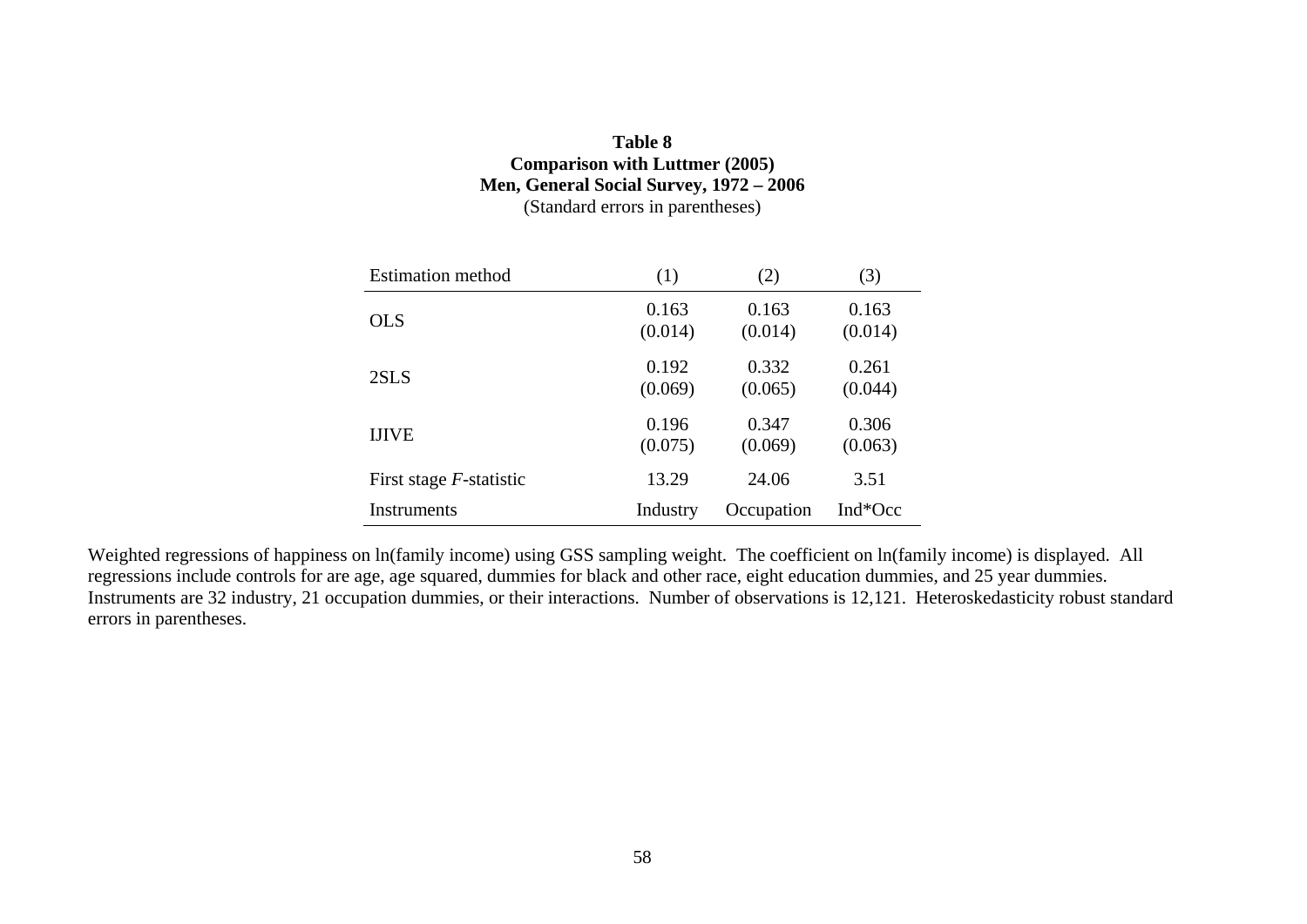**Table 8**
**Comparison with Luttmer (2005)**
**Men, General Social Survey, 1972 – 2006**
(Standard errors in parentheses)

| Estimation method | (1) | (2) | (3) |
|---|---|---|---|
| OLS | 0.163<br>(0.014) | 0.163<br>(0.014) | 0.163<br>(0.014) |
| 2SLS | 0.192<br>(0.069) | 0.332<br>(0.065) | 0.261<br>(0.044) |
| IJIVE | 0.196<br>(0.075) | 0.347<br>(0.069) | 0.306<br>(0.063) |
| First stage *F*-statistic | 13.29 | 24.06 | 3.51 |
| Instruments | Industry | Occupation | Ind*Occ |

Weighted regressions of happiness on ln(family income) using GSS sampling weight. The coefficient on ln(family income) is displayed. All regressions include controls for are age, age squared, dummies for black and other race, eight education dummies, and 25 year dummies. Instruments are 32 industry, 21 occupation dummies, or their interactions. Number of observations is 12,121. Heteroskedasticity robust standard errors in parentheses.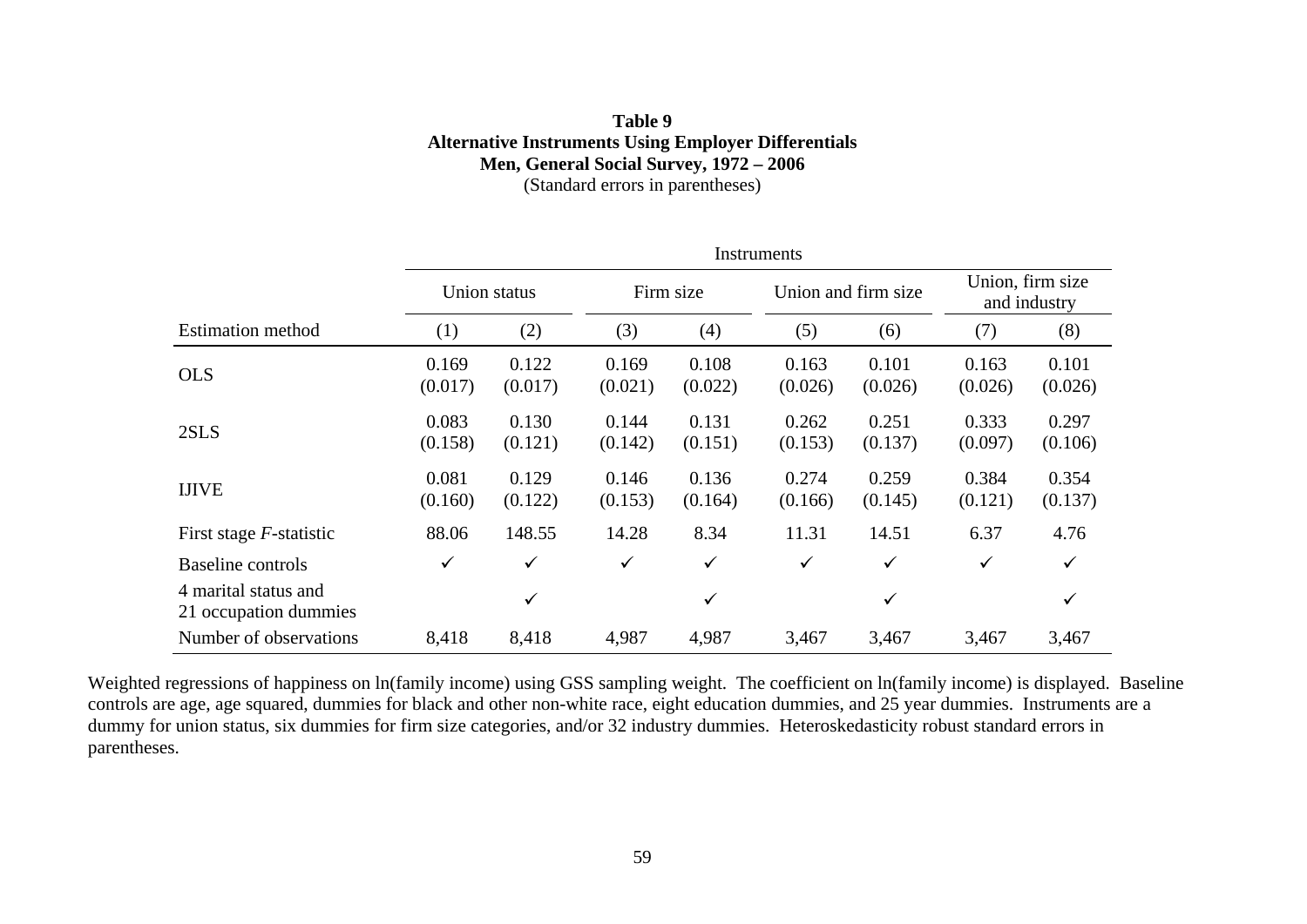**Table 9**
**Alternative Instruments Using Employer Differentials**
**Men, General Social Survey, 1972 – 2006**
(Standard errors in parentheses)

| | Instruments | | | | | | | |
|---|---|---|---|---|---|---|---|---|
| | Union status | | Firm size | | Union and firm size | | Union, firm size and industry | |
| Estimation method | (1) | (2) | (3) | (4) | (5) | (6) | (7) | (8) |
| OLS | 0.169 (0.017) | 0.122 (0.017) | 0.169 (0.021) | 0.108 (0.022) | 0.163 (0.026) | 0.101 (0.026) | 0.163 (0.026) | 0.101 (0.026) |
| 2SLS | 0.083 (0.158) | 0.130 (0.121) | 0.144 (0.142) | 0.131 (0.151) | 0.262 (0.153) | 0.251 (0.137) | 0.333 (0.097) | 0.297 (0.106) |
| IJIVE | 0.081 (0.160) | 0.129 (0.122) | 0.146 (0.153) | 0.136 (0.164) | 0.274 (0.166) | 0.259 (0.145) | 0.384 (0.121) | 0.354 (0.137) |
| First stage *F*-statistic | 88.06 | 148.55 | 14.28 | 8.34 | 11.31 | 14.51 | 6.37 | 4.76 |
| Baseline controls | ✓ | ✓ | ✓ | ✓ | ✓ | ✓ | ✓ | ✓ |
| 4 marital status and 21 occupation dummies | | ✓ | | ✓ | | ✓ | | ✓ |
| Number of observations | 8,418 | 8,418 | 4,987 | 4,987 | 3,467 | 3,467 | 3,467 | 3,467 |

Weighted regressions of happiness on ln(family income) using GSS sampling weight. The coefficient on ln(family income) is displayed. Baseline controls are age, age squared, dummies for black and other non-white race, eight education dummies, and 25 year dummies. Instruments are a dummy for union status, six dummies for firm size categories, and/or 32 industry dummies. Heteroskedasticity robust standard errors in parentheses.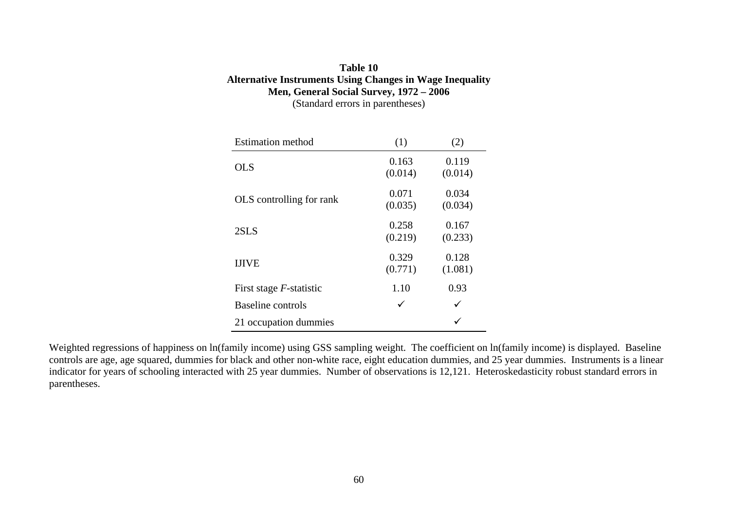**Table 10**
**Alternative Instruments Using Changes in Wage Inequality**
**Men, General Social Survey, 1972 – 2006**
(Standard errors in parentheses)

| Estimation method | (1) | (2) |
|---|---|---|
| OLS | 0.163<br>(0.014) | 0.119<br>(0.014) |
| OLS controlling for rank | 0.071<br>(0.035) | 0.034<br>(0.034) |
| 2SLS | 0.258<br>(0.219) | 0.167<br>(0.233) |
| IJIVE | 0.329<br>(0.771) | 0.128<br>(1.081) |
| First stage *F*-statistic | 1.10 | 0.93 |
| Baseline controls | ✓ | ✓ |
| 21 occupation dummies | | ✓ |

Weighted regressions of happiness on ln(family income) using GSS sampling weight. The coefficient on ln(family income) is displayed. Baseline controls are age, age squared, dummies for black and other non-white race, eight education dummies, and 25 year dummies. Instruments is a linear indicator for years of schooling interacted with 25 year dummies. Number of observations is 12,121. Heteroskedasticity robust standard errors in parentheses.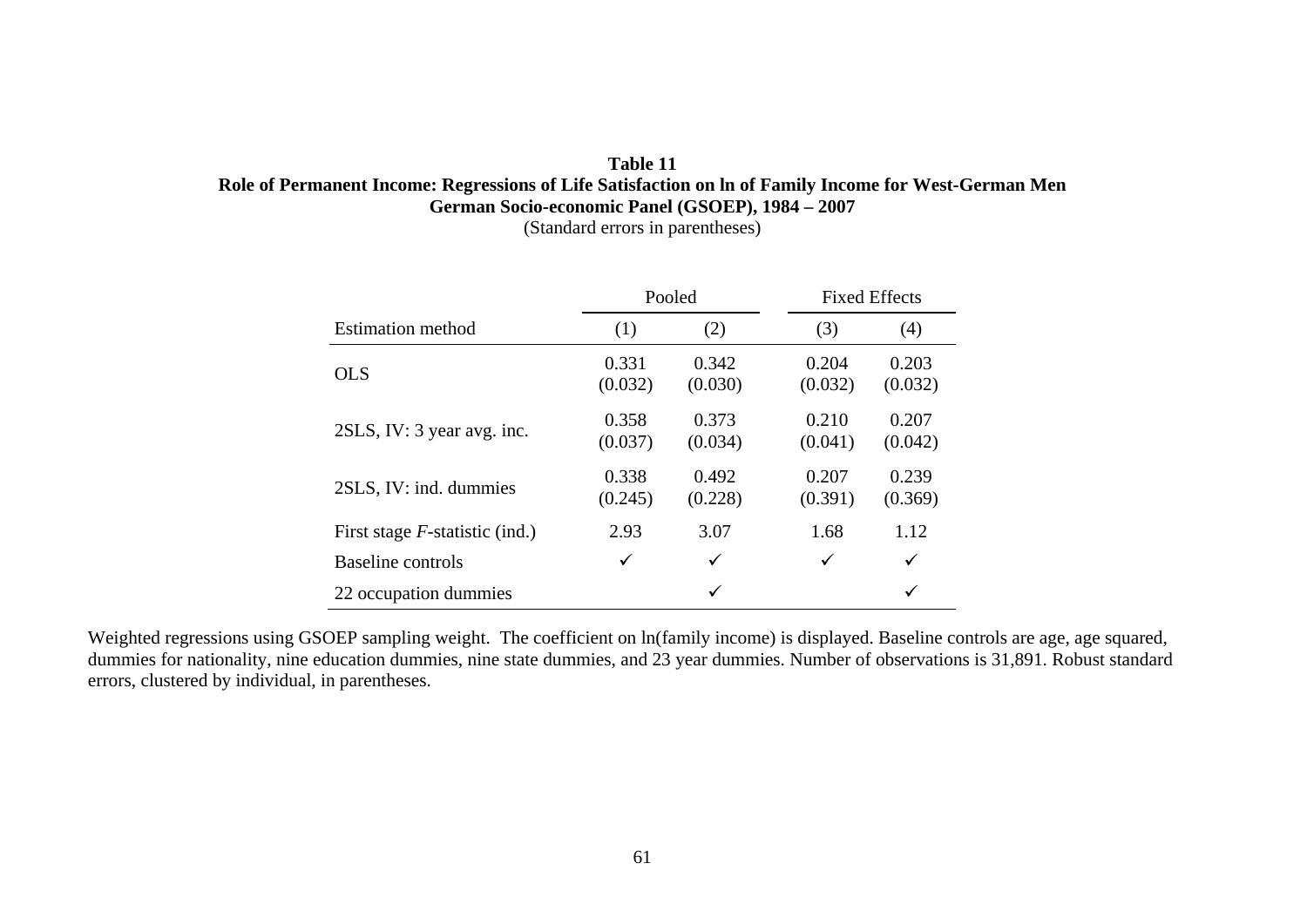**Table 11**
**Role of Permanent Income: Regressions of Life Satisfaction on ln of Family Income for West-German Men**
**German Socio-economic Panel (GSOEP), 1984 – 2007**
(Standard errors in parentheses)

| | Pooled | | Fixed Effects | |
|---|---|---|---|---|
| Estimation method | (1) | (2) | (3) | (4) |
| OLS | 0.331<br>(0.032) | 0.342<br>(0.030) | 0.204<br>(0.032) | 0.203<br>(0.032) |
| 2SLS, IV: 3 year avg. inc. | 0.358<br>(0.037) | 0.373<br>(0.034) | 0.210<br>(0.041) | 0.207<br>(0.042) |
| 2SLS, IV: ind. dummies | 0.338<br>(0.245) | 0.492<br>(0.228) | 0.207<br>(0.391) | 0.239<br>(0.369) |
| First stage *F*-statistic (ind.) | 2.93 | 3.07 | 1.68 | 1.12 |
| Baseline controls | ✓ | ✓ | ✓ | ✓ |
| 22 occupation dummies | | ✓ | | ✓ |

Weighted regressions using GSOEP sampling weight. The coefficient on ln(family income) is displayed. Baseline controls are age, age squared, dummies for nationality, nine education dummies, nine state dummies, and 23 year dummies. Number of observations is 31,891. Robust standard errors, clustered by individual, in parentheses.